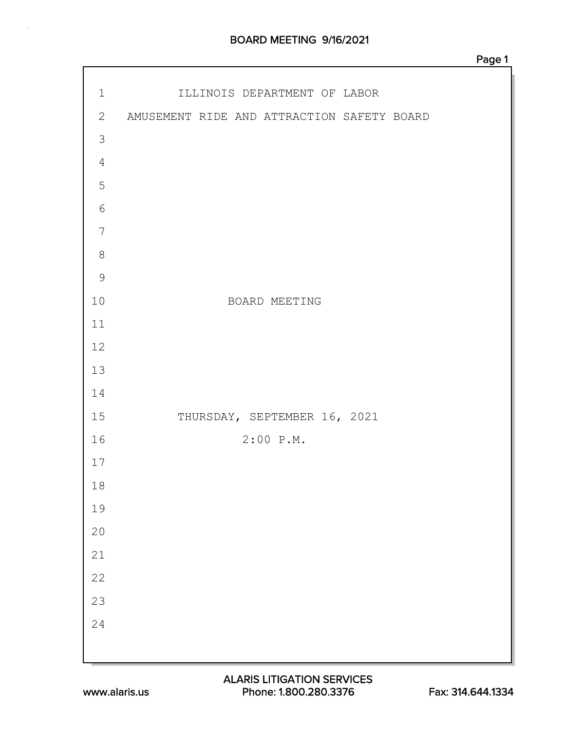ILLINOIS DEPARTMENT OF LABOR

AMUSEMENT RIDE AND ATTRACTION SAFETY BOARD

BOARD MEETING

THURSDAY, SEPTEMBER 16, 2021

2:00 P.M.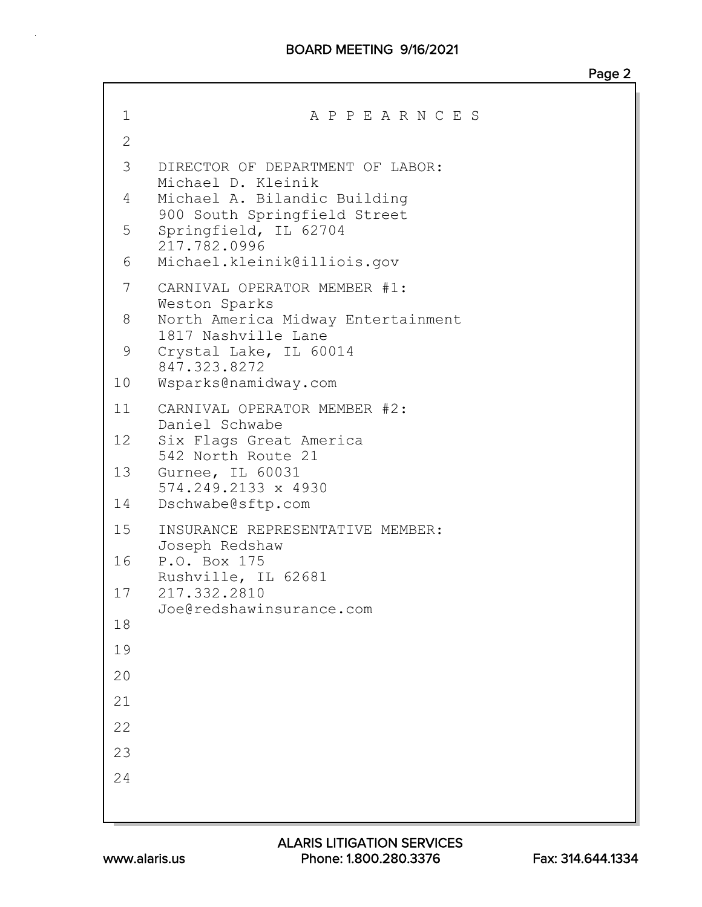A P P E A R N C E S

DIRECTOR OF DEPARTMENT OF LABOR:
Michael D. Kleinik
Michael A. Bilandic Building
900 South Springfield Street
Springfield, IL 62704
217.782.0996
Michael.kleinik@illiois.gov

CARNIVAL OPERATOR MEMBER #1:
Weston Sparks
North America Midway Entertainment
1817 Nashville Lane
Crystal Lake, IL 60014
847.323.8272
Wsparks@namidway.com

CARNIVAL OPERATOR MEMBER #2:
Daniel Schwabe
Six Flags Great America
542 North Route 21
Gurnee, IL 60031
574.249.2133 x 4930
Dschwabe@sftp.com

INSURANCE REPRESENTATIVE MEMBER:
Joseph Redshaw
P.O. Box 175
Rushville, IL 62681
217.332.2810
Joe@redshawinsurance.com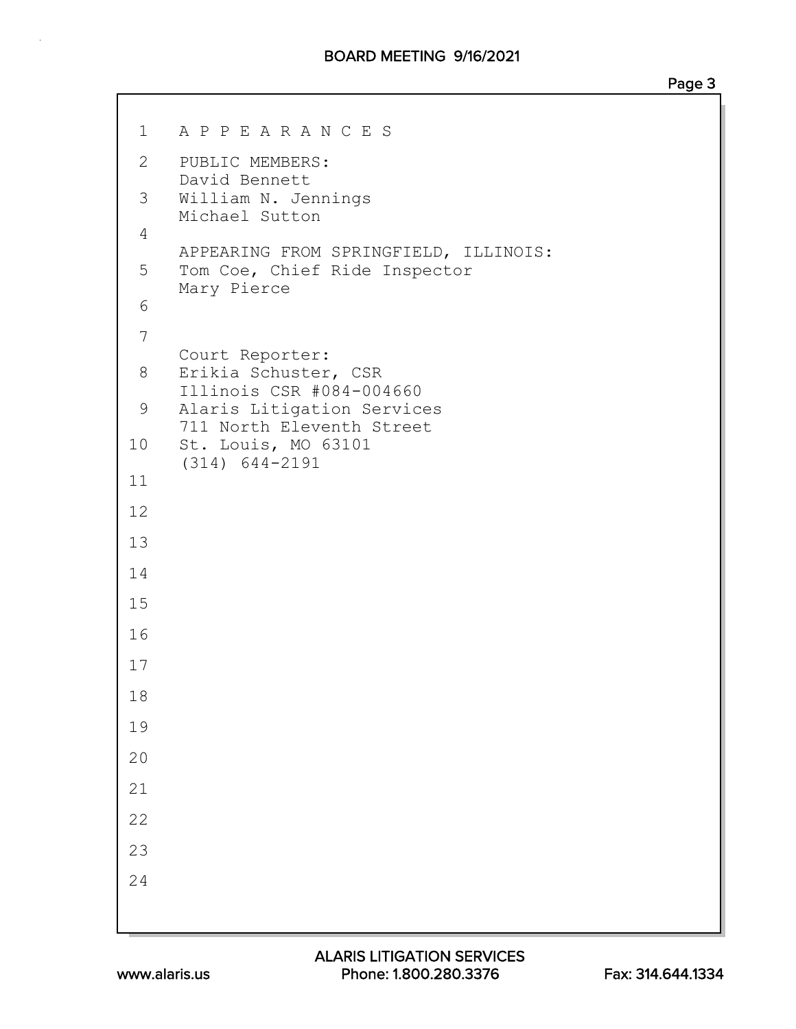A P P E A R A N C E S

PUBLIC MEMBERS:
David Bennett
William N. Jennings
Michael Sutton

APPEARING FROM SPRINGFIELD, ILLINOIS:
Tom Coe, Chief Ride Inspector
Mary Pierce

Court Reporter:
Erikia Schuster, CSR
Illinois CSR #084-004660
Alaris Litigation Services
711 North Eleventh Street
St. Louis, MO 63101
(314) 644-2191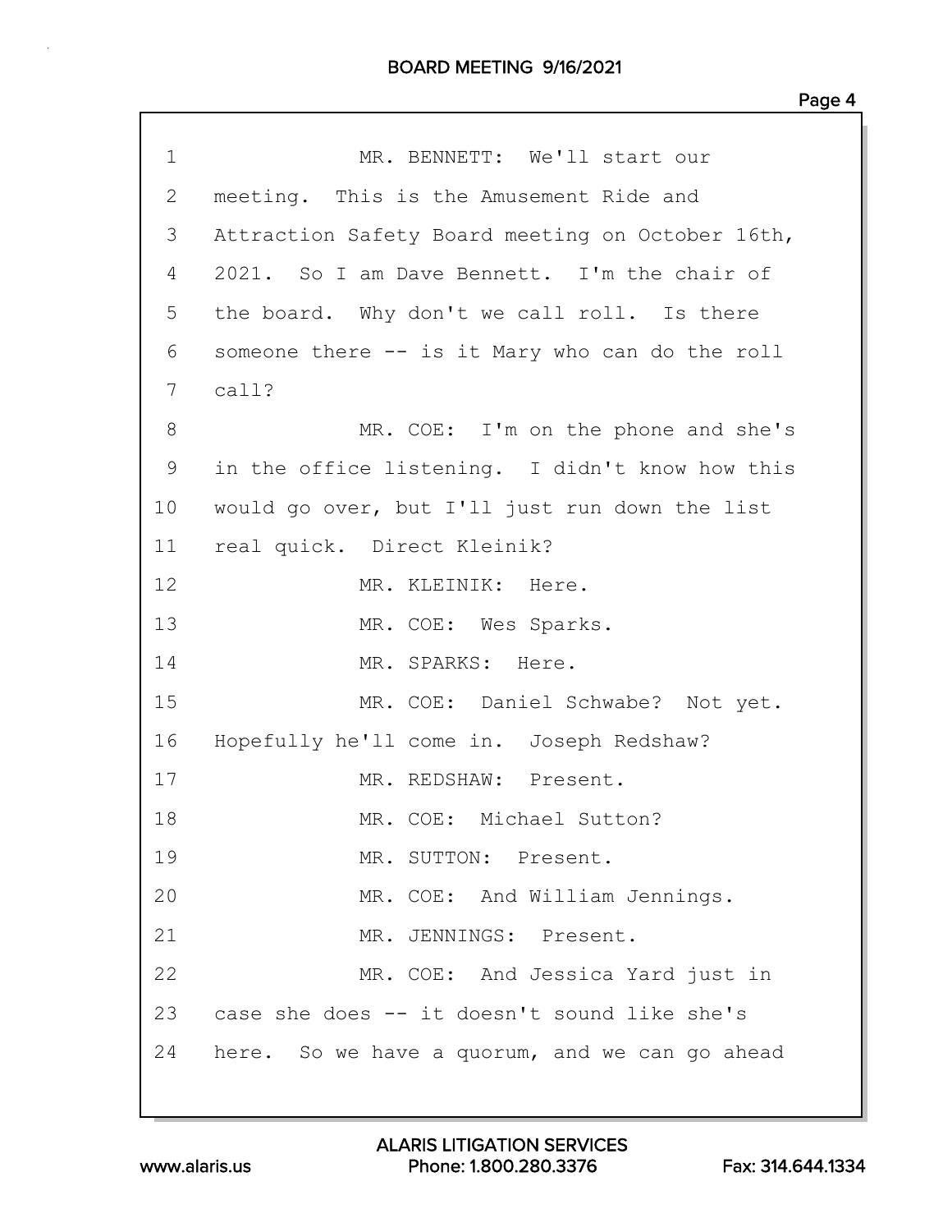1 MR. BENNETT: We'll start our
2 meeting. This is the Amusement Ride and
3 Attraction Safety Board meeting on October 16th,
4 2021. So I am Dave Bennett. I'm the chair of
5 the board. Why don't we call roll. Is there
6 someone there -- is it Mary who can do the roll
7 call?
8 MR. COE: I'm on the phone and she's
9 in the office listening. I didn't know how this
10 would go over, but I'll just run down the list
11 real quick. Direct Kleinik?
12 MR. KLEINIK: Here.
13 MR. COE: Wes Sparks.
14 MR. SPARKS: Here.
15 MR. COE: Daniel Schwabe? Not yet.
16 Hopefully he'll come in. Joseph Redshaw?
17 MR. REDSHAW: Present.
18 MR. COE: Michael Sutton?
19 MR. SUTTON: Present.
20 MR. COE: And William Jennings.
21 MR. JENNINGS: Present.
22 MR. COE: And Jessica Yard just in
23 case she does -- it doesn't sound like she's
24 here. So we have a quorum, and we can go ahead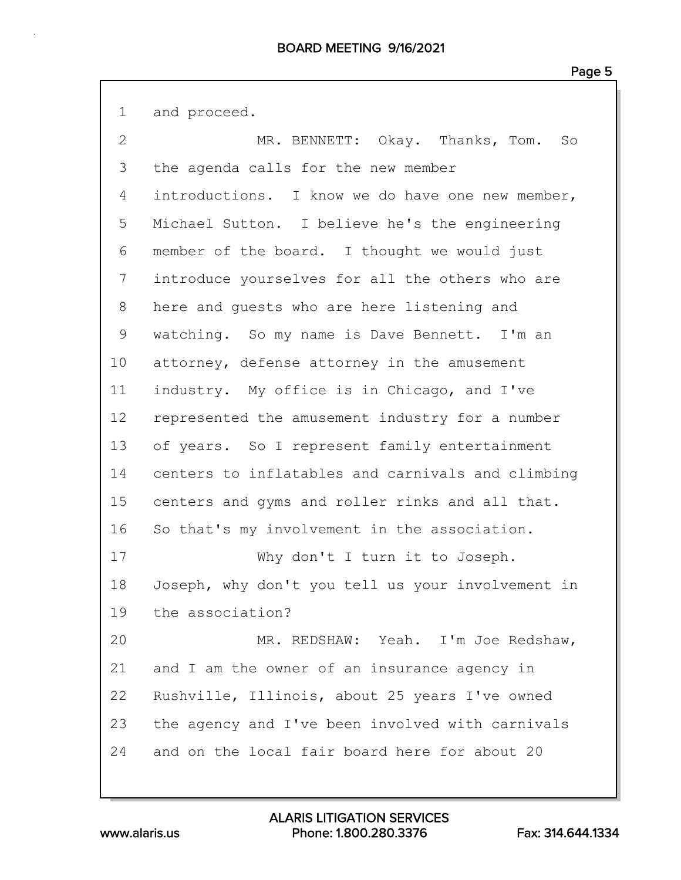and proceed.

MR. BENNETT: Okay. Thanks, Tom. So the agenda calls for the new member introductions. I know we do have one new member, Michael Sutton. I believe he's the engineering member of the board. I thought we would just introduce yourselves for all the others who are here and guests who are here listening and watching. So my name is Dave Bennett. I'm an attorney, defense attorney in the amusement industry. My office is in Chicago, and I've represented the amusement industry for a number of years. So I represent family entertainment centers to inflatables and carnivals and climbing centers and gyms and roller rinks and all that. So that's my involvement in the association.

Why don't I turn it to Joseph. Joseph, why don't you tell us your involvement in the association?

MR. REDSHAW: Yeah. I'm Joe Redshaw, and I am the owner of an insurance agency in Rushville, Illinois, about 25 years I've owned the agency and I've been involved with carnivals and on the local fair board here for about 20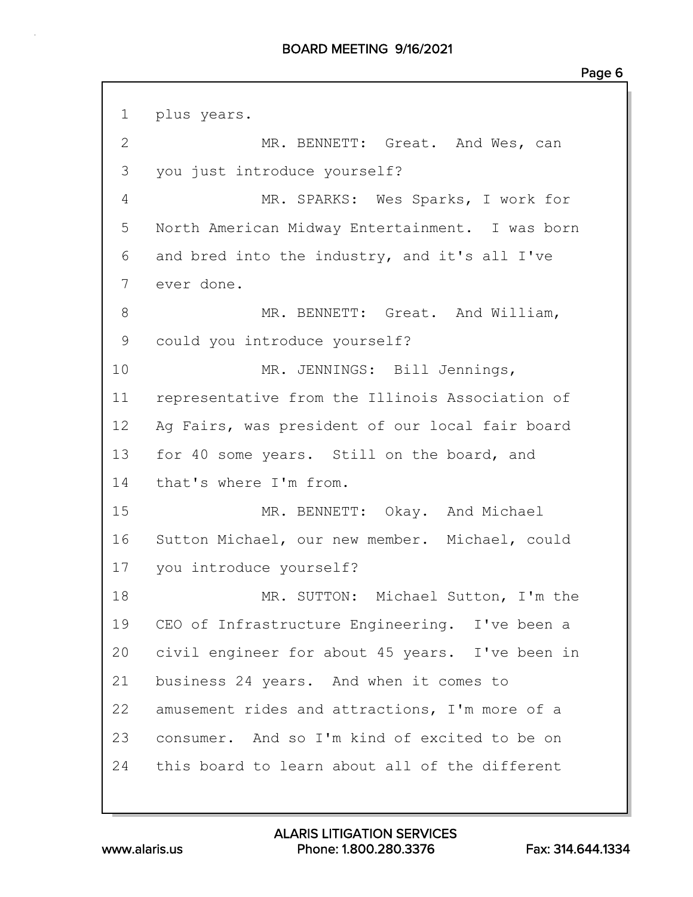1 plus years.

2 MR. BENNETT: Great. And Wes, can

3 you just introduce yourself?

4 MR. SPARKS: Wes Sparks, I work for

5 North American Midway Entertainment. I was born

6 and bred into the industry, and it's all I've

7 ever done.

8 MR. BENNETT: Great. And William,

9 could you introduce yourself?

10 MR. JENNINGS: Bill Jennings,

11 representative from the Illinois Association of

12 Ag Fairs, was president of our local fair board

13 for 40 some years. Still on the board, and

14 that's where I'm from.

15 MR. BENNETT: Okay. And Michael

16 Sutton Michael, our new member. Michael, could

17 you introduce yourself?

18 MR. SUTTON: Michael Sutton, I'm the

19 CEO of Infrastructure Engineering. I've been a

20 civil engineer for about 45 years. I've been in

21 business 24 years. And when it comes to

22 amusement rides and attractions, I'm more of a

23 consumer. And so I'm kind of excited to be on

24 this board to learn about all of the different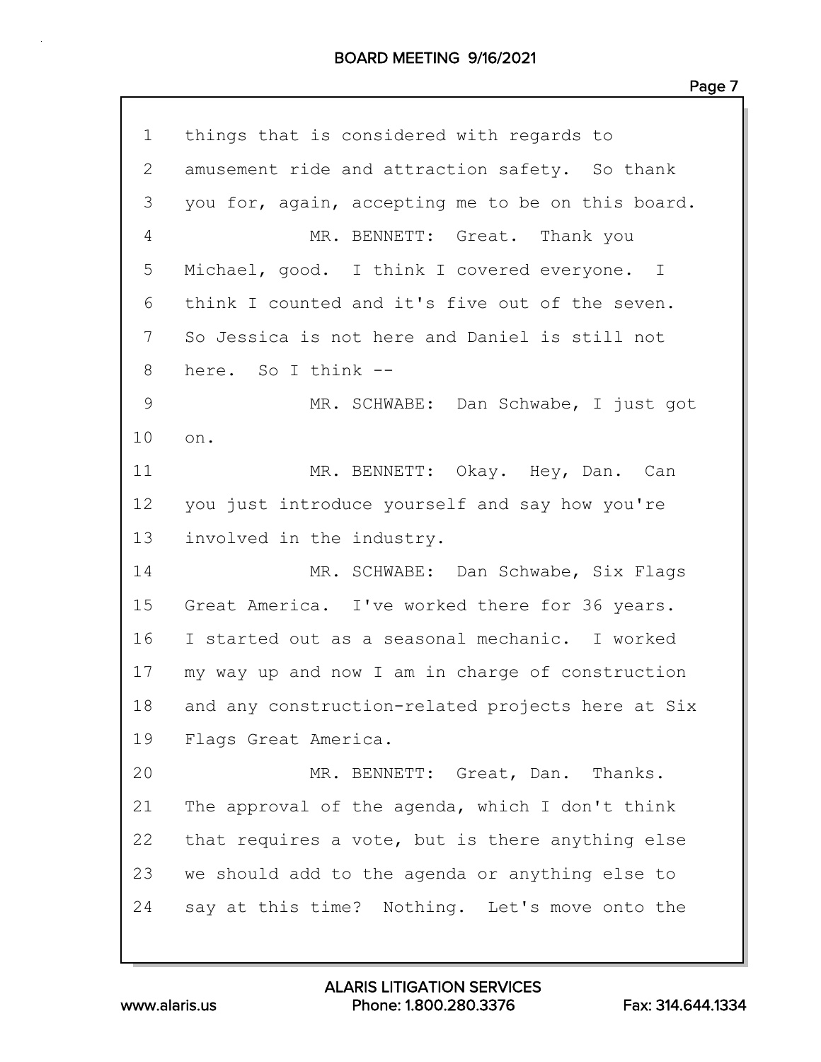1 things that is considered with regards to
2 amusement ride and attraction safety. So thank
3 you for, again, accepting me to be on this board.
4 MR. BENNETT: Great. Thank you
5 Michael, good. I think I covered everyone. I
6 think I counted and it's five out of the seven.
7 So Jessica is not here and Daniel is still not
8 here. So I think --
9 MR. SCHWABE: Dan Schwabe, I just got
10 on.
11 MR. BENNETT: Okay. Hey, Dan. Can
12 you just introduce yourself and say how you're
13 involved in the industry.
14 MR. SCHWABE: Dan Schwabe, Six Flags
15 Great America. I've worked there for 36 years.
16 I started out as a seasonal mechanic. I worked
17 my way up and now I am in charge of construction
18 and any construction-related projects here at Six
19 Flags Great America.
20 MR. BENNETT: Great, Dan. Thanks.
21 The approval of the agenda, which I don't think
22 that requires a vote, but is there anything else
23 we should add to the agenda or anything else to
24 say at this time? Nothing. Let's move onto the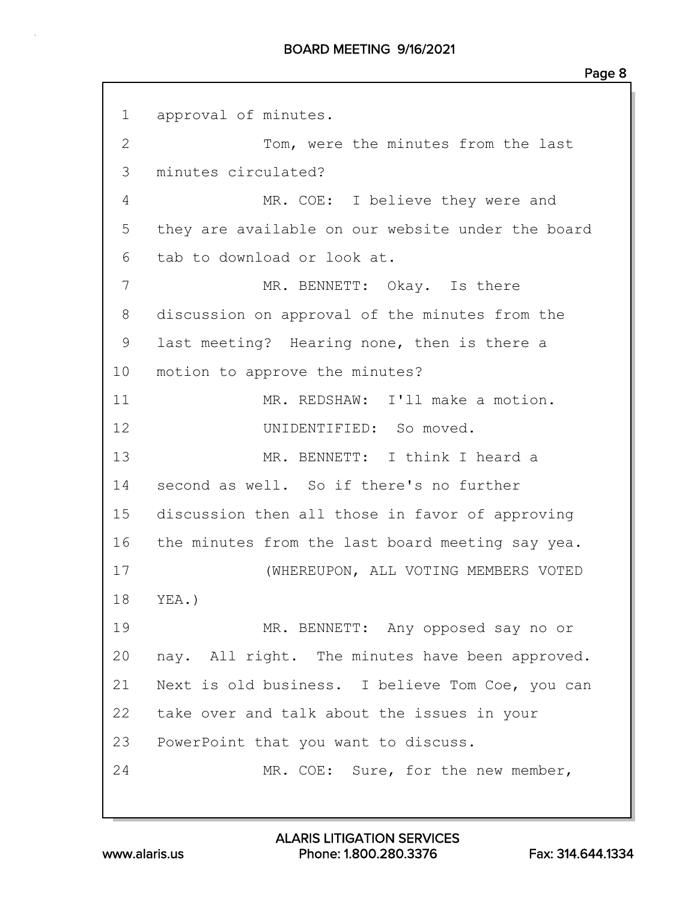1 approval of minutes.

2 Tom, were the minutes from the last

3 minutes circulated?

4 MR. COE: I believe they were and

5 they are available on our website under the board

6 tab to download or look at.

7 MR. BENNETT: Okay. Is there

8 discussion on approval of the minutes from the

9 last meeting? Hearing none, then is there a

10 motion to approve the minutes?

11 MR. REDSHAW: I'll make a motion.

12 UNIDENTIFIED: So moved.

13 MR. BENNETT: I think I heard a

14 second as well. So if there's no further

15 discussion then all those in favor of approving

16 the minutes from the last board meeting say yea.

17 (WHEREUPON, ALL VOTING MEMBERS VOTED

18 YEA.)

19 MR. BENNETT: Any opposed say no or

20 nay. All right. The minutes have been approved.

21 Next is old business. I believe Tom Coe, you can

22 take over and talk about the issues in your

23 PowerPoint that you want to discuss.

24 MR. COE: Sure, for the new member,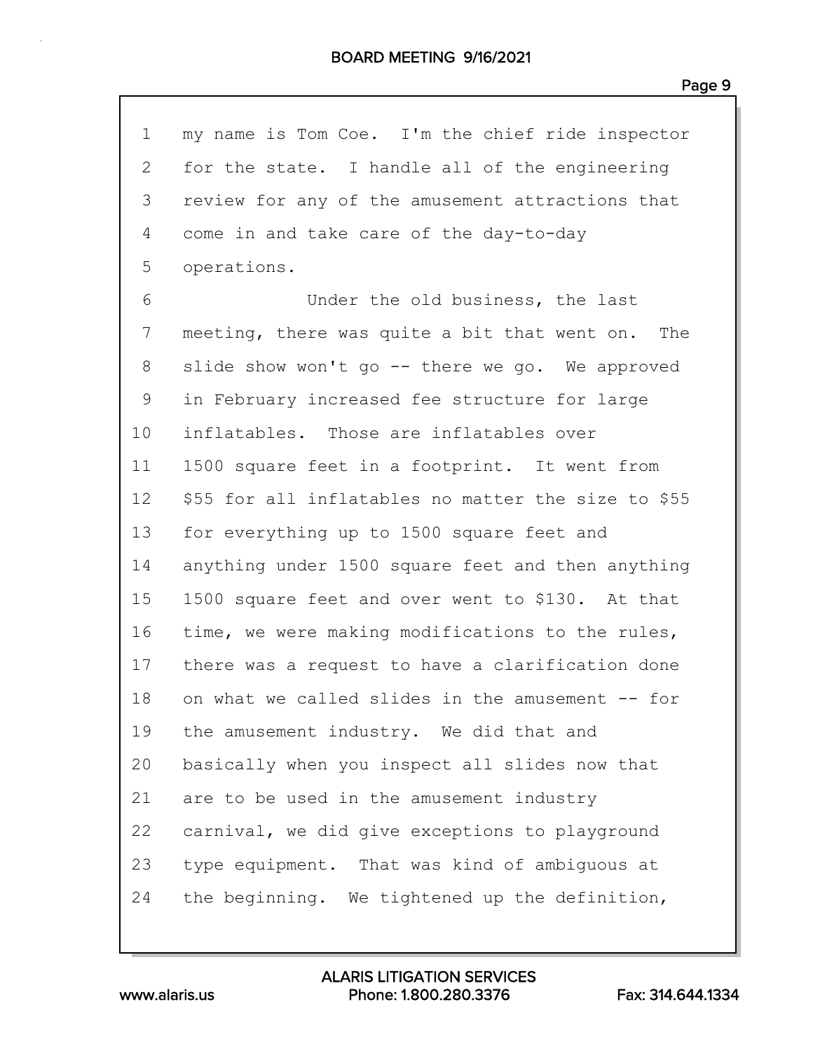1 my name is Tom Coe. I'm the chief ride inspector
2 for the state. I handle all of the engineering
3 review for any of the amusement attractions that
4 come in and take care of the day-to-day
5 operations.
6 Under the old business, the last
7 meeting, there was quite a bit that went on. The
8 slide show won't go -- there we go. We approved
9 in February increased fee structure for large
10 inflatables. Those are inflatables over
11 1500 square feet in a footprint. It went from
12 $55 for all inflatables no matter the size to $55
13 for everything up to 1500 square feet and
14 anything under 1500 square feet and then anything
15 1500 square feet and over went to $130. At that
16 time, we were making modifications to the rules,
17 there was a request to have a clarification done
18 on what we called slides in the amusement -- for
19 the amusement industry. We did that and
20 basically when you inspect all slides now that
21 are to be used in the amusement industry
22 carnival, we did give exceptions to playground
23 type equipment. That was kind of ambiguous at
24 the beginning. We tightened up the definition,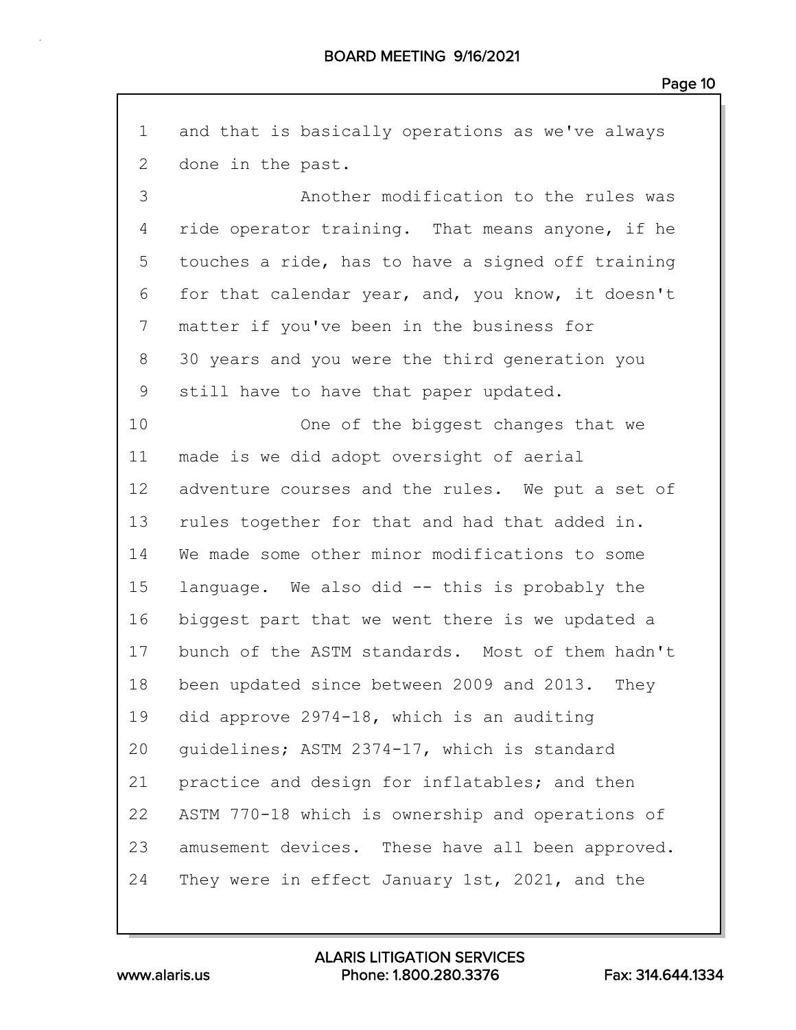and that is basically operations as we've always done in the past.

Another modification to the rules was ride operator training. That means anyone, if he touches a ride, has to have a signed off training for that calendar year, and, you know, it doesn't matter if you've been in the business for 30 years and you were the third generation you still have to have that paper updated.

One of the biggest changes that we made is we did adopt oversight of aerial adventure courses and the rules. We put a set of rules together for that and had that added in. We made some other minor modifications to some language. We also did -- this is probably the biggest part that we went there is we updated a bunch of the ASTM standards. Most of them hadn't been updated since between 2009 and 2013. They did approve 2974-18, which is an auditing guidelines; ASTM 2374-17, which is standard practice and design for inflatables; and then ASTM 770-18 which is ownership and operations of amusement devices. These have all been approved. They were in effect January 1st, 2021, and the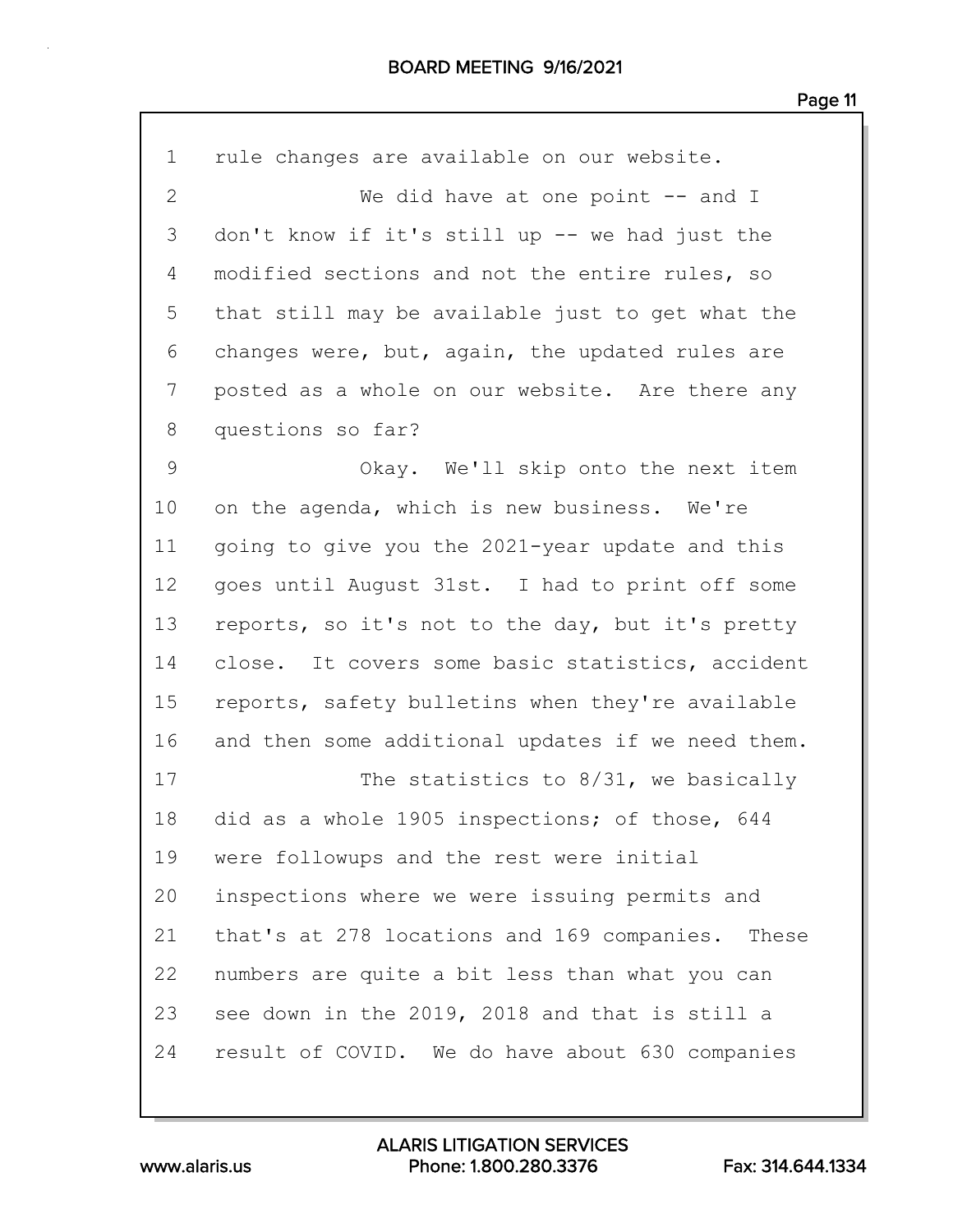1 rule changes are available on our website.

2 We did have at one point -- and I

3 don't know if it's still up -- we had just the

4 modified sections and not the entire rules, so

5 that still may be available just to get what the

6 changes were, but, again, the updated rules are

7 posted as a whole on our website. Are there any

8 questions so far?

9 Okay. We'll skip onto the next item

10 on the agenda, which is new business. We're

11 going to give you the 2021-year update and this

12 goes until August 31st. I had to print off some

13 reports, so it's not to the day, but it's pretty

14 close. It covers some basic statistics, accident

15 reports, safety bulletins when they're available

16 and then some additional updates if we need them.

17 The statistics to 8/31, we basically

18 did as a whole 1905 inspections; of those, 644

19 were followups and the rest were initial

20 inspections where we were issuing permits and

21 that's at 278 locations and 169 companies. These

22 numbers are quite a bit less than what you can

23 see down in the 2019, 2018 and that is still a

24 result of COVID. We do have about 630 companies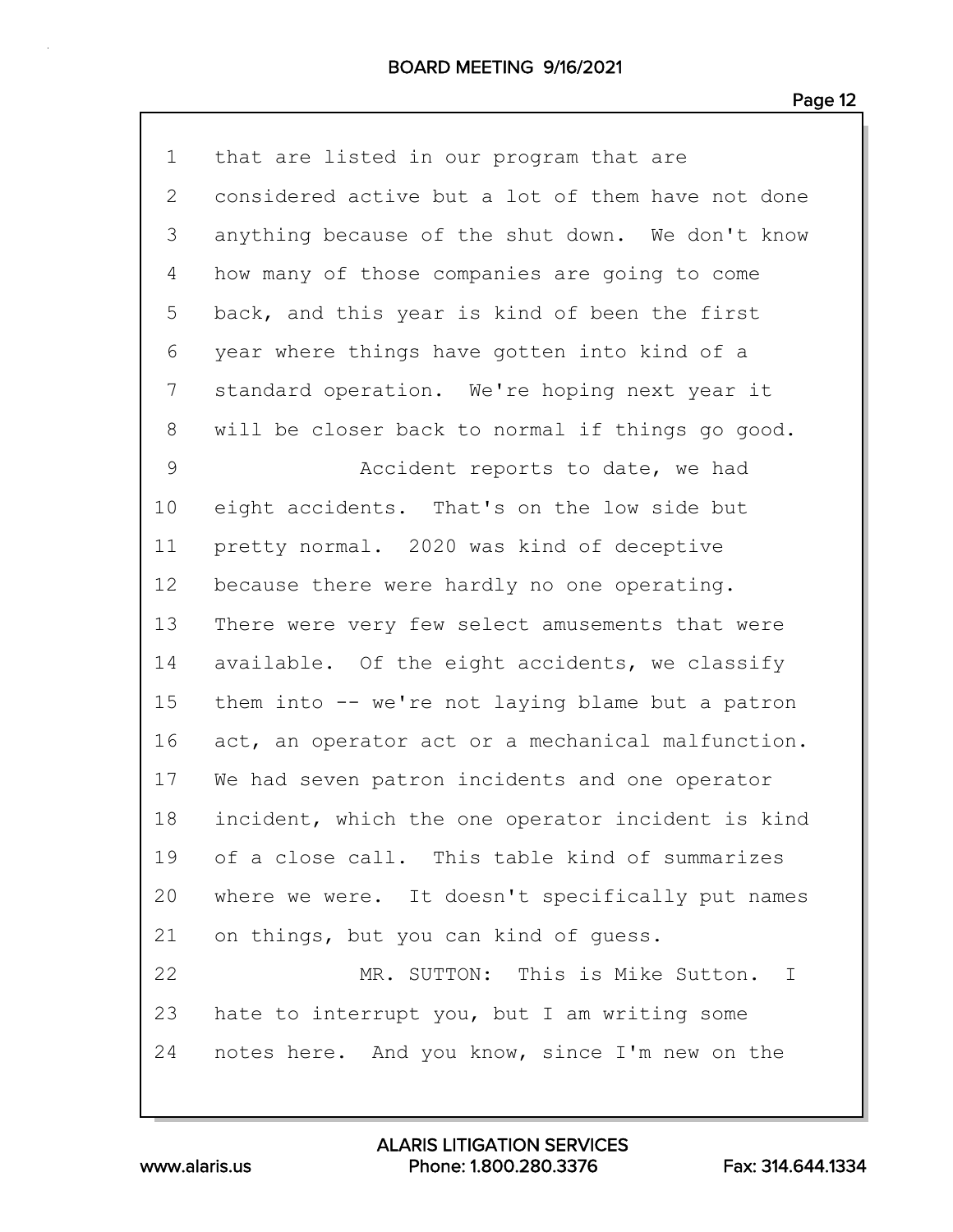1 that are listed in our program that are
2 considered active but a lot of them have not done
3 anything because of the shut down. We don't know
4 how many of those companies are going to come
5 back, and this year is kind of been the first
6 year where things have gotten into kind of a
7 standard operation. We're hoping next year it
8 will be closer back to normal if things go good.
9 Accident reports to date, we had
10 eight accidents. That's on the low side but
11 pretty normal. 2020 was kind of deceptive
12 because there were hardly no one operating.
13 There were very few select amusements that were
14 available. Of the eight accidents, we classify
15 them into -- we're not laying blame but a patron
16 act, an operator act or a mechanical malfunction.
17 We had seven patron incidents and one operator
18 incident, which the one operator incident is kind
19 of a close call. This table kind of summarizes
20 where we were. It doesn't specifically put names
21 on things, but you can kind of guess.
22 MR. SUTTON: This is Mike Sutton. I
23 hate to interrupt you, but I am writing some
24 notes here. And you know, since I'm new on the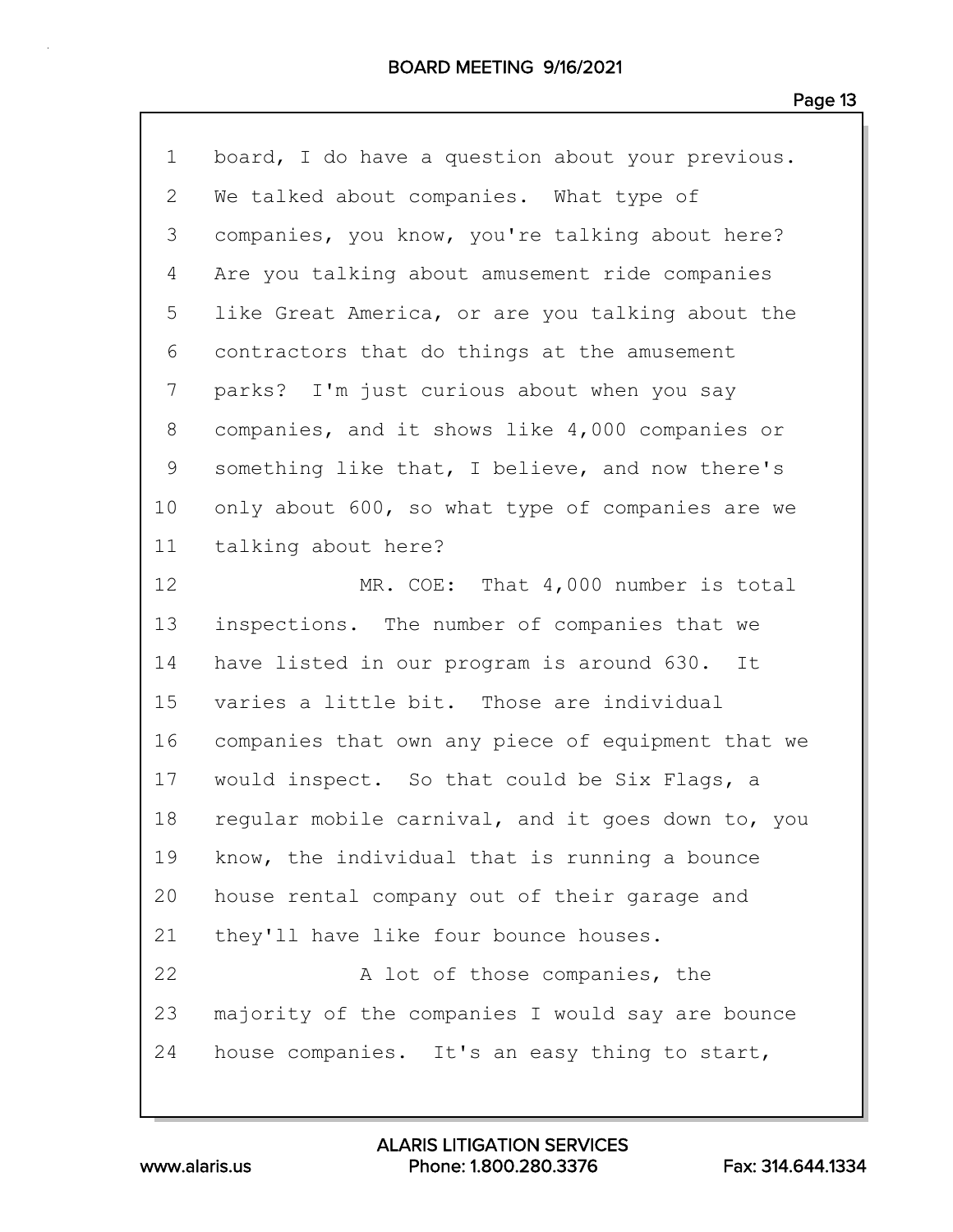board, I do have a question about your previous. We talked about companies. What type of companies, you know, you're talking about here? Are you talking about amusement ride companies like Great America, or are you talking about the contractors that do things at the amusement parks? I'm just curious about when you say companies, and it shows like 4,000 companies or something like that, I believe, and now there's only about 600, so what type of companies are we talking about here?

MR. COE: That 4,000 number is total inspections. The number of companies that we have listed in our program is around 630. It varies a little bit. Those are individual companies that own any piece of equipment that we would inspect. So that could be Six Flags, a regular mobile carnival, and it goes down to, you know, the individual that is running a bounce house rental company out of their garage and they'll have like four bounce houses.

A lot of those companies, the majority of the companies I would say are bounce house companies. It's an easy thing to start,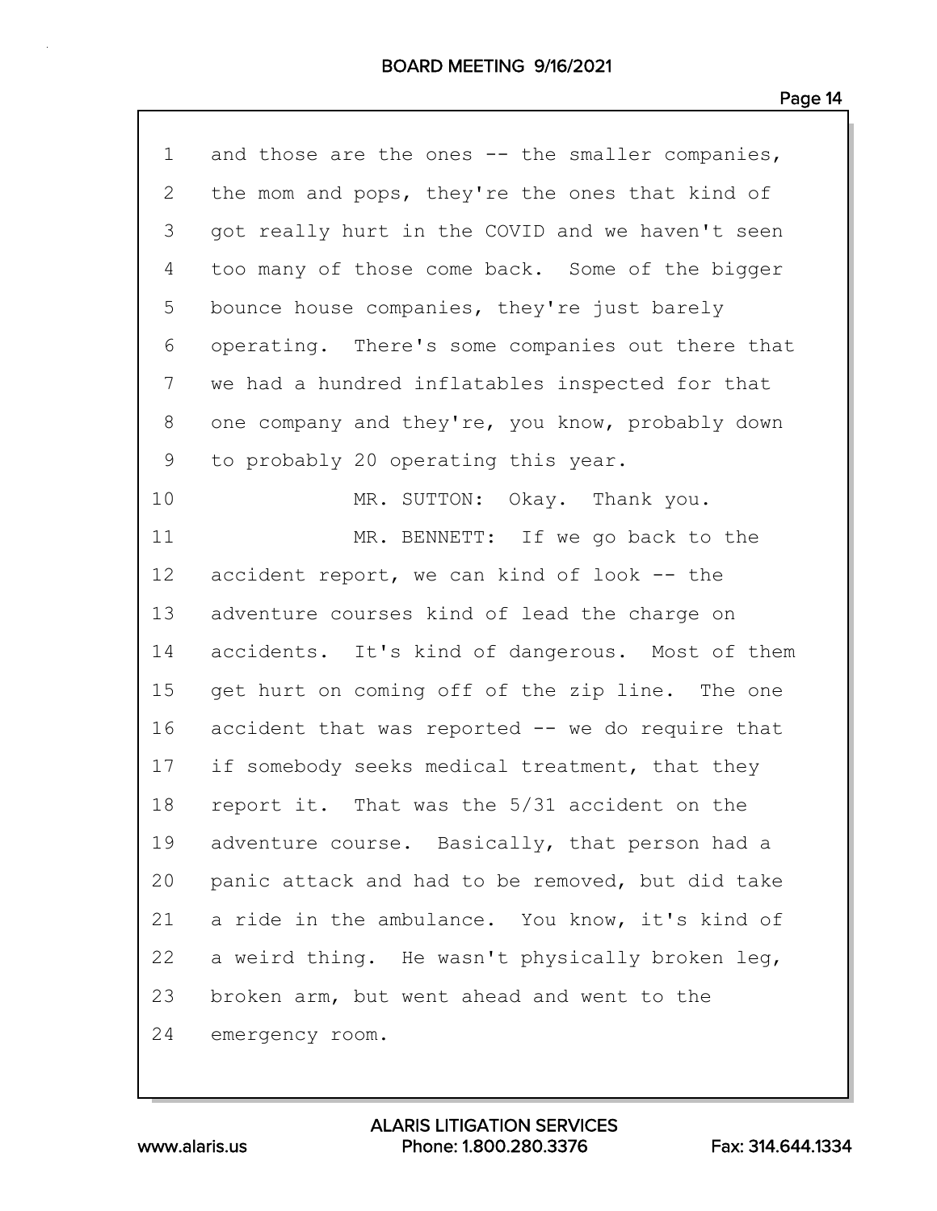1 and those are the ones -- the smaller companies,
2 the mom and pops, they're the ones that kind of
3 got really hurt in the COVID and we haven't seen
4 too many of those come back. Some of the bigger
5 bounce house companies, they're just barely
6 operating. There's some companies out there that
7 we had a hundred inflatables inspected for that
8 one company and they're, you know, probably down
9 to probably 20 operating this year.
10 MR. SUTTON: Okay. Thank you.
11 MR. BENNETT: If we go back to the
12 accident report, we can kind of look -- the
13 adventure courses kind of lead the charge on
14 accidents. It's kind of dangerous. Most of them
15 get hurt on coming off of the zip line. The one
16 accident that was reported -- we do require that
17 if somebody seeks medical treatment, that they
18 report it. That was the 5/31 accident on the
19 adventure course. Basically, that person had a
20 panic attack and had to be removed, but did take
21 a ride in the ambulance. You know, it's kind of
22 a weird thing. He wasn't physically broken leg,
23 broken arm, but went ahead and went to the
24 emergency room.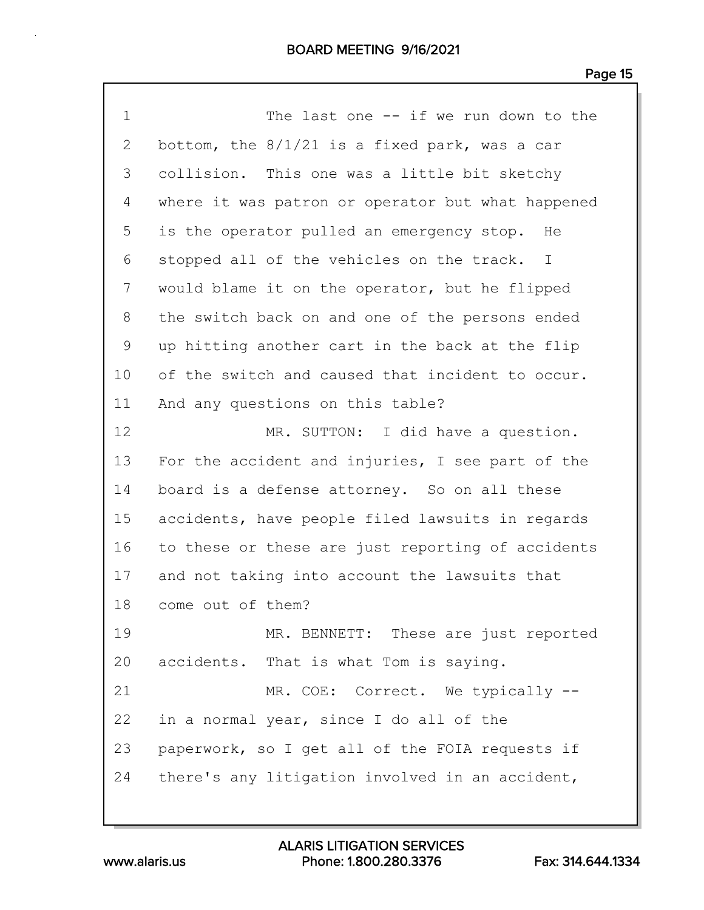The last one -- if we run down to the bottom, the 8/1/21 is a fixed park, was a car collision. This one was a little bit sketchy where it was patron or operator but what happened is the operator pulled an emergency stop. He stopped all of the vehicles on the track. I would blame it on the operator, but he flipped the switch back on and one of the persons ended up hitting another cart in the back at the flip of the switch and caused that incident to occur. And any questions on this table?

MR. SUTTON: I did have a question. For the accident and injuries, I see part of the board is a defense attorney. So on all these accidents, have people filed lawsuits in regards to these or these are just reporting of accidents and not taking into account the lawsuits that come out of them?

MR. BENNETT: These are just reported accidents. That is what Tom is saying.

MR. COE: Correct. We typically -- in a normal year, since I do all of the paperwork, so I get all of the FOIA requests if there's any litigation involved in an accident,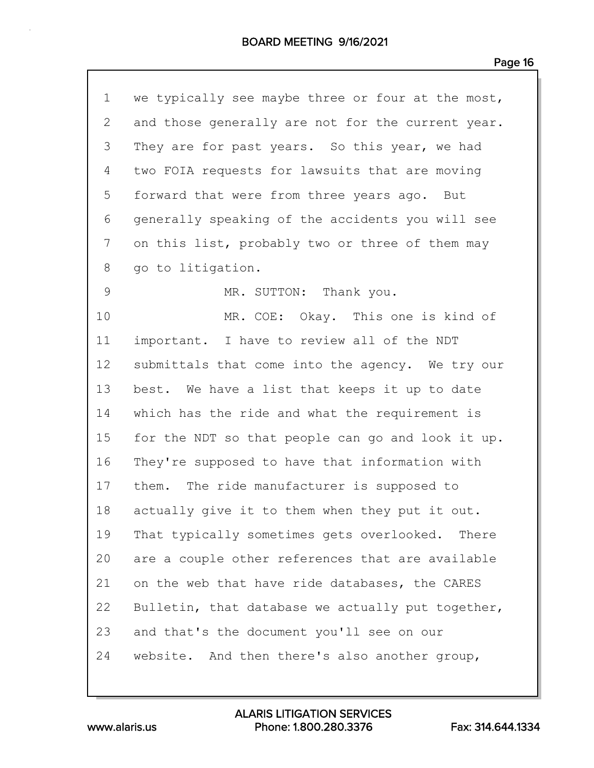we typically see maybe three or four at the most, and those generally are not for the current year. They are for past years. So this year, we had two FOIA requests for lawsuits that are moving forward that were from three years ago. But generally speaking of the accidents you will see on this list, probably two or three of them may go to litigation.

MR. SUTTON: Thank you.

MR. COE: Okay. This one is kind of important. I have to review all of the NDT submittals that come into the agency. We try our best. We have a list that keeps it up to date which has the ride and what the requirement is for the NDT so that people can go and look it up. They're supposed to have that information with them. The ride manufacturer is supposed to actually give it to them when they put it out. That typically sometimes gets overlooked. There are a couple other references that are available on the web that have ride databases, the CARES Bulletin, that database we actually put together, and that's the document you'll see on our website. And then there's also another group,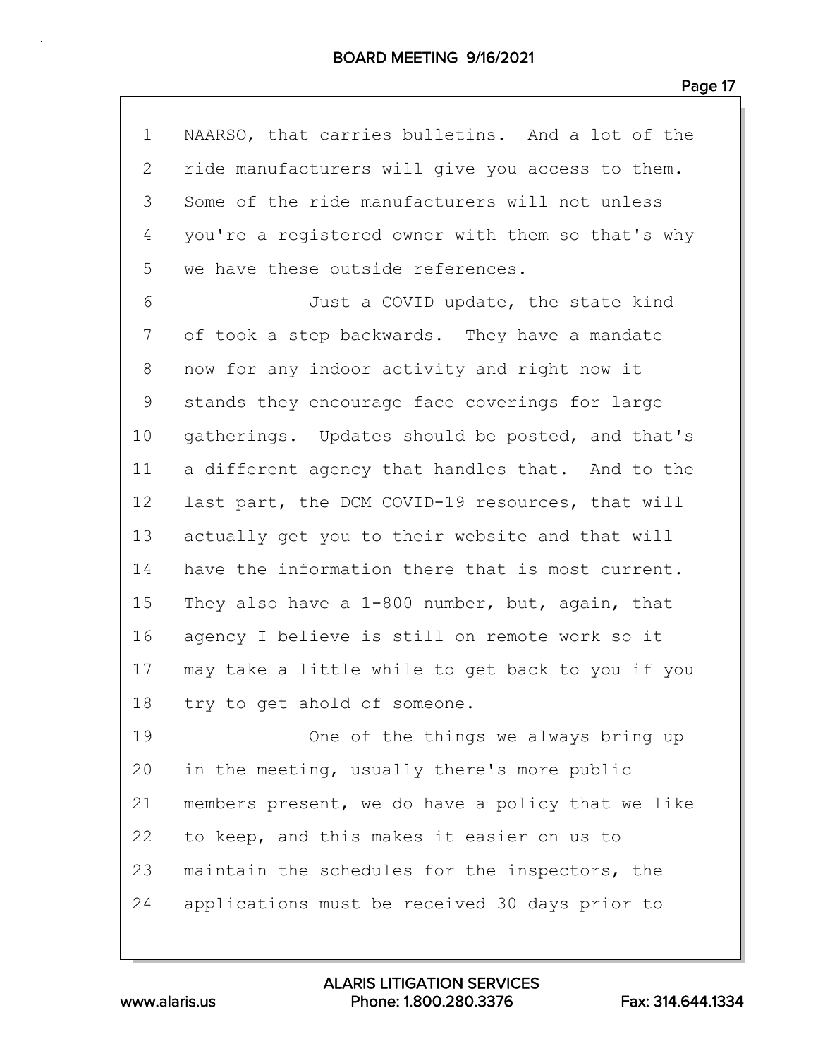NAARSO, that carries bulletins. And a lot of the ride manufacturers will give you access to them. Some of the ride manufacturers will not unless you're a registered owner with them so that's why we have these outside references.

Just a COVID update, the state kind of took a step backwards. They have a mandate now for any indoor activity and right now it stands they encourage face coverings for large gatherings. Updates should be posted, and that's a different agency that handles that. And to the last part, the DCM COVID-19 resources, that will actually get you to their website and that will have the information there that is most current. They also have a 1-800 number, but, again, that agency I believe is still on remote work so it may take a little while to get back to you if you try to get ahold of someone.

One of the things we always bring up in the meeting, usually there's more public members present, we do have a policy that we like to keep, and this makes it easier on us to maintain the schedules for the inspectors, the applications must be received 30 days prior to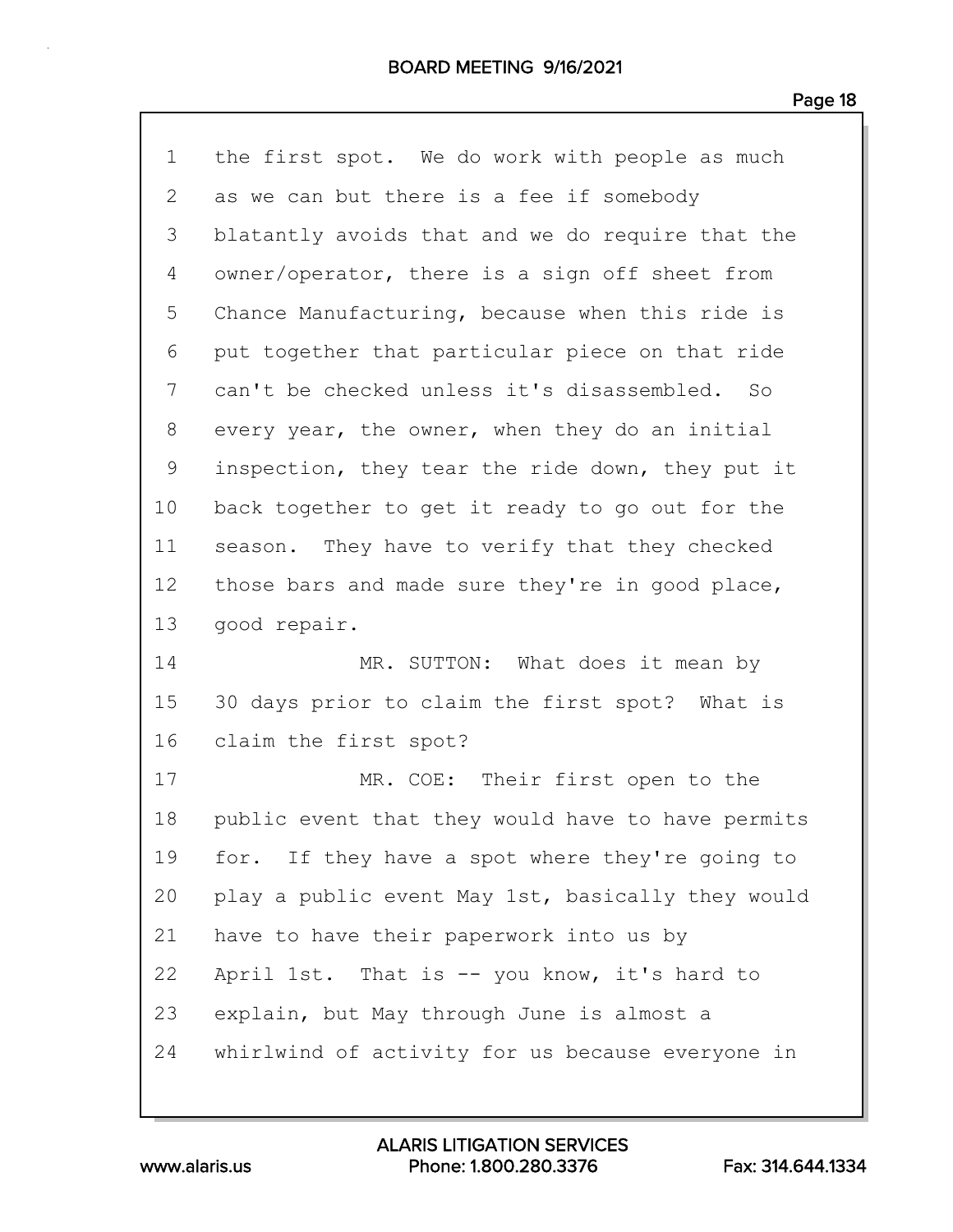1 the first spot. We do work with people as much
2 as we can but there is a fee if somebody
3 blatantly avoids that and we do require that the
4 owner/operator, there is a sign off sheet from
5 Chance Manufacturing, because when this ride is
6 put together that particular piece on that ride
7 can't be checked unless it's disassembled. So
8 every year, the owner, when they do an initial
9 inspection, they tear the ride down, they put it
10 back together to get it ready to go out for the
11 season. They have to verify that they checked
12 those bars and made sure they're in good place,
13 good repair.

14 MR. SUTTON: What does it mean by
15 30 days prior to claim the first spot? What is
16 claim the first spot?

17 MR. COE: Their first open to the
18 public event that they would have to have permits
19 for. If they have a spot where they're going to
20 play a public event May 1st, basically they would
21 have to have their paperwork into us by
22 April 1st. That is -- you know, it's hard to
23 explain, but May through June is almost a
24 whirlwind of activity for us because everyone in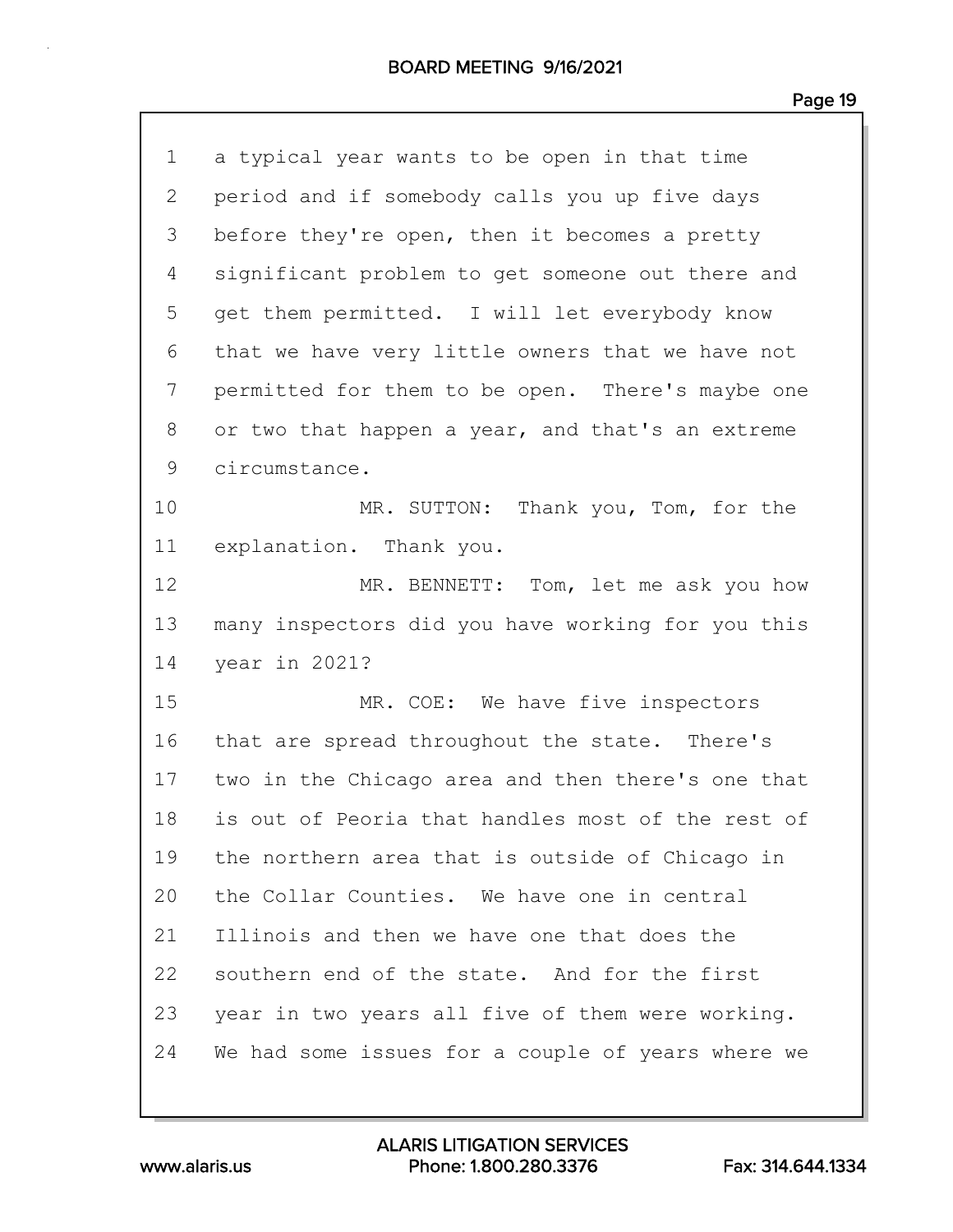a typical year wants to be open in that time period and if somebody calls you up five days before they're open, then it becomes a pretty significant problem to get someone out there and get them permitted. I will let everybody know that we have very little owners that we have not permitted for them to be open. There's maybe one or two that happen a year, and that's an extreme circumstance.

MR. SUTTON: Thank you, Tom, for the explanation. Thank you.

MR. BENNETT: Tom, let me ask you how many inspectors did you have working for you this year in 2021?

MR. COE: We have five inspectors that are spread throughout the state. There's two in the Chicago area and then there's one that is out of Peoria that handles most of the rest of the northern area that is outside of Chicago in the Collar Counties. We have one in central Illinois and then we have one that does the southern end of the state. And for the first year in two years all five of them were working. We had some issues for a couple of years where we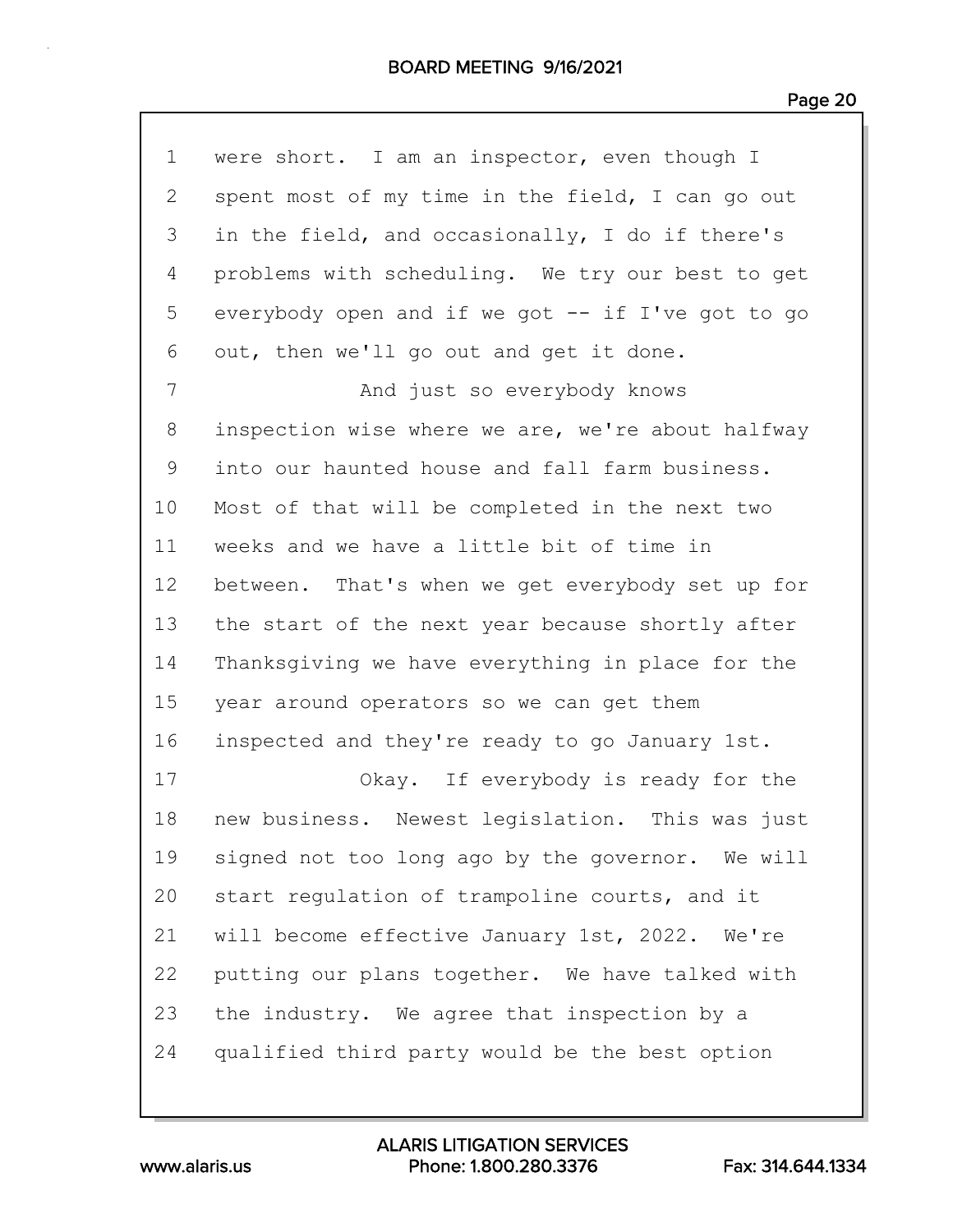were short. I am an inspector, even though I spent most of my time in the field, I can go out in the field, and occasionally, I do if there's problems with scheduling. We try our best to get everybody open and if we got -- if I've got to go out, then we'll go out and get it done.

And just so everybody knows inspection wise where we are, we're about halfway into our haunted house and fall farm business. Most of that will be completed in the next two weeks and we have a little bit of time in between. That's when we get everybody set up for the start of the next year because shortly after Thanksgiving we have everything in place for the year around operators so we can get them inspected and they're ready to go January 1st.

Okay. If everybody is ready for the new business. Newest legislation. This was just signed not too long ago by the governor. We will start regulation of trampoline courts, and it will become effective January 1st, 2022. We're putting our plans together. We have talked with the industry. We agree that inspection by a qualified third party would be the best option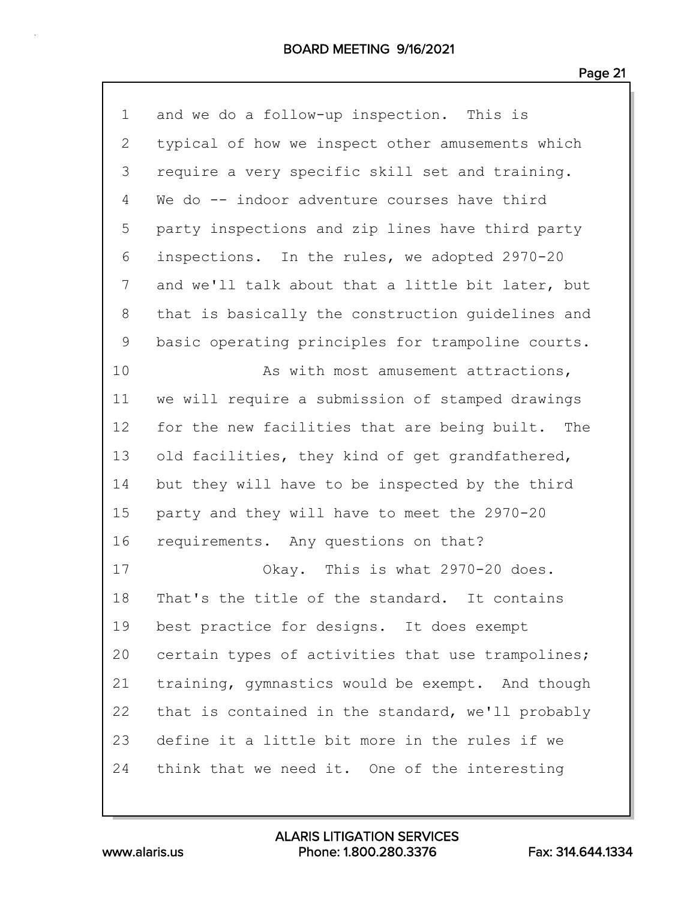1 and we do a follow-up inspection. This is
2 typical of how we inspect other amusements which
3 require a very specific skill set and training.
4 We do -- indoor adventure courses have third
5 party inspections and zip lines have third party
6 inspections. In the rules, we adopted 2970-20
7 and we'll talk about that a little bit later, but
8 that is basically the construction guidelines and
9 basic operating principles for trampoline courts.
10 As with most amusement attractions,
11 we will require a submission of stamped drawings
12 for the new facilities that are being built. The
13 old facilities, they kind of get grandfathered,
14 but they will have to be inspected by the third
15 party and they will have to meet the 2970-20
16 requirements. Any questions on that?
17 Okay. This is what 2970-20 does.
18 That's the title of the standard. It contains
19 best practice for designs. It does exempt
20 certain types of activities that use trampolines;
21 training, gymnastics would be exempt. And though
22 that is contained in the standard, we'll probably
23 define it a little bit more in the rules if we
24 think that we need it. One of the interesting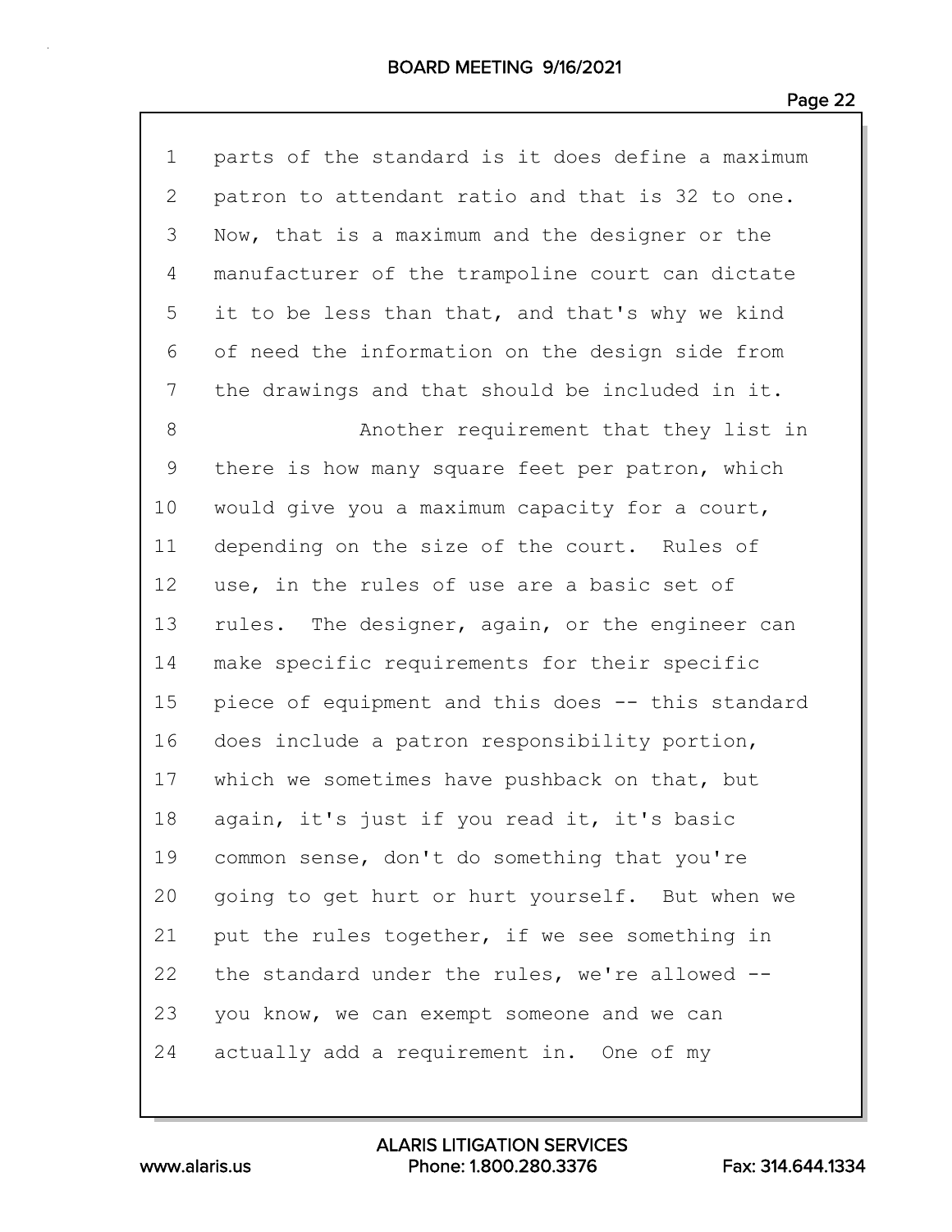parts of the standard is it does define a maximum patron to attendant ratio and that is 32 to one. Now, that is a maximum and the designer or the manufacturer of the trampoline court can dictate it to be less than that, and that's why we kind of need the information on the design side from the drawings and that should be included in it.

Another requirement that they list in there is how many square feet per patron, which would give you a maximum capacity for a court, depending on the size of the court. Rules of use, in the rules of use are a basic set of rules. The designer, again, or the engineer can make specific requirements for their specific piece of equipment and this does -- this standard does include a patron responsibility portion, which we sometimes have pushback on that, but again, it's just if you read it, it's basic common sense, don't do something that you're going to get hurt or hurt yourself. But when we put the rules together, if we see something in the standard under the rules, we're allowed -- you know, we can exempt someone and we can actually add a requirement in. One of my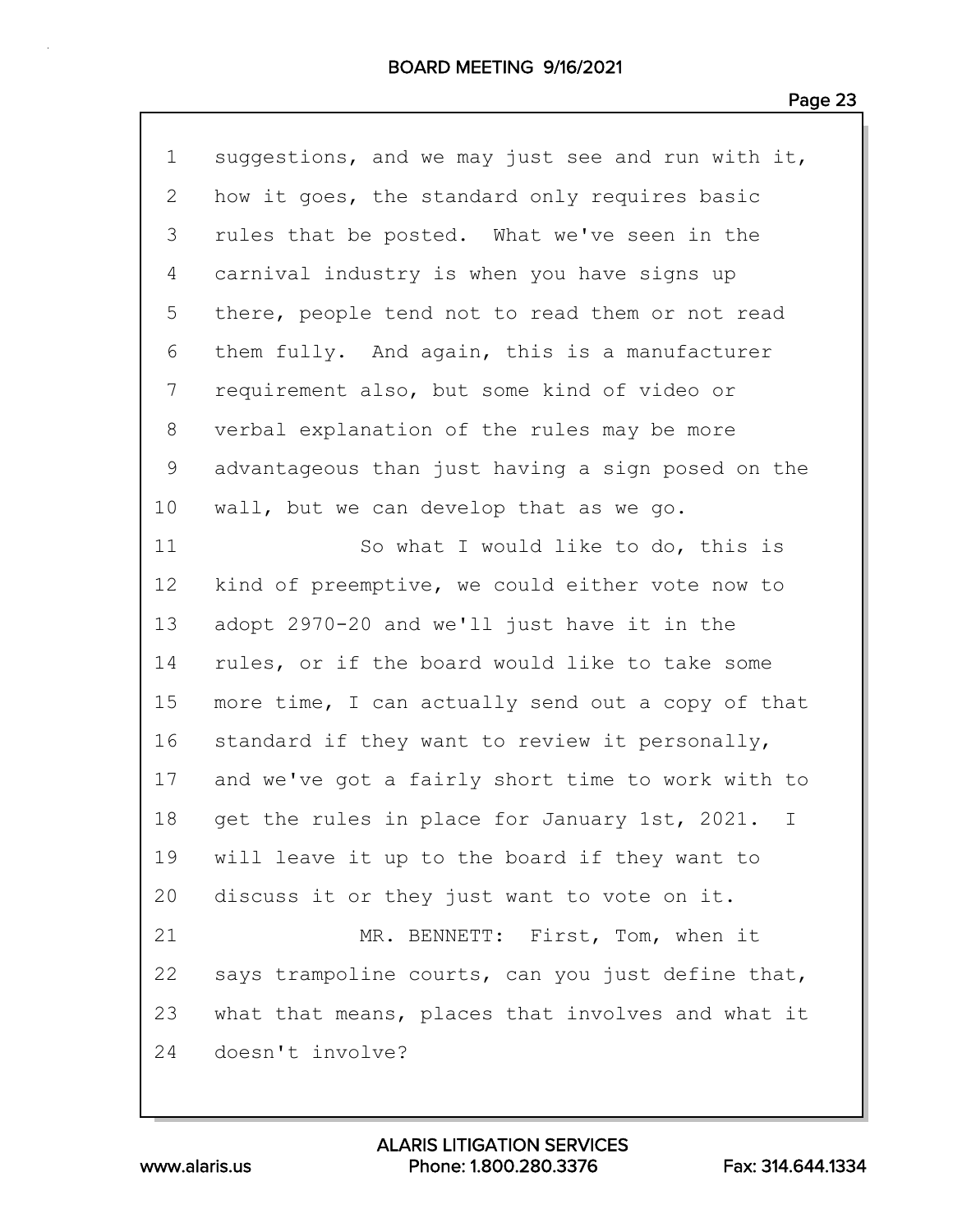suggestions, and we may just see and run with it, how it goes, the standard only requires basic rules that be posted. What we've seen in the carnival industry is when you have signs up there, people tend not to read them or not read them fully. And again, this is a manufacturer requirement also, but some kind of video or verbal explanation of the rules may be more advantageous than just having a sign posed on the wall, but we can develop that as we go.

So what I would like to do, this is kind of preemptive, we could either vote now to adopt 2970-20 and we'll just have it in the rules, or if the board would like to take some more time, I can actually send out a copy of that standard if they want to review it personally, and we've got a fairly short time to work with to get the rules in place for January 1st, 2021. I will leave it up to the board if they want to discuss it or they just want to vote on it.

MR. BENNETT: First, Tom, when it says trampoline courts, can you just define that, what that means, places that involves and what it doesn't involve?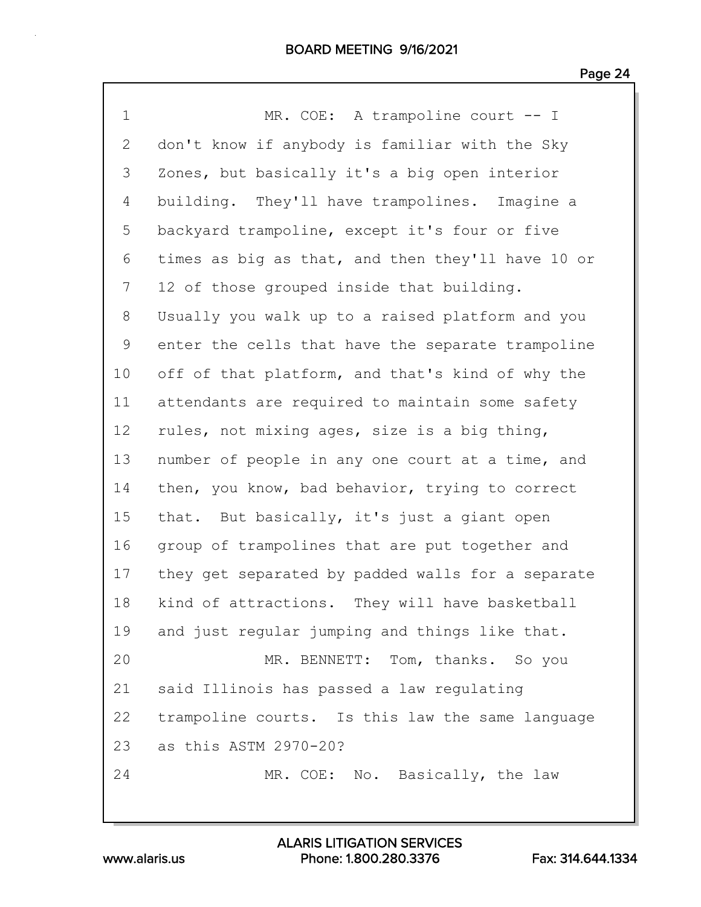MR. COE: A trampoline court -- I don't know if anybody is familiar with the Sky Zones, but basically it's a big open interior building. They'll have trampolines. Imagine a backyard trampoline, except it's four or five times as big as that, and then they'll have 10 or 12 of those grouped inside that building. Usually you walk up to a raised platform and you enter the cells that have the separate trampoline off of that platform, and that's kind of why the attendants are required to maintain some safety rules, not mixing ages, size is a big thing, number of people in any one court at a time, and then, you know, bad behavior, trying to correct that. But basically, it's just a giant open group of trampolines that are put together and they get separated by padded walls for a separate kind of attractions. They will have basketball and just regular jumping and things like that.

MR. BENNETT: Tom, thanks. So you said Illinois has passed a law regulating trampoline courts. Is this law the same language as this ASTM 2970-20?

MR. COE: No. Basically, the law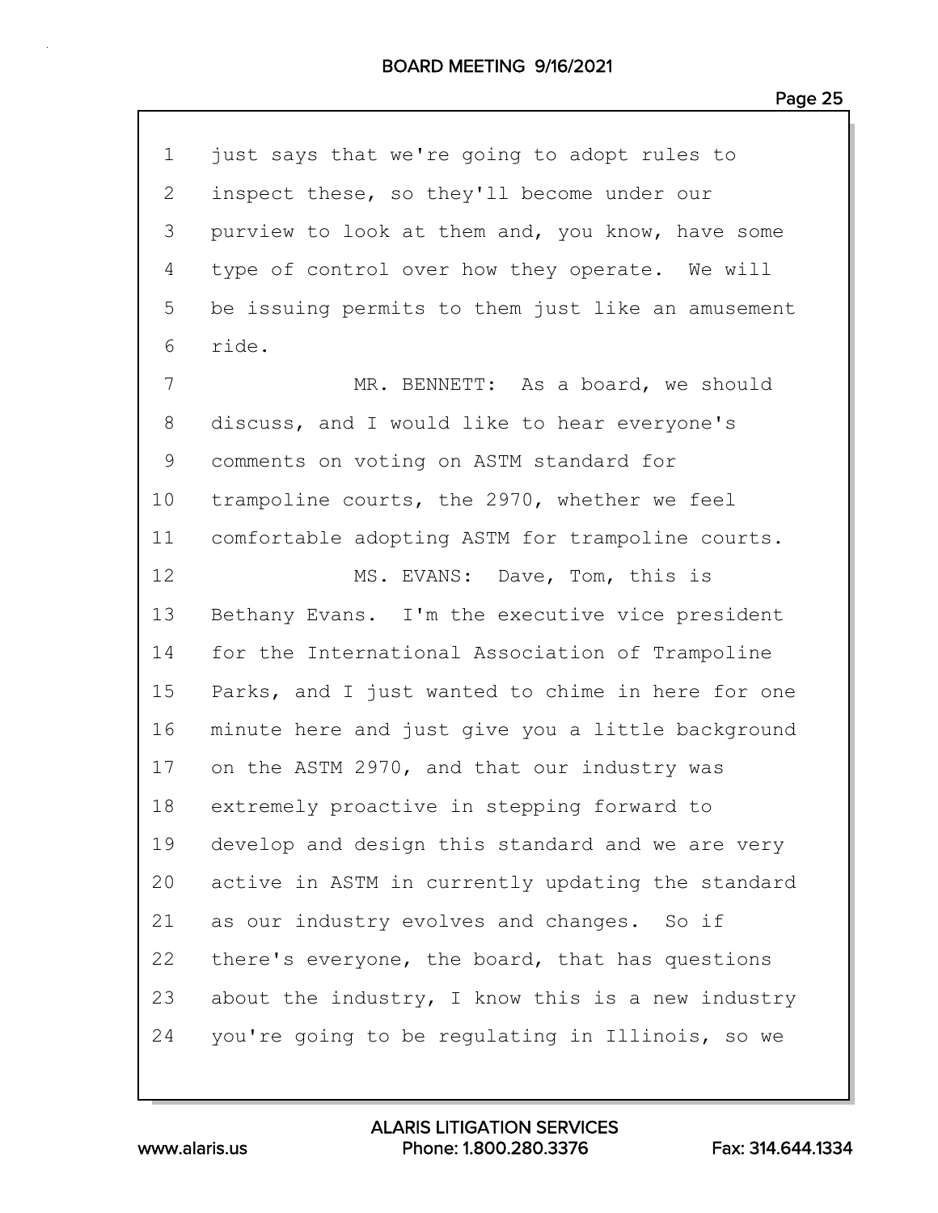1 just says that we're going to adopt rules to
2 inspect these, so they'll become under our
3 purview to look at them and, you know, have some
4 type of control over how they operate. We will
5 be issuing permits to them just like an amusement
6 ride.

7 MR. BENNETT: As a board, we should
8 discuss, and I would like to hear everyone's
9 comments on voting on ASTM standard for
10 trampoline courts, the 2970, whether we feel
11 comfortable adopting ASTM for trampoline courts.

12 MS. EVANS: Dave, Tom, this is
13 Bethany Evans. I'm the executive vice president
14 for the International Association of Trampoline
15 Parks, and I just wanted to chime in here for one
16 minute here and just give you a little background
17 on the ASTM 2970, and that our industry was
18 extremely proactive in stepping forward to
19 develop and design this standard and we are very
20 active in ASTM in currently updating the standard
21 as our industry evolves and changes. So if
22 there's everyone, the board, that has questions
23 about the industry, I know this is a new industry
24 you're going to be regulating in Illinois, so we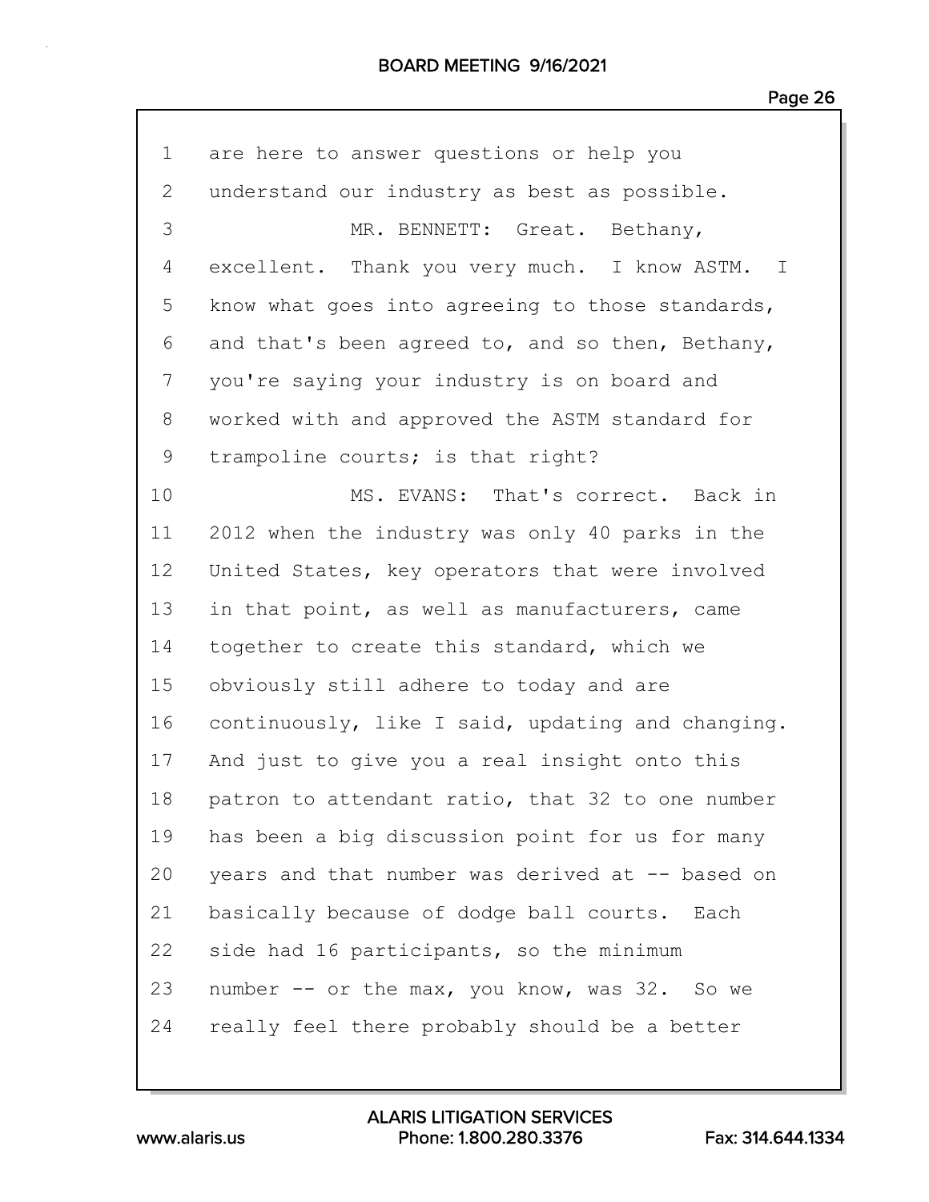1 are here to answer questions or help you
2 understand our industry as best as possible.
3 MR. BENNETT: Great. Bethany,
4 excellent. Thank you very much. I know ASTM. I
5 know what goes into agreeing to those standards,
6 and that's been agreed to, and so then, Bethany,
7 you're saying your industry is on board and
8 worked with and approved the ASTM standard for
9 trampoline courts; is that right?
10 MS. EVANS: That's correct. Back in
11 2012 when the industry was only 40 parks in the
12 United States, key operators that were involved
13 in that point, as well as manufacturers, came
14 together to create this standard, which we
15 obviously still adhere to today and are
16 continuously, like I said, updating and changing.
17 And just to give you a real insight onto this
18 patron to attendant ratio, that 32 to one number
19 has been a big discussion point for us for many
20 years and that number was derived at -- based on
21 basically because of dodge ball courts. Each
22 side had 16 participants, so the minimum
23 number -- or the max, you know, was 32. So we
24 really feel there probably should be a better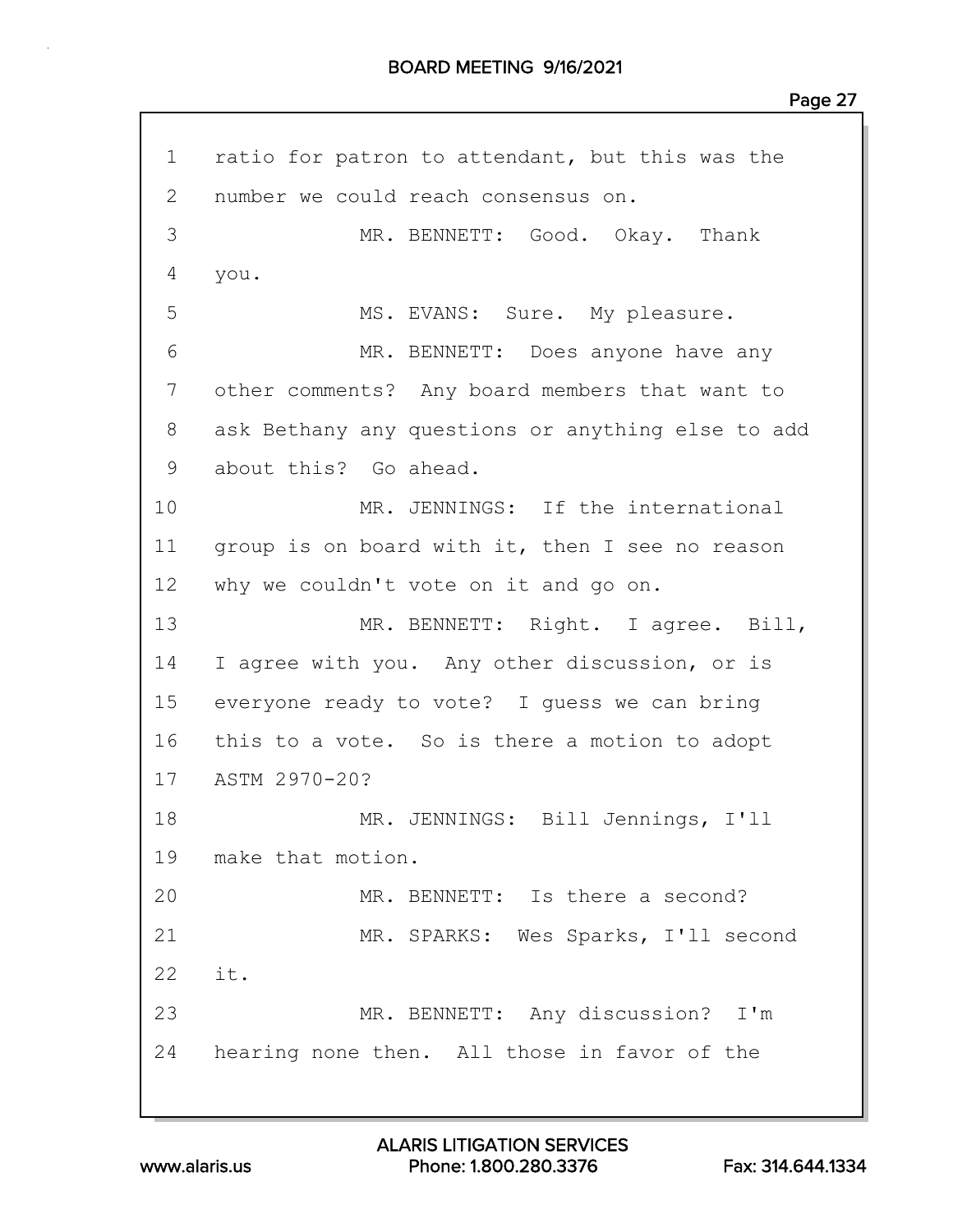1 ratio for patron to attendant, but this was the
2 number we could reach consensus on.
3 MR. BENNETT: Good. Okay. Thank
4 you.
5 MS. EVANS: Sure. My pleasure.
6 MR. BENNETT: Does anyone have any
7 other comments? Any board members that want to
8 ask Bethany any questions or anything else to add
9 about this? Go ahead.
10 MR. JENNINGS: If the international
11 group is on board with it, then I see no reason
12 why we couldn't vote on it and go on.
13 MR. BENNETT: Right. I agree. Bill,
14 I agree with you. Any other discussion, or is
15 everyone ready to vote? I guess we can bring
16 this to a vote. So is there a motion to adopt
17 ASTM 2970-20?
18 MR. JENNINGS: Bill Jennings, I'll
19 make that motion.
20 MR. BENNETT: Is there a second?
21 MR. SPARKS: Wes Sparks, I'll second
22 it.
23 MR. BENNETT: Any discussion? I'm
24 hearing none then. All those in favor of the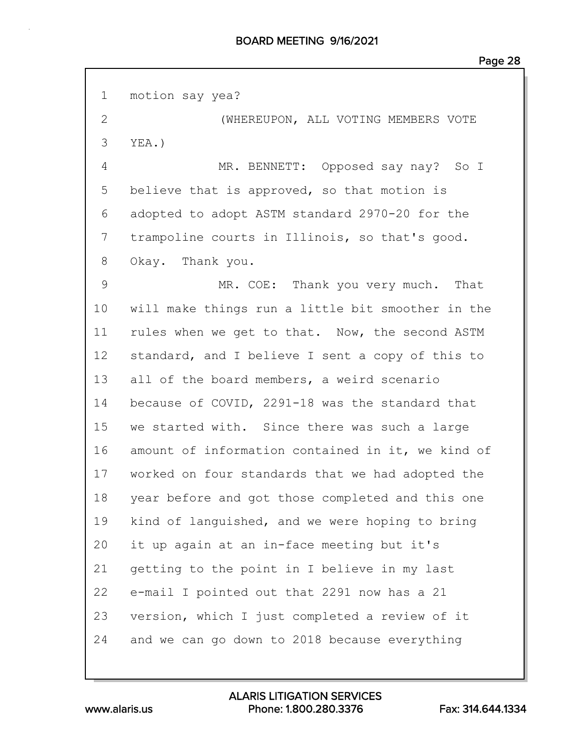1 motion say yea?

2 (WHEREUPON, ALL VOTING MEMBERS VOTE

3 YEA.)

4 MR. BENNETT: Opposed say nay? So I

5 believe that is approved, so that motion is

6 adopted to adopt ASTM standard 2970-20 for the

7 trampoline courts in Illinois, so that's good.

8 Okay. Thank you.

9 MR. COE: Thank you very much. That

10 will make things run a little bit smoother in the

11 rules when we get to that. Now, the second ASTM

12 standard, and I believe I sent a copy of this to

13 all of the board members, a weird scenario

14 because of COVID, 2291-18 was the standard that

15 we started with. Since there was such a large

16 amount of information contained in it, we kind of

17 worked on four standards that we had adopted the

18 year before and got those completed and this one

19 kind of languished, and we were hoping to bring

20 it up again at an in-face meeting but it's

21 getting to the point in I believe in my last

22 e-mail I pointed out that 2291 now has a 21

23 version, which I just completed a review of it

24 and we can go down to 2018 because everything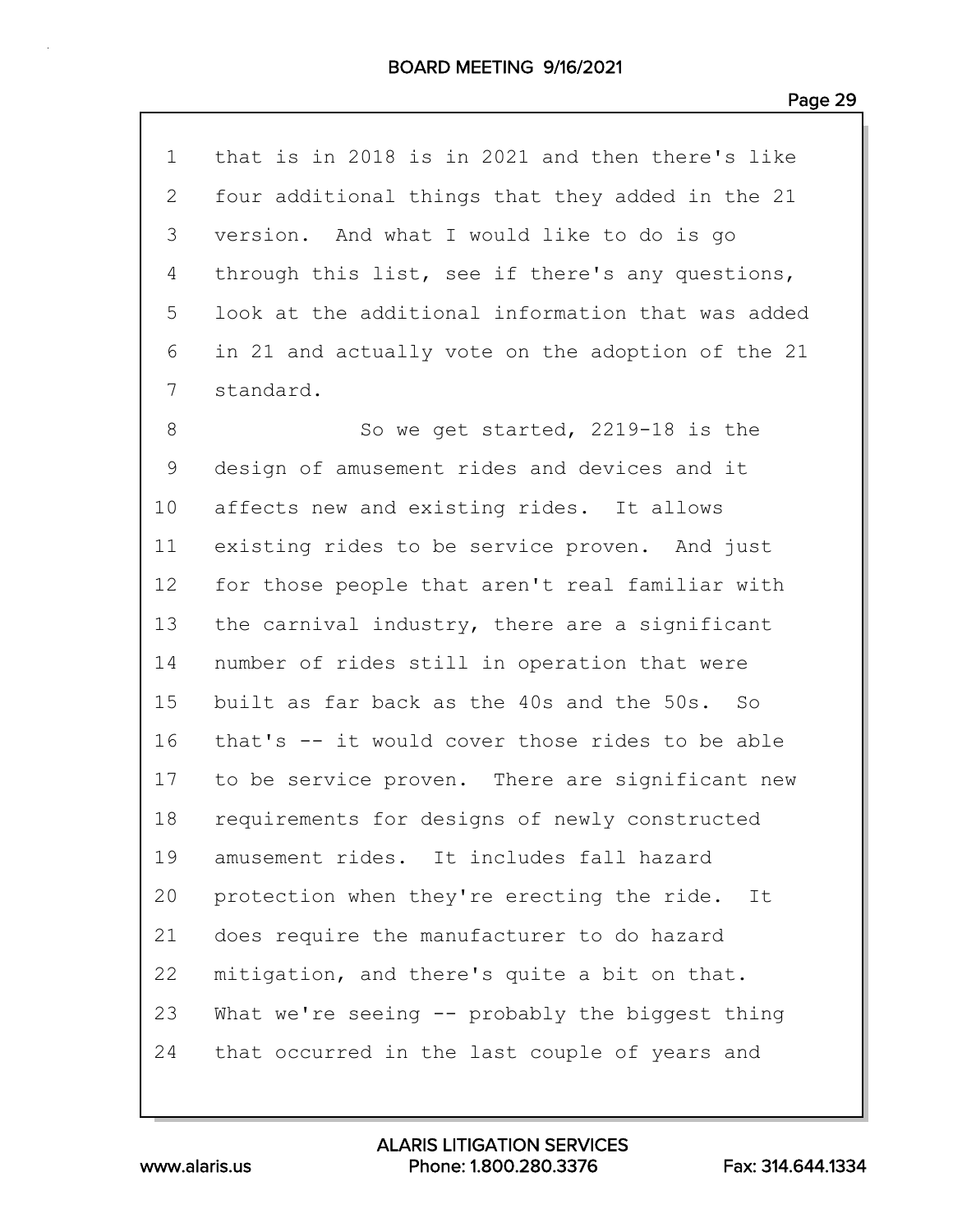that is in 2018 is in 2021 and then there's like four additional things that they added in the 21 version. And what I would like to do is go through this list, see if there's any questions, look at the additional information that was added in 21 and actually vote on the adoption of the 21 standard.

So we get started, 2219-18 is the design of amusement rides and devices and it affects new and existing rides. It allows existing rides to be service proven. And just for those people that aren't real familiar with the carnival industry, there are a significant number of rides still in operation that were built as far back as the 40s and the 50s. So that's -- it would cover those rides to be able to be service proven. There are significant new requirements for designs of newly constructed amusement rides. It includes fall hazard protection when they're erecting the ride. It does require the manufacturer to do hazard mitigation, and there's quite a bit on that. What we're seeing -- probably the biggest thing that occurred in the last couple of years and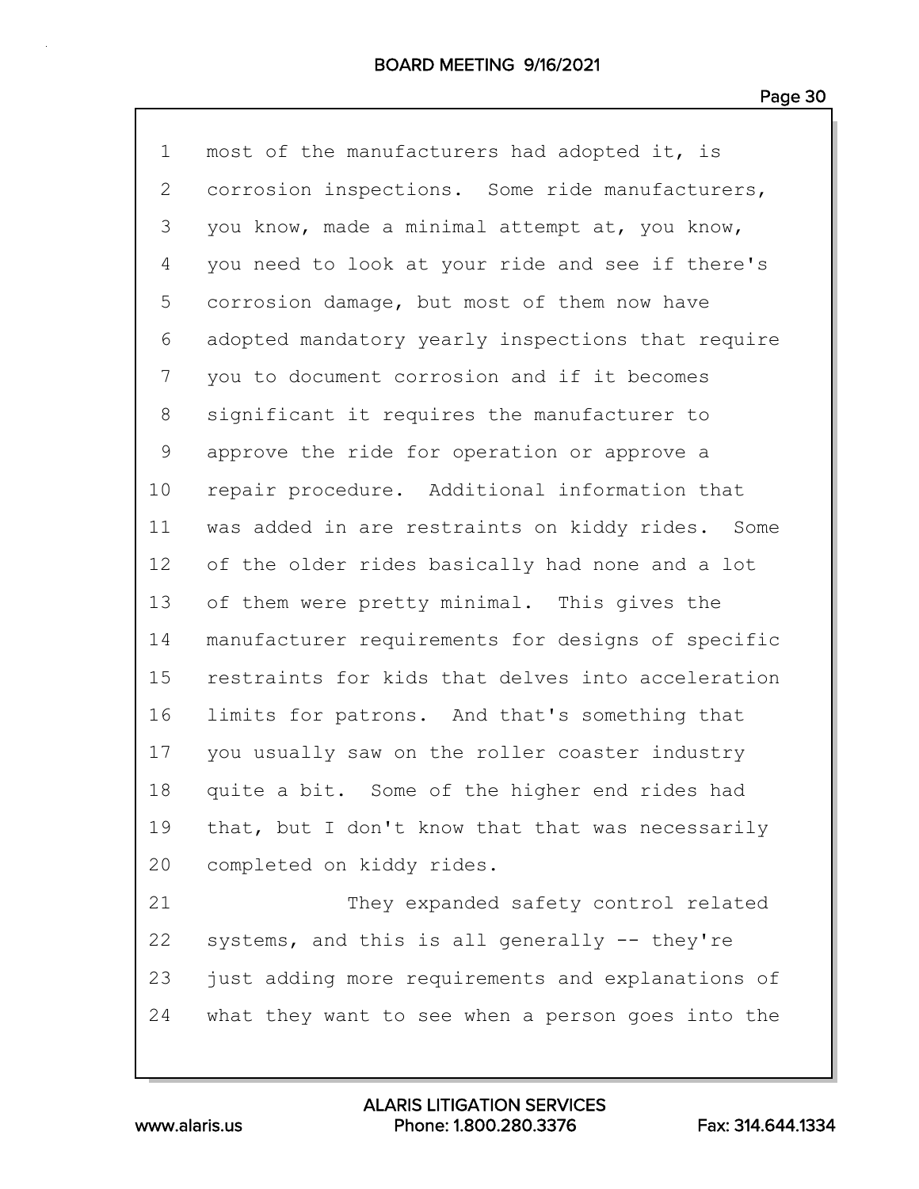most of the manufacturers had adopted it, is corrosion inspections. Some ride manufacturers, you know, made a minimal attempt at, you know, you need to look at your ride and see if there's corrosion damage, but most of them now have adopted mandatory yearly inspections that require you to document corrosion and if it becomes significant it requires the manufacturer to approve the ride for operation or approve a repair procedure. Additional information that was added in are restraints on kiddy rides. Some of the older rides basically had none and a lot of them were pretty minimal. This gives the manufacturer requirements for designs of specific restraints for kids that delves into acceleration limits for patrons. And that's something that you usually saw on the roller coaster industry quite a bit. Some of the higher end rides had that, but I don't know that that was necessarily completed on kiddy rides.

They expanded safety control related systems, and this is all generally -- they're just adding more requirements and explanations of what they want to see when a person goes into the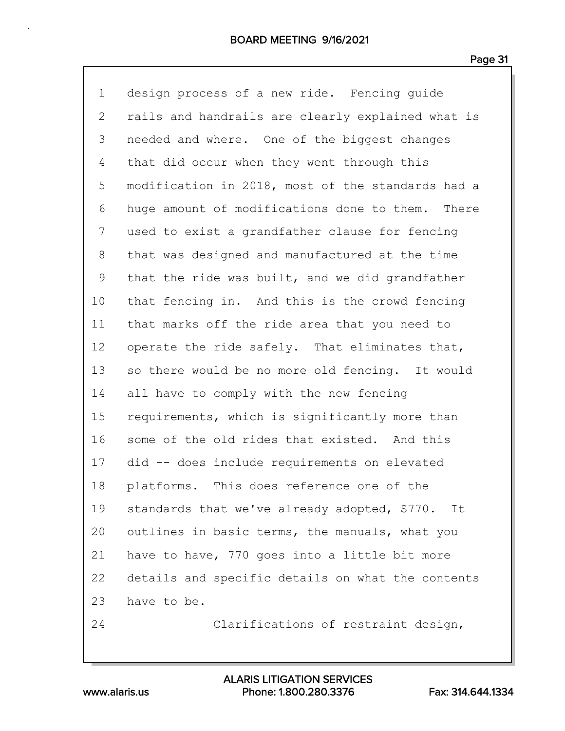design process of a new ride. Fencing guide rails and handrails are clearly explained what is needed and where. One of the biggest changes that did occur when they went through this modification in 2018, most of the standards had a huge amount of modifications done to them. There used to exist a grandfather clause for fencing that was designed and manufactured at the time that the ride was built, and we did grandfather that fencing in. And this is the crowd fencing that marks off the ride area that you need to operate the ride safely. That eliminates that, so there would be no more old fencing. It would all have to comply with the new fencing requirements, which is significantly more than some of the old rides that existed. And this did -- does include requirements on elevated platforms. This does reference one of the standards that we've already adopted, S770. It outlines in basic terms, the manuals, what you have to have, 770 goes into a little bit more details and specific details on what the contents have to be.

Clarifications of restraint design,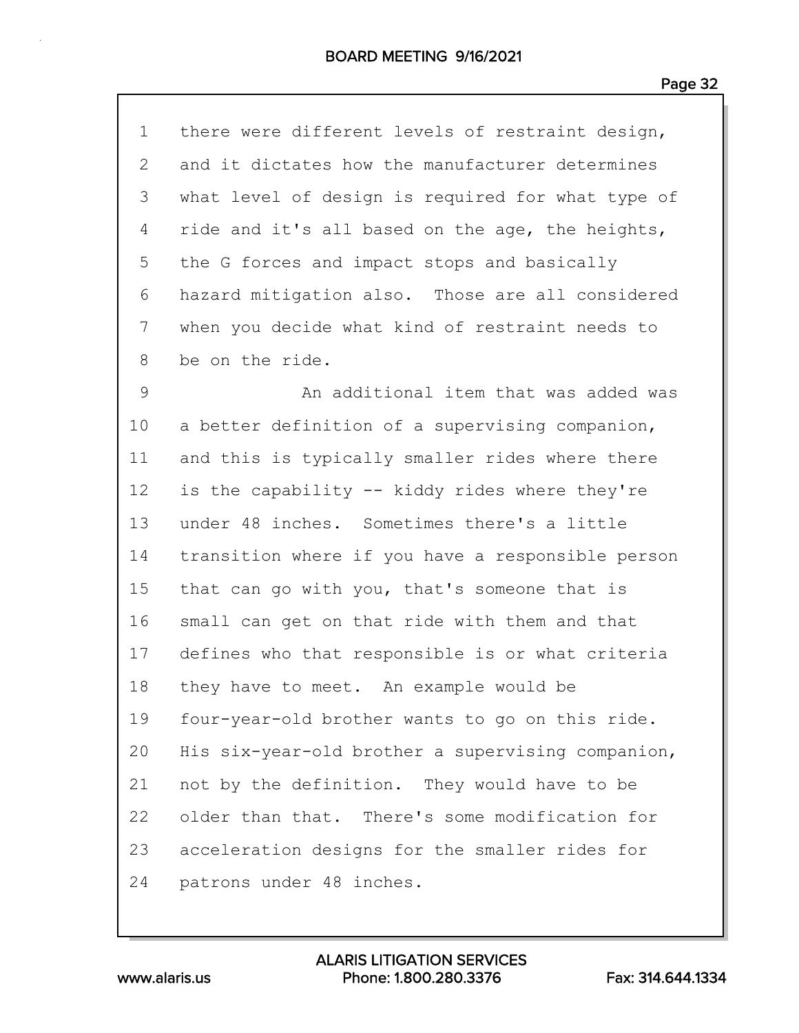there were different levels of restraint design, and it dictates how the manufacturer determines what level of design is required for what type of ride and it's all based on the age, the heights, the G forces and impact stops and basically hazard mitigation also. Those are all considered when you decide what kind of restraint needs to be on the ride.

An additional item that was added was a better definition of a supervising companion, and this is typically smaller rides where there is the capability -- kiddy rides where they're under 48 inches. Sometimes there's a little transition where if you have a responsible person that can go with you, that's someone that is small can get on that ride with them and that defines who that responsible is or what criteria they have to meet. An example would be four-year-old brother wants to go on this ride. His six-year-old brother a supervising companion, not by the definition. They would have to be older than that. There's some modification for acceleration designs for the smaller rides for patrons under 48 inches.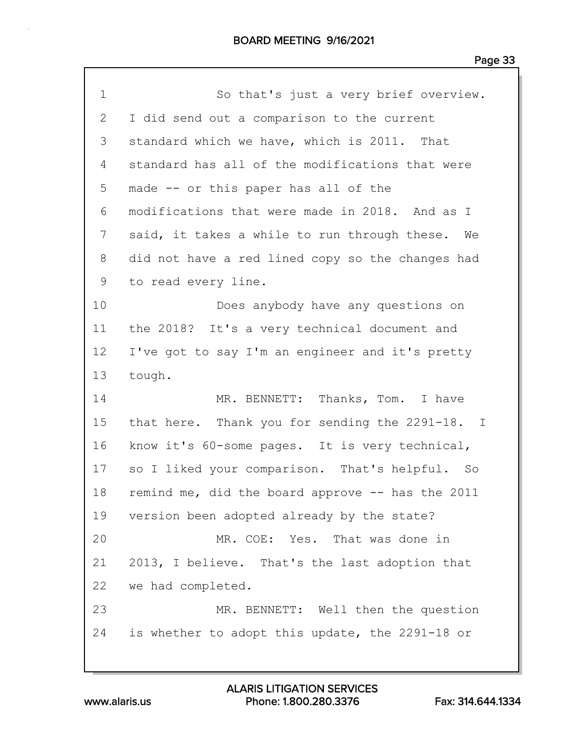So that's just a very brief overview. I did send out a comparison to the current standard which we have, which is 2011. That standard has all of the modifications that were made -- or this paper has all of the modifications that were made in 2018. And as I said, it takes a while to run through these. We did not have a red lined copy so the changes had to read every line.

Does anybody have any questions on the 2018? It's a very technical document and I've got to say I'm an engineer and it's pretty tough.

MR. BENNETT: Thanks, Tom. I have that here. Thank you for sending the 2291-18. I know it's 60-some pages. It is very technical, so I liked your comparison. That's helpful. So remind me, did the board approve -- has the 2011 version been adopted already by the state?

MR. COE: Yes. That was done in 2013, I believe. That's the last adoption that we had completed.

MR. BENNETT: Well then the question is whether to adopt this update, the 2291-18 or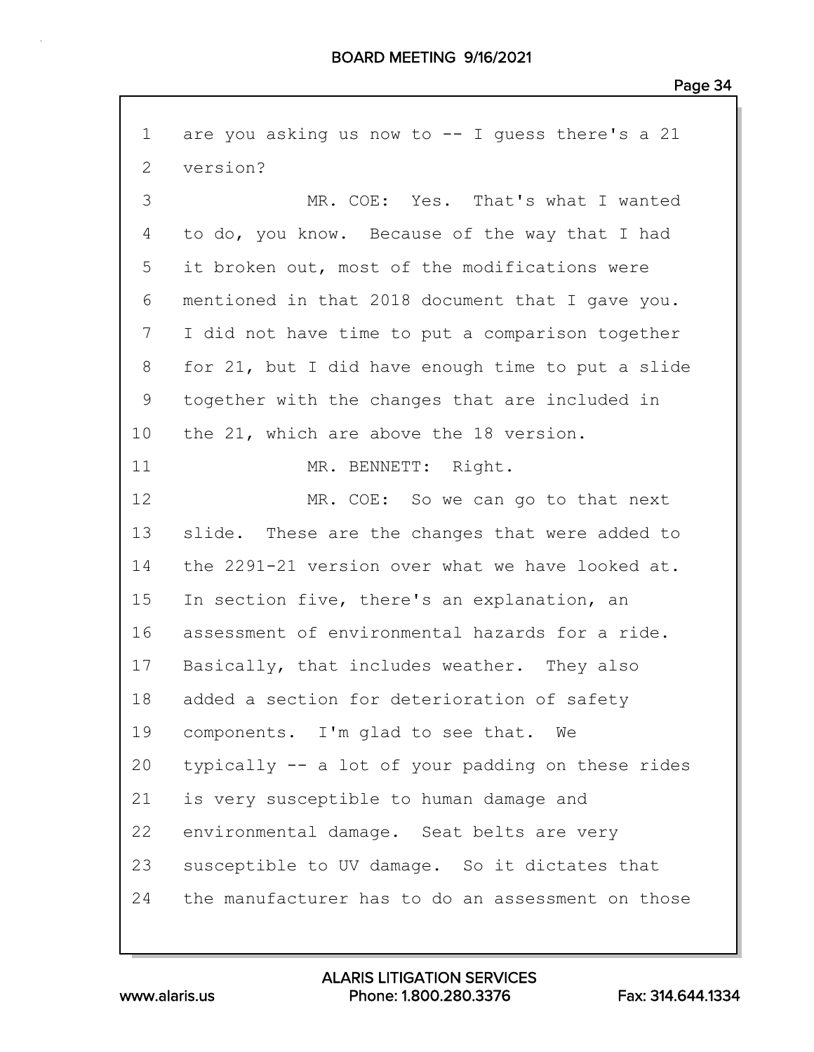1 are you asking us now to -- I guess there's a 21
2 version?
3 MR. COE: Yes. That's what I wanted
4 to do, you know. Because of the way that I had
5 it broken out, most of the modifications were
6 mentioned in that 2018 document that I gave you.
7 I did not have time to put a comparison together
8 for 21, but I did have enough time to put a slide
9 together with the changes that are included in
10 the 21, which are above the 18 version.
11 MR. BENNETT: Right.
12 MR. COE: So we can go to that next
13 slide. These are the changes that were added to
14 the 2291-21 version over what we have looked at.
15 In section five, there's an explanation, an
16 assessment of environmental hazards for a ride.
17 Basically, that includes weather. They also
18 added a section for deterioration of safety
19 components. I'm glad to see that. We
20 typically -- a lot of your padding on these rides
21 is very susceptible to human damage and
22 environmental damage. Seat belts are very
23 susceptible to UV damage. So it dictates that
24 the manufacturer has to do an assessment on those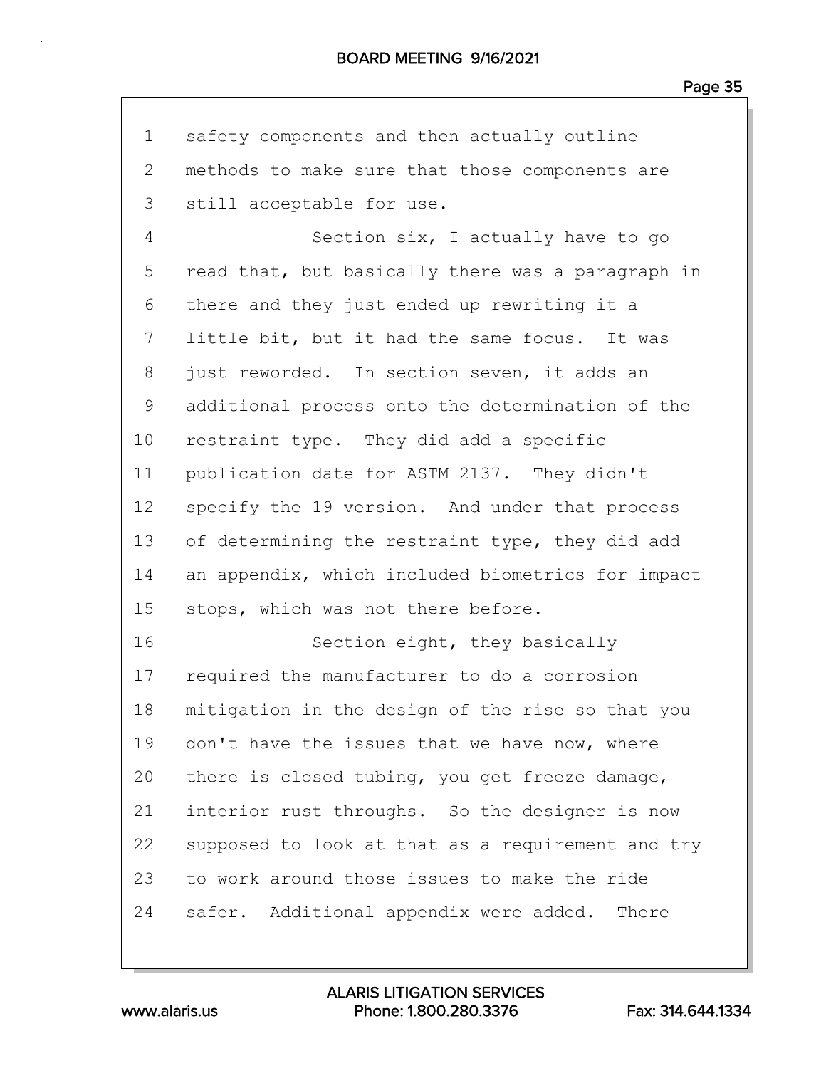safety components and then actually outline methods to make sure that those components are still acceptable for use.

Section six, I actually have to go read that, but basically there was a paragraph in there and they just ended up rewriting it a little bit, but it had the same focus. It was just reworded. In section seven, it adds an additional process onto the determination of the restraint type. They did add a specific publication date for ASTM 2137. They didn't specify the 19 version. And under that process of determining the restraint type, they did add an appendix, which included biometrics for impact stops, which was not there before.

Section eight, they basically required the manufacturer to do a corrosion mitigation in the design of the rise so that you don't have the issues that we have now, where there is closed tubing, you get freeze damage, interior rust throughs. So the designer is now supposed to look at that as a requirement and try to work around those issues to make the ride safer. Additional appendix were added. There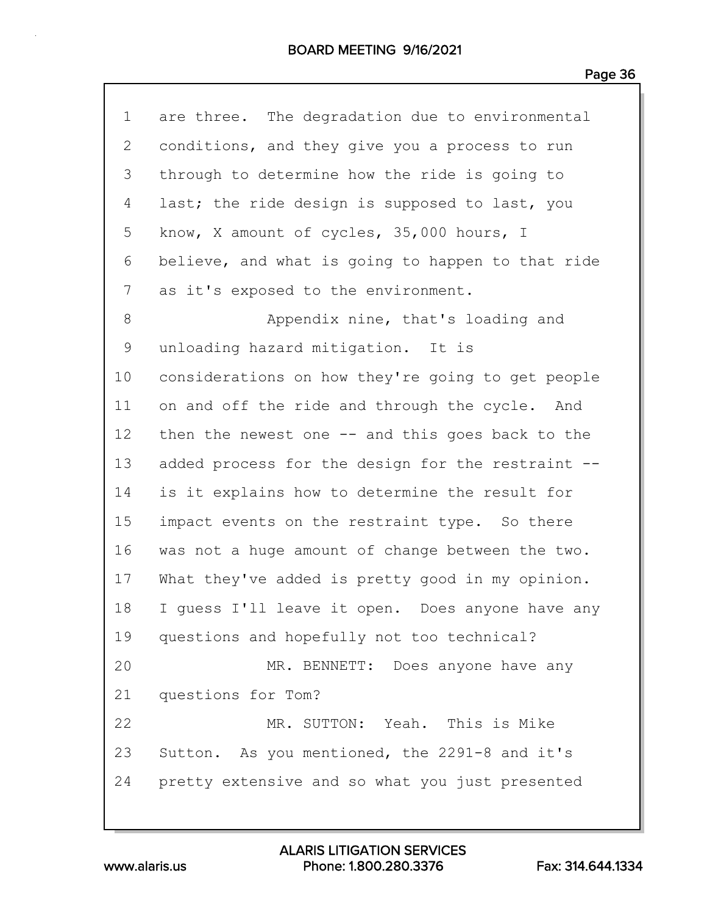are three. The degradation due to environmental conditions, and they give you a process to run through to determine how the ride is going to last; the ride design is supposed to last, you know, X amount of cycles, 35,000 hours, I believe, and what is going to happen to that ride as it's exposed to the environment.

Appendix nine, that's loading and unloading hazard mitigation. It is considerations on how they're going to get people on and off the ride and through the cycle. And then the newest one -- and this goes back to the added process for the design for the restraint -- is it explains how to determine the result for impact events on the restraint type. So there was not a huge amount of change between the two. What they've added is pretty good in my opinion. I guess I'll leave it open. Does anyone have any questions and hopefully not too technical?

MR. BENNETT: Does anyone have any questions for Tom?

MR. SUTTON: Yeah. This is Mike Sutton. As you mentioned, the 2291-8 and it's pretty extensive and so what you just presented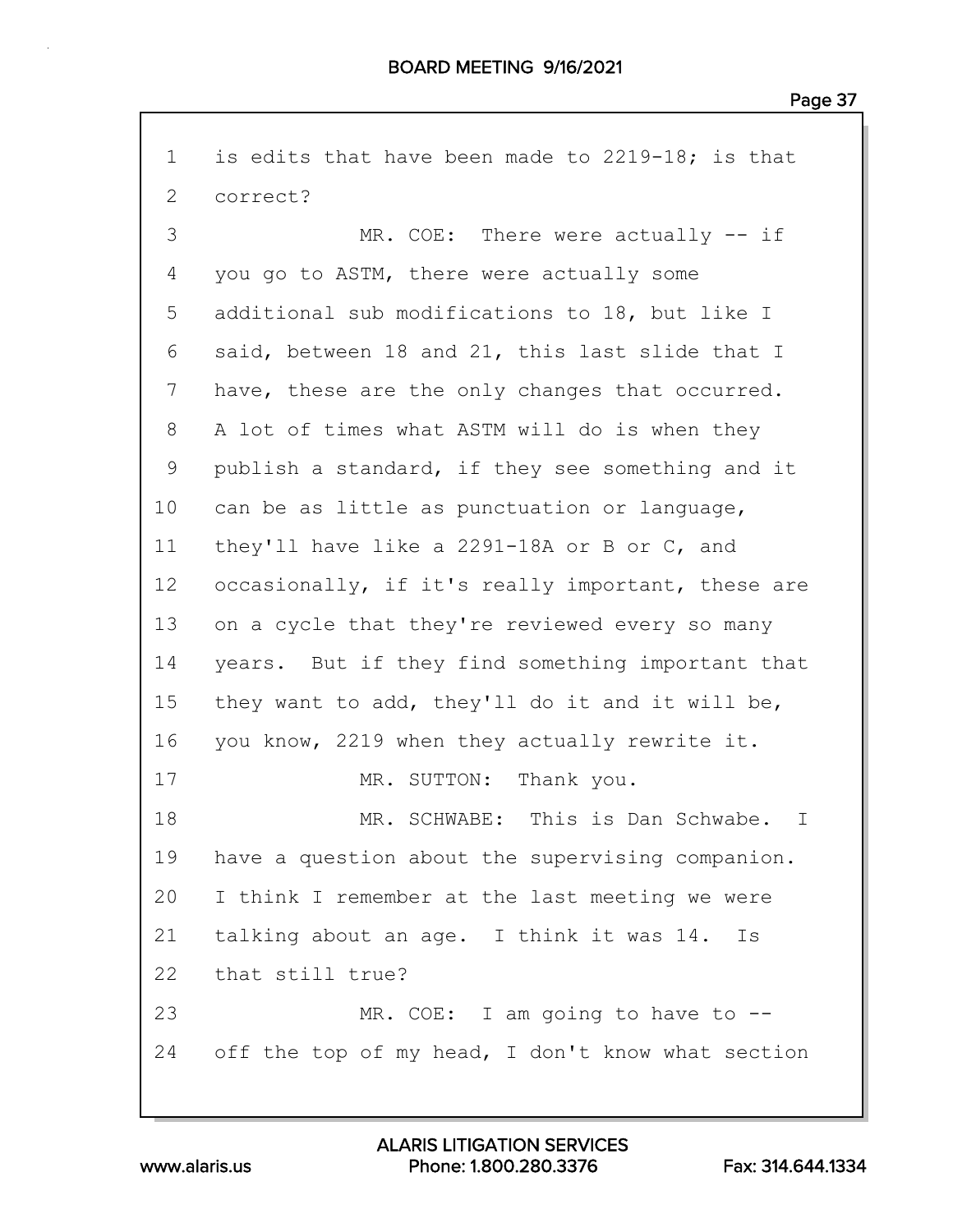1 is edits that have been made to 2219-18; is that
2 correct?
3 MR. COE: There were actually -- if
4 you go to ASTM, there were actually some
5 additional sub modifications to 18, but like I
6 said, between 18 and 21, this last slide that I
7 have, these are the only changes that occurred.
8 A lot of times what ASTM will do is when they
9 publish a standard, if they see something and it
10 can be as little as punctuation or language,
11 they'll have like a 2291-18A or B or C, and
12 occasionally, if it's really important, these are
13 on a cycle that they're reviewed every so many
14 years. But if they find something important that
15 they want to add, they'll do it and it will be,
16 you know, 2219 when they actually rewrite it.
17 MR. SUTTON: Thank you.
18 MR. SCHWABE: This is Dan Schwabe. I
19 have a question about the supervising companion.
20 I think I remember at the last meeting we were
21 talking about an age. I think it was 14. Is
22 that still true?
23 MR. COE: I am going to have to --
24 off the top of my head, I don't know what section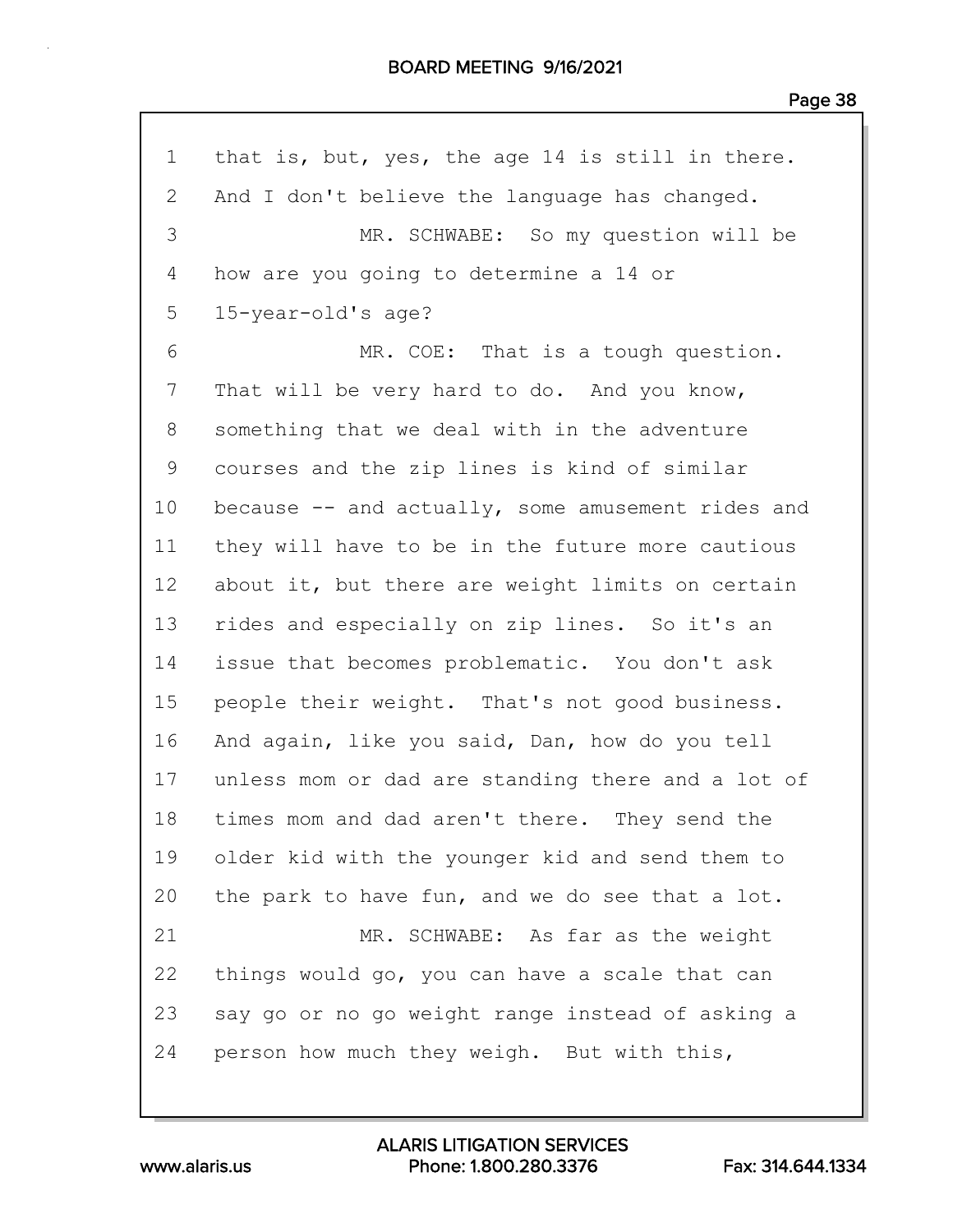that is, but, yes, the age 14 is still in there. And I don't believe the language has changed.

MR. SCHWABE: So my question will be how are you going to determine a 14 or 15-year-old's age?

MR. COE: That is a tough question. That will be very hard to do. And you know, something that we deal with in the adventure courses and the zip lines is kind of similar because -- and actually, some amusement rides and they will have to be in the future more cautious about it, but there are weight limits on certain rides and especially on zip lines. So it's an issue that becomes problematic. You don't ask people their weight. That's not good business. And again, like you said, Dan, how do you tell unless mom or dad are standing there and a lot of times mom and dad aren't there. They send the older kid with the younger kid and send them to the park to have fun, and we do see that a lot.

MR. SCHWABE: As far as the weight things would go, you can have a scale that can say go or no go weight range instead of asking a person how much they weigh. But with this,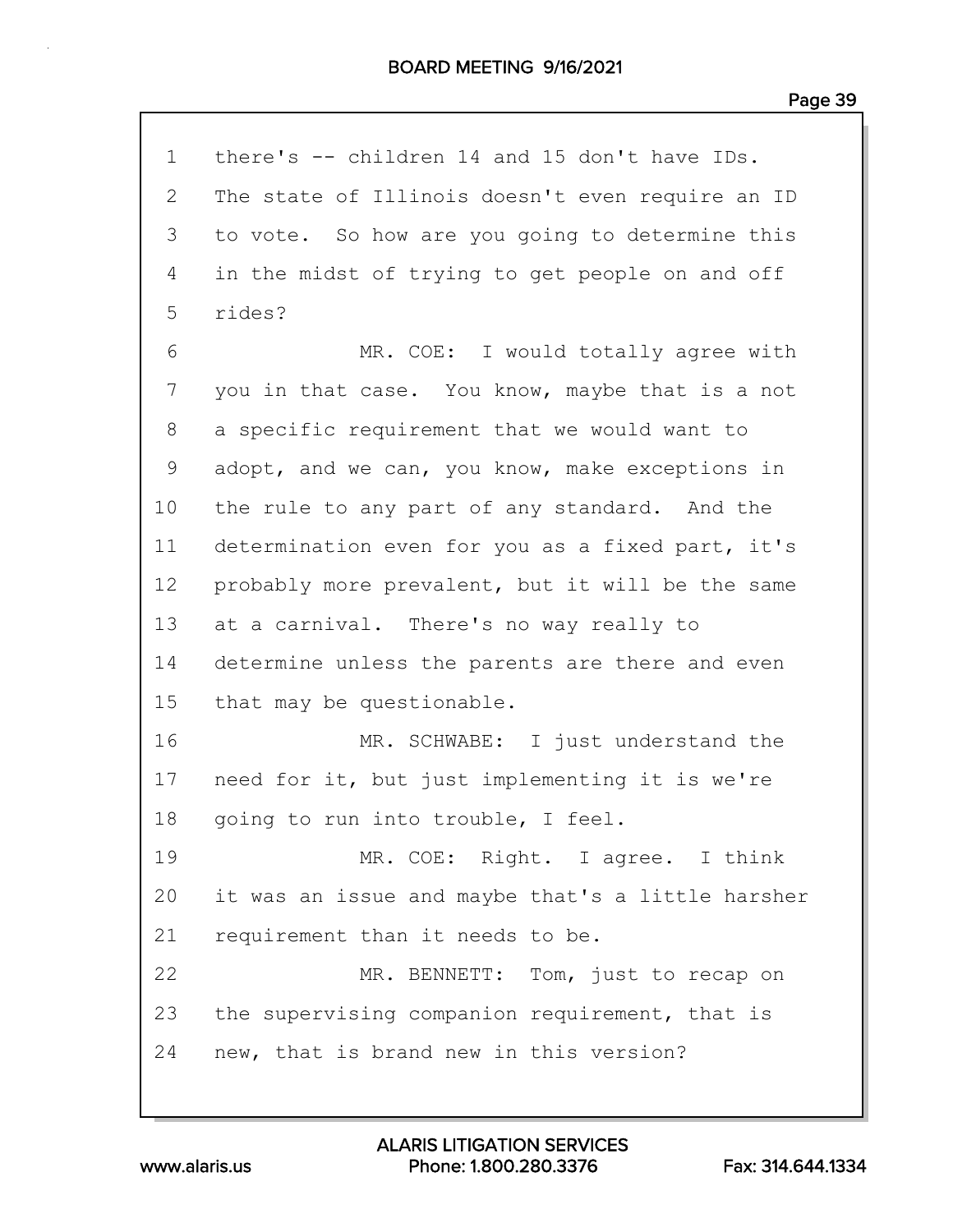1 there's -- children 14 and 15 don't have IDs.
2 The state of Illinois doesn't even require an ID
3 to vote. So how are you going to determine this
4 in the midst of trying to get people on and off
5 rides?
6 MR. COE: I would totally agree with
7 you in that case. You know, maybe that is a not
8 a specific requirement that we would want to
9 adopt, and we can, you know, make exceptions in
10 the rule to any part of any standard. And the
11 determination even for you as a fixed part, it's
12 probably more prevalent, but it will be the same
13 at a carnival. There's no way really to
14 determine unless the parents are there and even
15 that may be questionable.
16 MR. SCHWABE: I just understand the
17 need for it, but just implementing it is we're
18 going to run into trouble, I feel.
19 MR. COE: Right. I agree. I think
20 it was an issue and maybe that's a little harsher
21 requirement than it needs to be.
22 MR. BENNETT: Tom, just to recap on
23 the supervising companion requirement, that is
24 new, that is brand new in this version?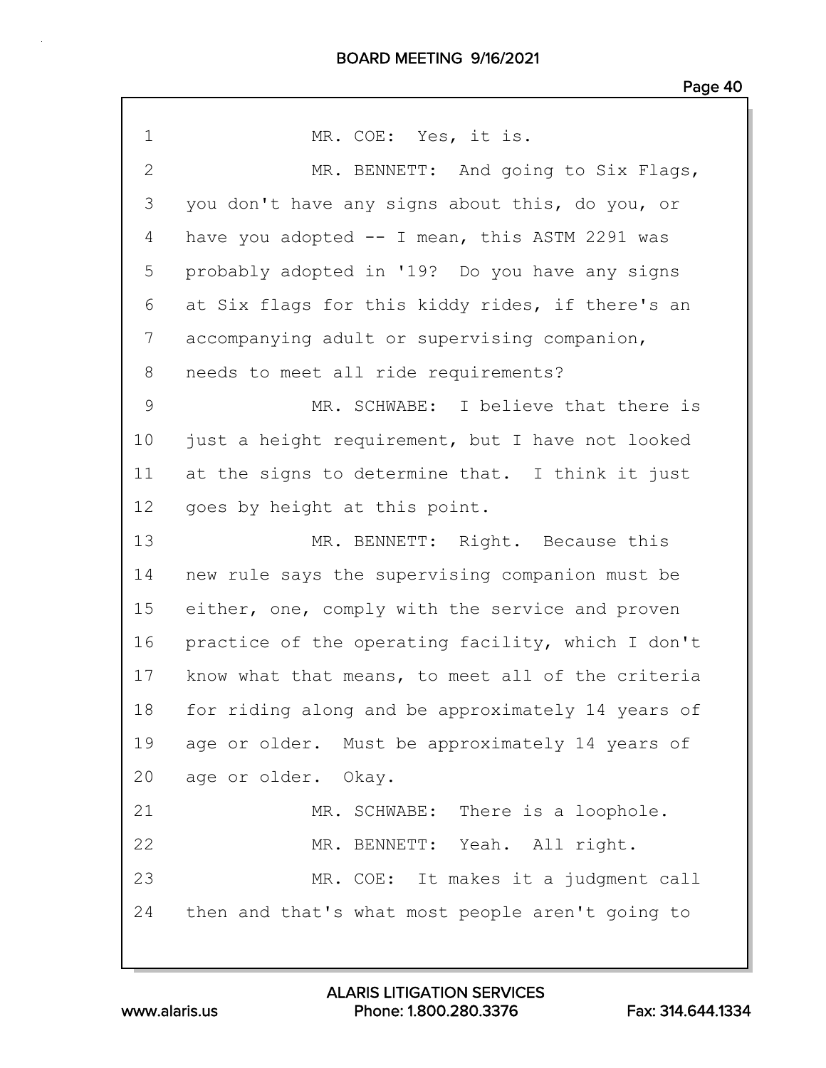1 MR. COE: Yes, it is.

2 MR. BENNETT: And going to Six Flags,

3 you don't have any signs about this, do you, or

4 have you adopted -- I mean, this ASTM 2291 was

5 probably adopted in '19? Do you have any signs

6 at Six flags for this kiddy rides, if there's an

7 accompanying adult or supervising companion,

8 needs to meet all ride requirements?

9 MR. SCHWABE: I believe that there is

10 just a height requirement, but I have not looked

11 at the signs to determine that. I think it just

12 goes by height at this point.

13 MR. BENNETT: Right. Because this

14 new rule says the supervising companion must be

15 either, one, comply with the service and proven

16 practice of the operating facility, which I don't

17 know what that means, to meet all of the criteria

18 for riding along and be approximately 14 years of

19 age or older. Must be approximately 14 years of

20 age or older. Okay.

21 MR. SCHWABE: There is a loophole.

22 MR. BENNETT: Yeah. All right.

23 MR. COE: It makes it a judgment call

24 then and that's what most people aren't going to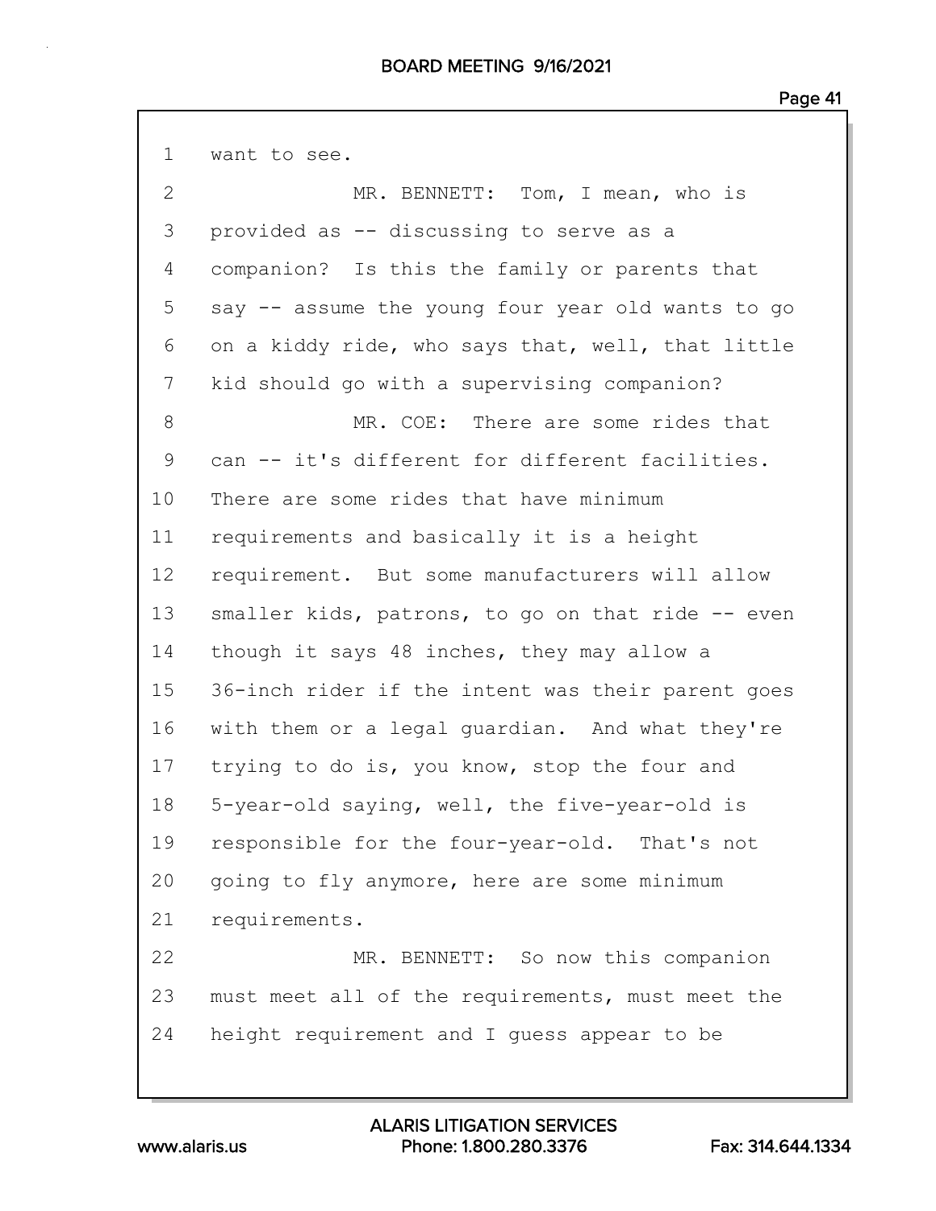want to see.

MR. BENNETT: Tom, I mean, who is provided as -- discussing to serve as a companion? Is this the family or parents that say -- assume the young four year old wants to go on a kiddy ride, who says that, well, that little kid should go with a supervising companion?

MR. COE: There are some rides that can -- it's different for different facilities. There are some rides that have minimum requirements and basically it is a height requirement. But some manufacturers will allow smaller kids, patrons, to go on that ride -- even though it says 48 inches, they may allow a 36-inch rider if the intent was their parent goes with them or a legal guardian. And what they're trying to do is, you know, stop the four and 5-year-old saying, well, the five-year-old is responsible for the four-year-old. That's not going to fly anymore, here are some minimum requirements.

MR. BENNETT: So now this companion must meet all of the requirements, must meet the height requirement and I guess appear to be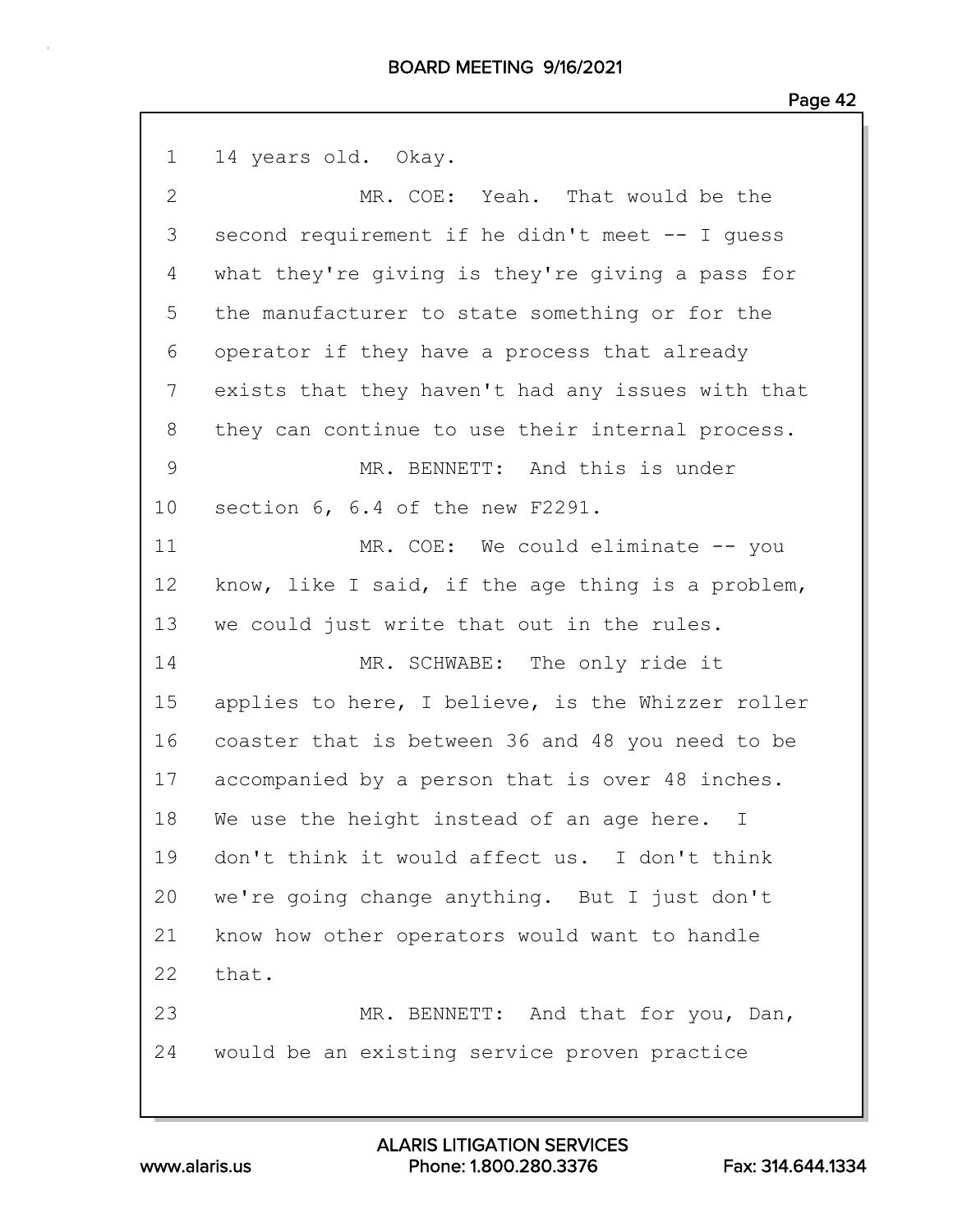1 14 years old. Okay.

2 MR. COE: Yeah. That would be the

3 second requirement if he didn't meet -- I guess

4 what they're giving is they're giving a pass for

5 the manufacturer to state something or for the

6 operator if they have a process that already

7 exists that they haven't had any issues with that

8 they can continue to use their internal process.

9 MR. BENNETT: And this is under

10 section 6, 6.4 of the new F2291.

11 MR. COE: We could eliminate -- you

12 know, like I said, if the age thing is a problem,

13 we could just write that out in the rules.

14 MR. SCHWABE: The only ride it

15 applies to here, I believe, is the Whizzer roller

16 coaster that is between 36 and 48 you need to be

17 accompanied by a person that is over 48 inches.

18 We use the height instead of an age here. I

19 don't think it would affect us. I don't think

20 we're going change anything. But I just don't

21 know how other operators would want to handle

22 that.

23 MR. BENNETT: And that for you, Dan,

24 would be an existing service proven practice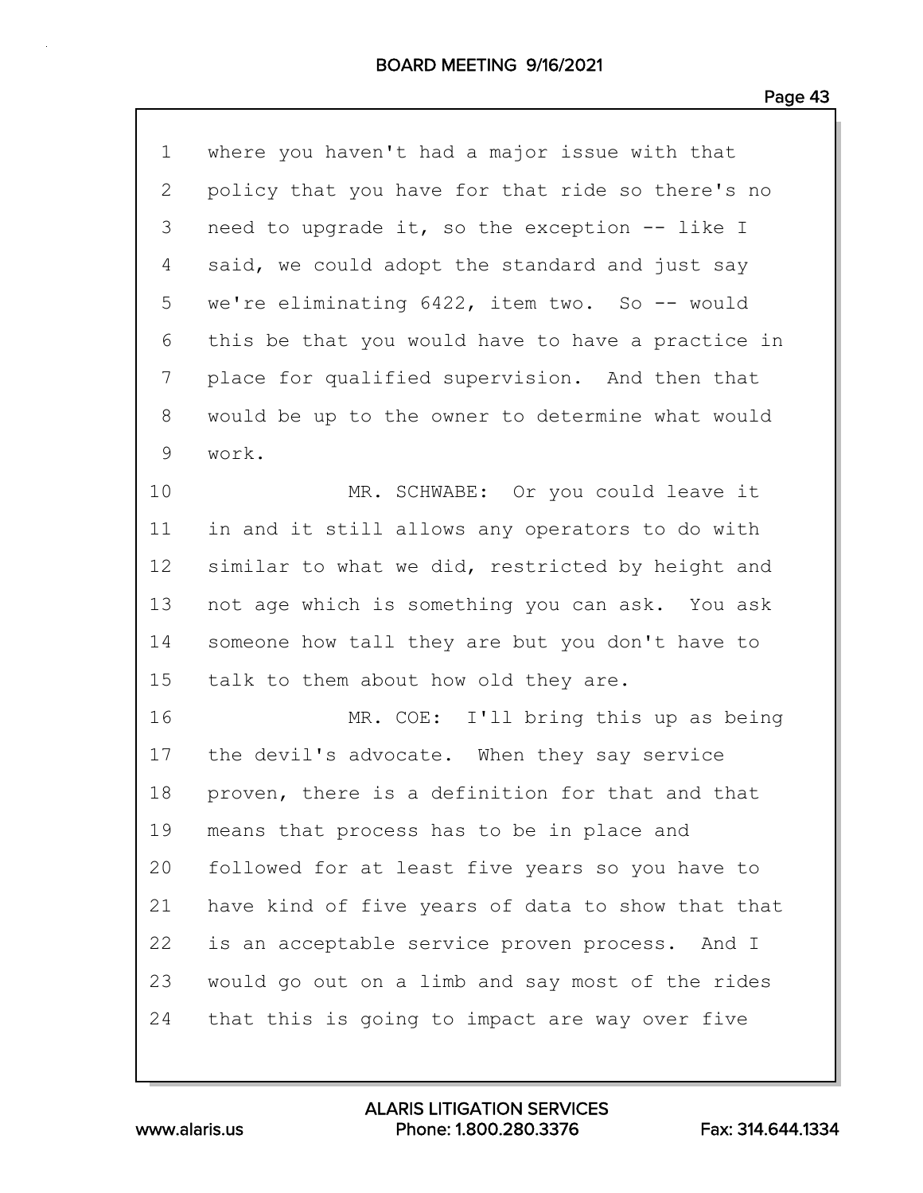1 where you haven't had a major issue with that
2 policy that you have for that ride so there's no
3 need to upgrade it, so the exception -- like I
4 said, we could adopt the standard and just say
5 we're eliminating 6422, item two. So -- would
6 this be that you would have to have a practice in
7 place for qualified supervision. And then that
8 would be up to the owner to determine what would
9 work.

10 MR. SCHWABE: Or you could leave it
11 in and it still allows any operators to do with
12 similar to what we did, restricted by height and
13 not age which is something you can ask. You ask
14 someone how tall they are but you don't have to
15 talk to them about how old they are.

16 MR. COE: I'll bring this up as being
17 the devil's advocate. When they say service
18 proven, there is a definition for that and that
19 means that process has to be in place and
20 followed for at least five years so you have to
21 have kind of five years of data to show that that
22 is an acceptable service proven process. And I
23 would go out on a limb and say most of the rides
24 that this is going to impact are way over five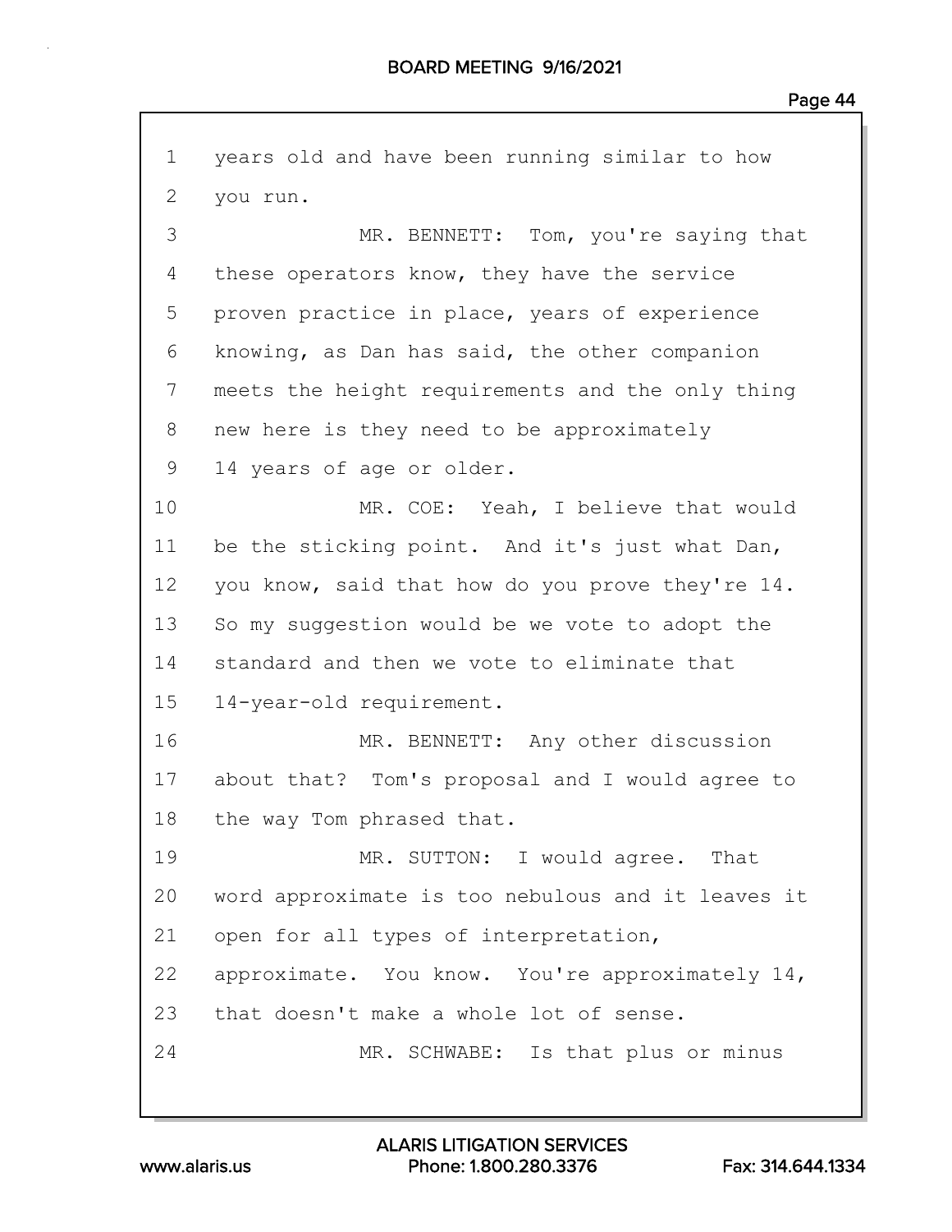years old and have been running similar to how you run.

MR. BENNETT: Tom, you're saying that these operators know, they have the service proven practice in place, years of experience knowing, as Dan has said, the other companion meets the height requirements and the only thing new here is they need to be approximately 14 years of age or older.

MR. COE: Yeah, I believe that would be the sticking point. And it's just what Dan, you know, said that how do you prove they're 14. So my suggestion would be we vote to adopt the standard and then we vote to eliminate that 14-year-old requirement.

MR. BENNETT: Any other discussion about that? Tom's proposal and I would agree to the way Tom phrased that.

MR. SUTTON: I would agree. That word approximate is too nebulous and it leaves it open for all types of interpretation, approximate. You know. You're approximately 14, that doesn't make a whole lot of sense.

MR. SCHWABE: Is that plus or minus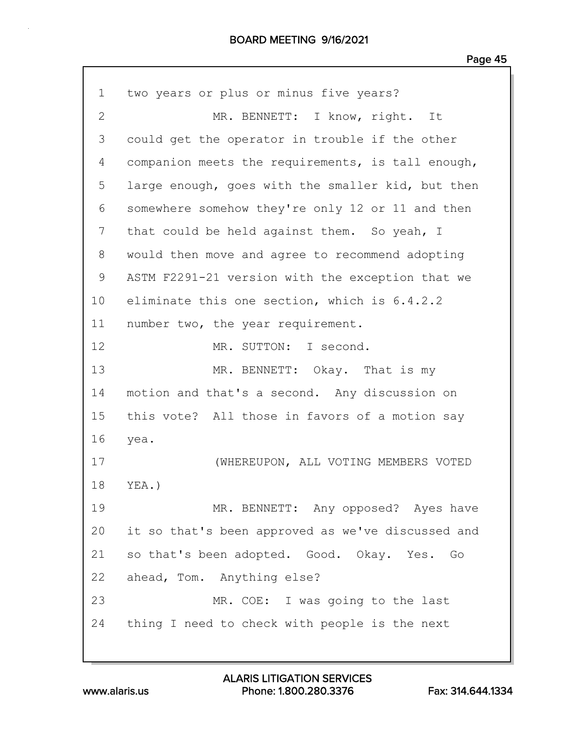1 two years or plus or minus five years?

2 MR. BENNETT: I know, right. It

3 could get the operator in trouble if the other

4 companion meets the requirements, is tall enough,

5 large enough, goes with the smaller kid, but then

6 somewhere somehow they're only 12 or 11 and then

7 that could be held against them. So yeah, I

8 would then move and agree to recommend adopting

9 ASTM F2291-21 version with the exception that we

10 eliminate this one section, which is 6.4.2.2

11 number two, the year requirement.

12 MR. SUTTON: I second.

13 MR. BENNETT: Okay. That is my

14 motion and that's a second. Any discussion on

15 this vote? All those in favors of a motion say

16 yea.

17 (WHEREUPON, ALL VOTING MEMBERS VOTED

18 YEA.)

19 MR. BENNETT: Any opposed? Ayes have

20 it so that's been approved as we've discussed and

21 so that's been adopted. Good. Okay. Yes. Go

22 ahead, Tom. Anything else?

23 MR. COE: I was going to the last

24 thing I need to check with people is the next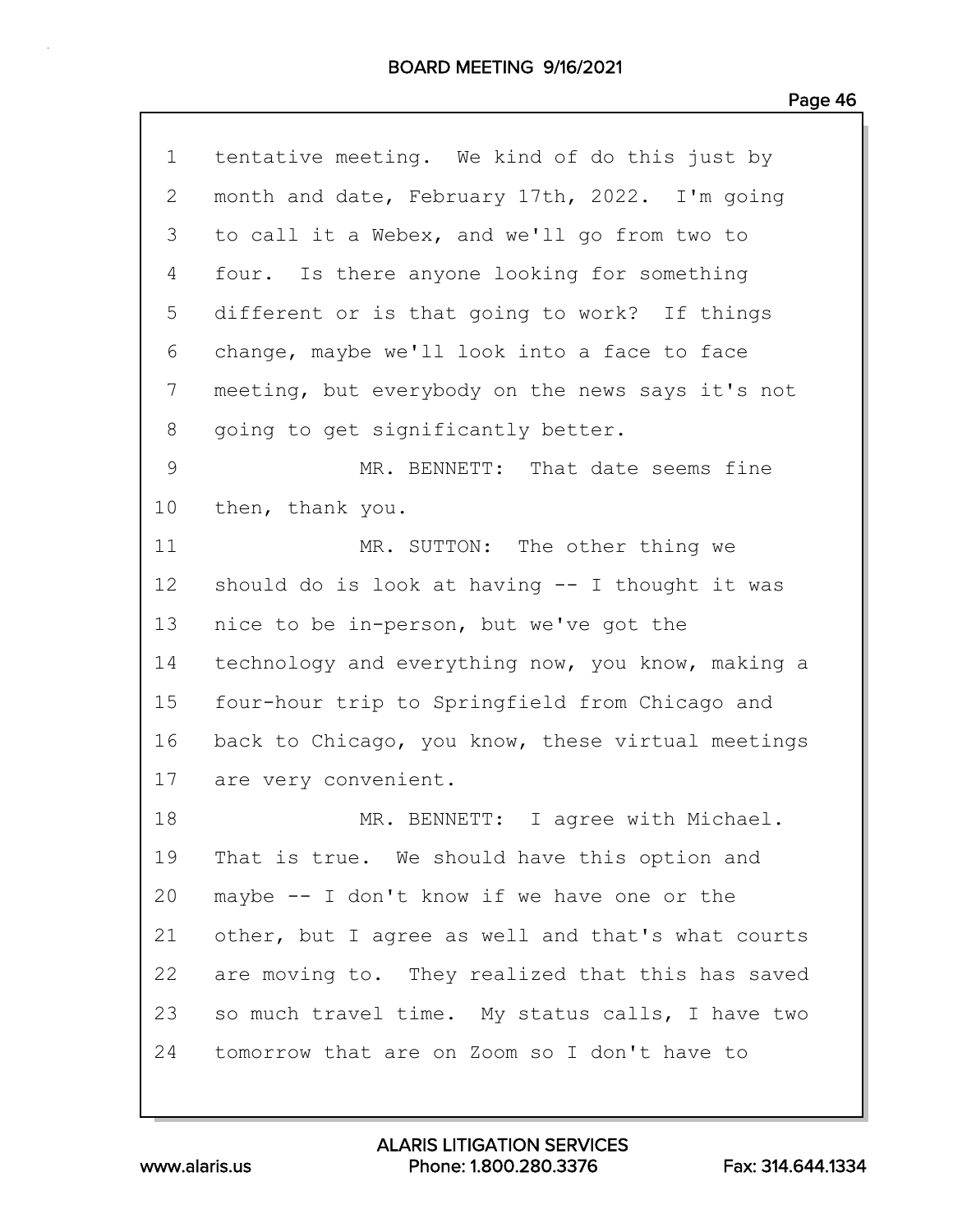1 tentative meeting. We kind of do this just by
2 month and date, February 17th, 2022. I'm going
3 to call it a Webex, and we'll go from two to
4 four. Is there anyone looking for something
5 different or is that going to work? If things
6 change, maybe we'll look into a face to face
7 meeting, but everybody on the news says it's not
8 going to get significantly better.
9 MR. BENNETT: That date seems fine
10 then, thank you.
11 MR. SUTTON: The other thing we
12 should do is look at having -- I thought it was
13 nice to be in-person, but we've got the
14 technology and everything now, you know, making a
15 four-hour trip to Springfield from Chicago and
16 back to Chicago, you know, these virtual meetings
17 are very convenient.
18 MR. BENNETT: I agree with Michael.
19 That is true. We should have this option and
20 maybe -- I don't know if we have one or the
21 other, but I agree as well and that's what courts
22 are moving to. They realized that this has saved
23 so much travel time. My status calls, I have two
24 tomorrow that are on Zoom so I don't have to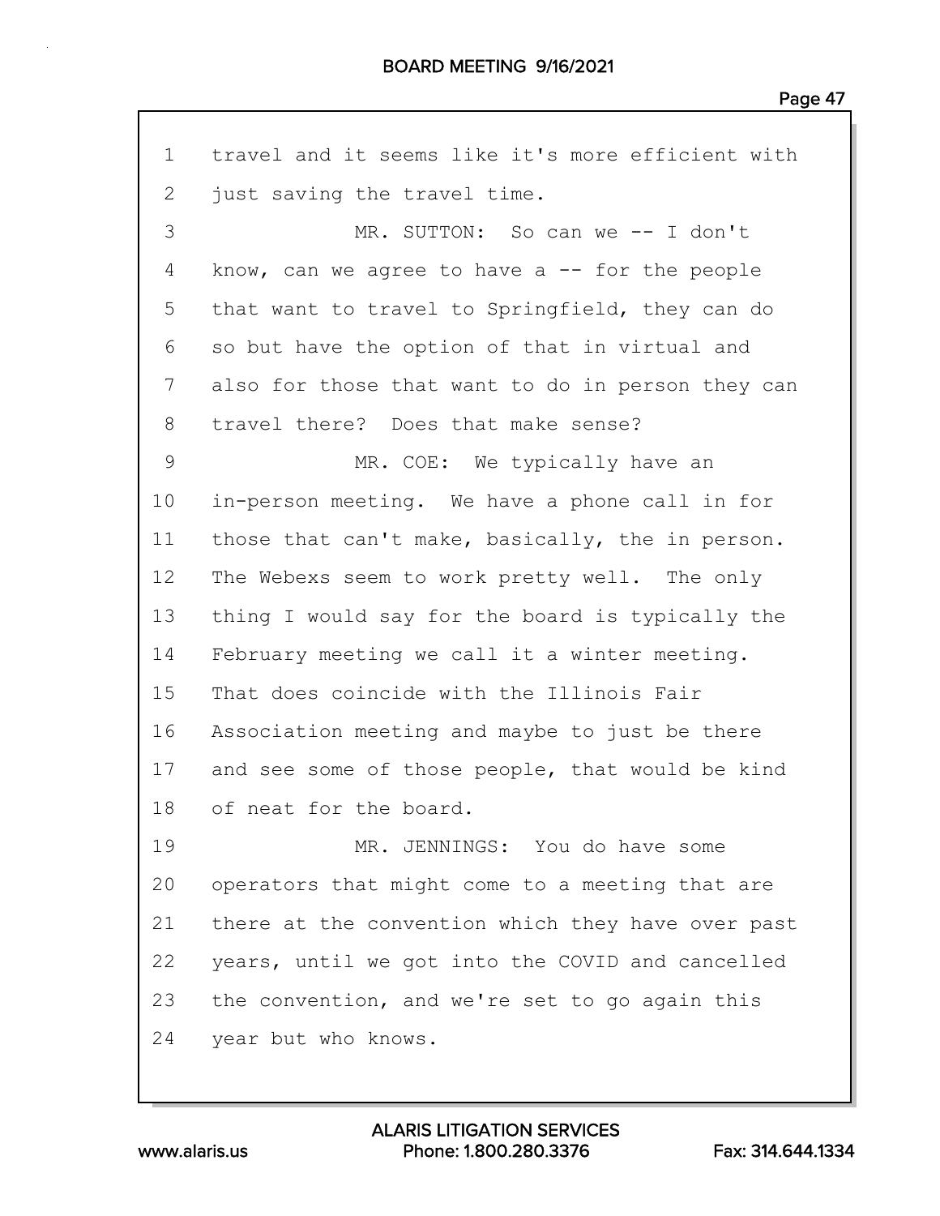1 travel and it seems like it's more efficient with
2 just saving the travel time.
3 MR. SUTTON: So can we -- I don't
4 know, can we agree to have a -- for the people
5 that want to travel to Springfield, they can do
6 so but have the option of that in virtual and
7 also for those that want to do in person they can
8 travel there? Does that make sense?
9 MR. COE: We typically have an
10 in-person meeting. We have a phone call in for
11 those that can't make, basically, the in person.
12 The Webexs seem to work pretty well. The only
13 thing I would say for the board is typically the
14 February meeting we call it a winter meeting.
15 That does coincide with the Illinois Fair
16 Association meeting and maybe to just be there
17 and see some of those people, that would be kind
18 of neat for the board.
19 MR. JENNINGS: You do have some
20 operators that might come to a meeting that are
21 there at the convention which they have over past
22 years, until we got into the COVID and cancelled
23 the convention, and we're set to go again this
24 year but who knows.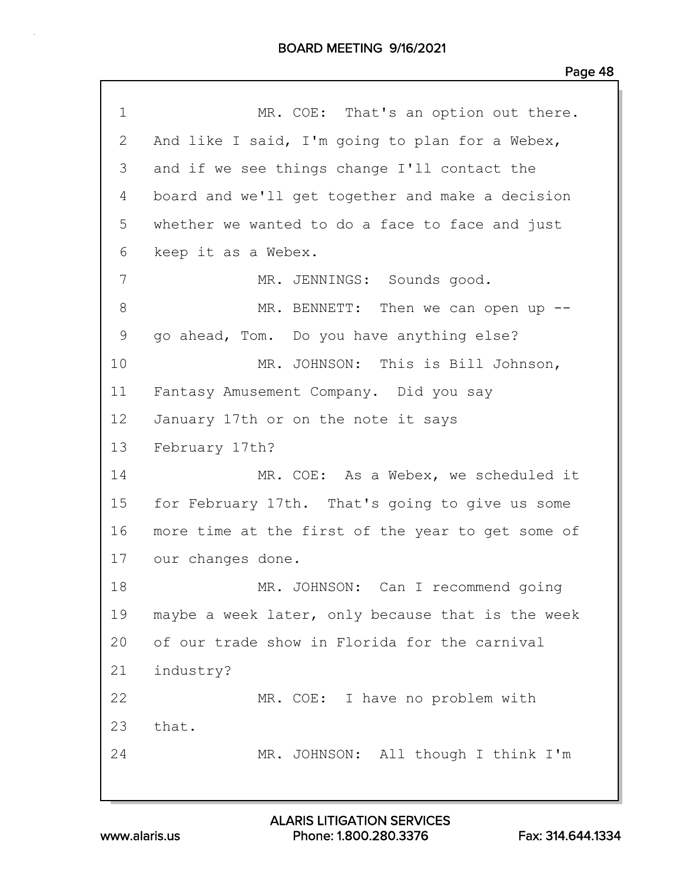1 MR. COE: That's an option out there.
2 And like I said, I'm going to plan for a Webex,
3 and if we see things change I'll contact the
4 board and we'll get together and make a decision
5 whether we wanted to do a face to face and just
6 keep it as a Webex.
7 MR. JENNINGS: Sounds good.
8 MR. BENNETT: Then we can open up --
9 go ahead, Tom. Do you have anything else?
10 MR. JOHNSON: This is Bill Johnson,
11 Fantasy Amusement Company. Did you say
12 January 17th or on the note it says
13 February 17th?
14 MR. COE: As a Webex, we scheduled it
15 for February 17th. That's going to give us some
16 more time at the first of the year to get some of
17 our changes done.
18 MR. JOHNSON: Can I recommend going
19 maybe a week later, only because that is the week
20 of our trade show in Florida for the carnival
21 industry?
22 MR. COE: I have no problem with
23 that.
24 MR. JOHNSON: All though I think I'm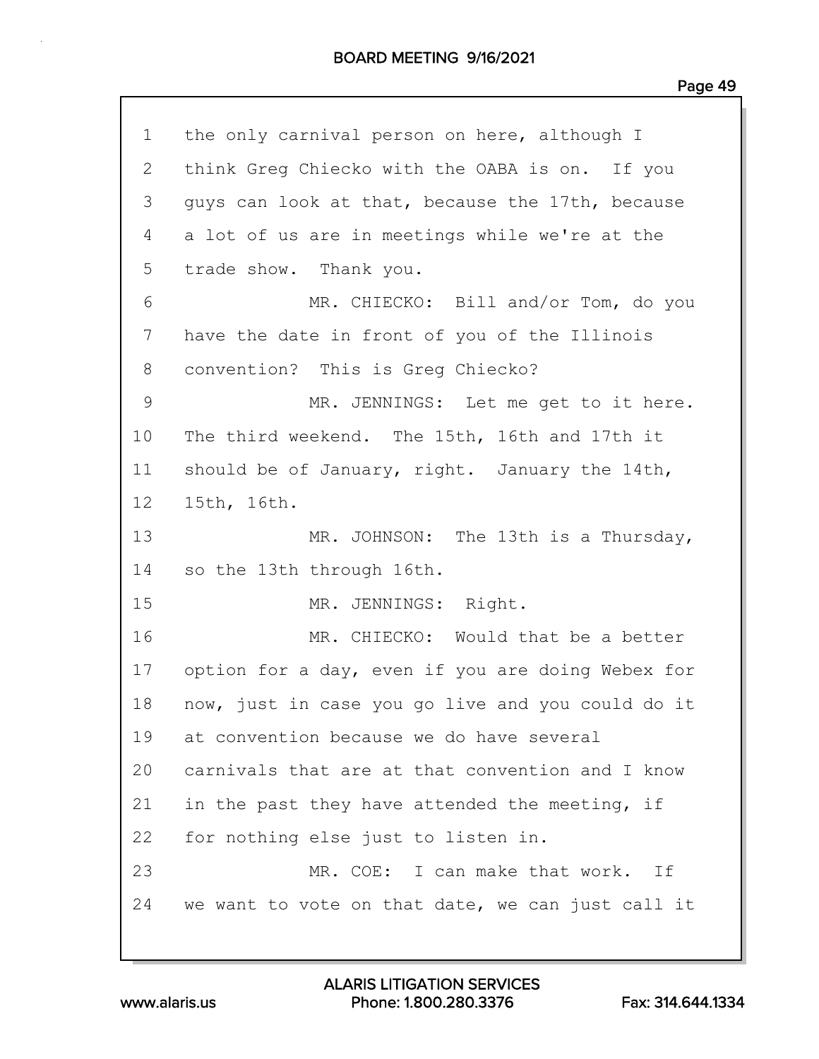1 the only carnival person on here, although I
2 think Greg Chiecko with the OABA is on. If you
3 guys can look at that, because the 17th, because
4 a lot of us are in meetings while we're at the
5 trade show. Thank you.
6 MR. CHIECKO: Bill and/or Tom, do you
7 have the date in front of you of the Illinois
8 convention? This is Greg Chiecko?
9 MR. JENNINGS: Let me get to it here.
10 The third weekend. The 15th, 16th and 17th it
11 should be of January, right. January the 14th,
12 15th, 16th.
13 MR. JOHNSON: The 13th is a Thursday,
14 so the 13th through 16th.
15 MR. JENNINGS: Right.
16 MR. CHIECKO: Would that be a better
17 option for a day, even if you are doing Webex for
18 now, just in case you go live and you could do it
19 at convention because we do have several
20 carnivals that are at that convention and I know
21 in the past they have attended the meeting, if
22 for nothing else just to listen in.
23 MR. COE: I can make that work. If
24 we want to vote on that date, we can just call it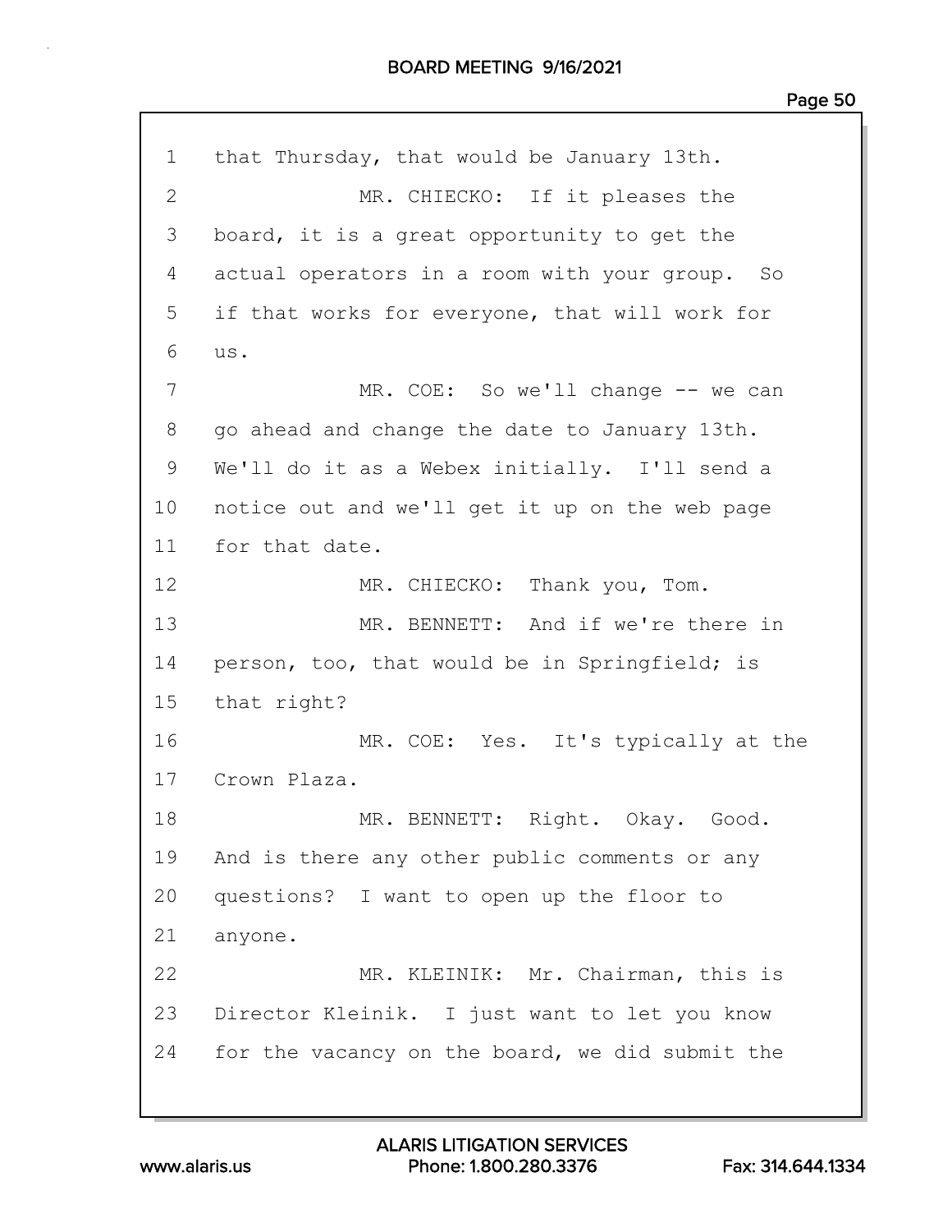1 that Thursday, that would be January 13th.

2 MR. CHIECKO: If it pleases the

3 board, it is a great opportunity to get the

4 actual operators in a room with your group. So

5 if that works for everyone, that will work for

6 us.

7 MR. COE: So we'll change -- we can

8 go ahead and change the date to January 13th.

9 We'll do it as a Webex initially. I'll send a

10 notice out and we'll get it up on the web page

11 for that date.

12 MR. CHIECKO: Thank you, Tom.

13 MR. BENNETT: And if we're there in

14 person, too, that would be in Springfield; is

15 that right?

16 MR. COE: Yes. It's typically at the

17 Crown Plaza.

18 MR. BENNETT: Right. Okay. Good.

19 And is there any other public comments or any

20 questions? I want to open up the floor to

21 anyone.

22 MR. KLEINIK: Mr. Chairman, this is

23 Director Kleinik. I just want to let you know

24 for the vacancy on the board, we did submit the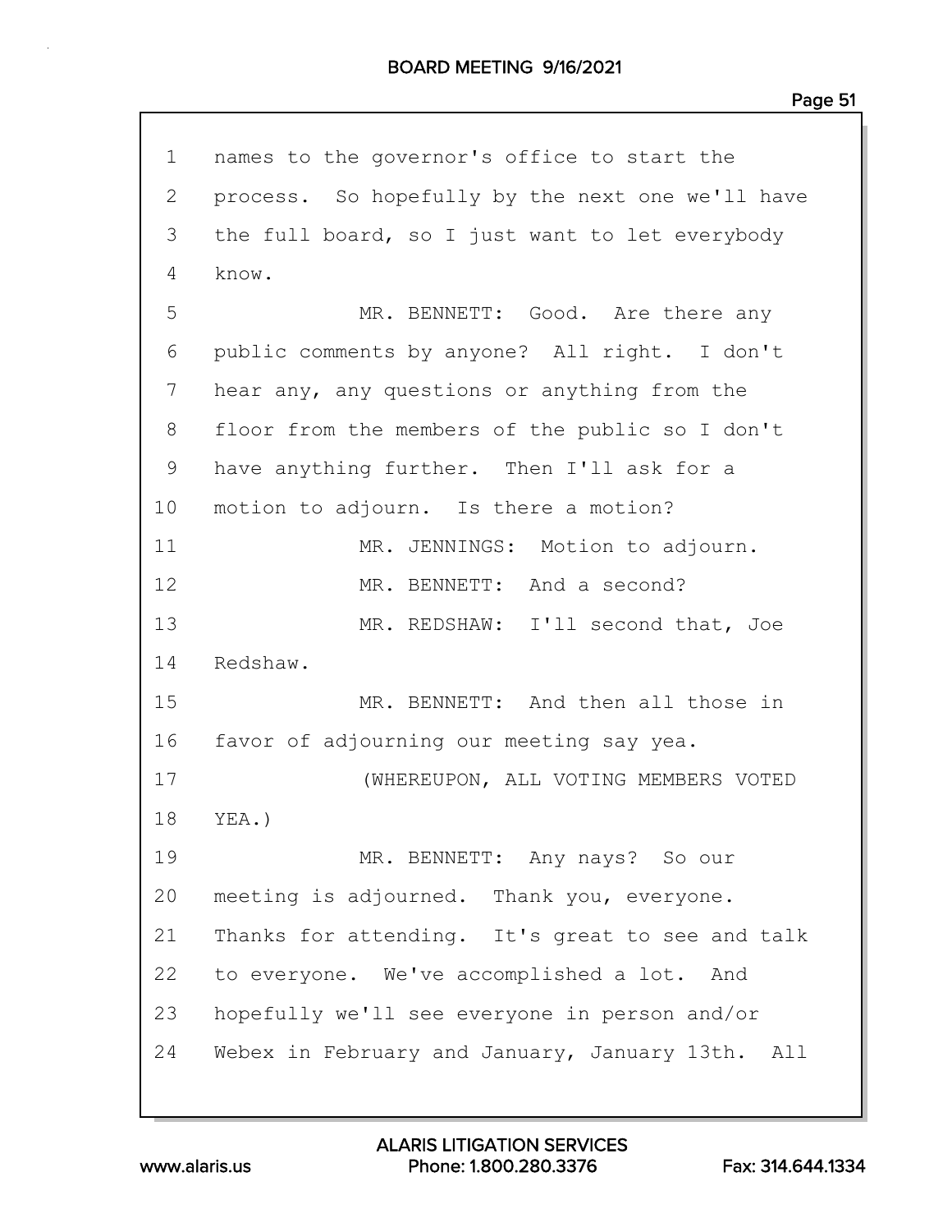1 names to the governor's office to start the
2 process. So hopefully by the next one we'll have
3 the full board, so I just want to let everybody
4 know.
5 MR. BENNETT: Good. Are there any
6 public comments by anyone? All right. I don't
7 hear any, any questions or anything from the
8 floor from the members of the public so I don't
9 have anything further. Then I'll ask for a
10 motion to adjourn. Is there a motion?
11 MR. JENNINGS: Motion to adjourn.
12 MR. BENNETT: And a second?
13 MR. REDSHAW: I'll second that, Joe
14 Redshaw.
15 MR. BENNETT: And then all those in
16 favor of adjourning our meeting say yea.
17 (WHEREUPON, ALL VOTING MEMBERS VOTED
18 YEA.)
19 MR. BENNETT: Any nays? So our
20 meeting is adjourned. Thank you, everyone.
21 Thanks for attending. It's great to see and talk
22 to everyone. We've accomplished a lot. And
23 hopefully we'll see everyone in person and/or
24 Webex in February and January, January 13th. All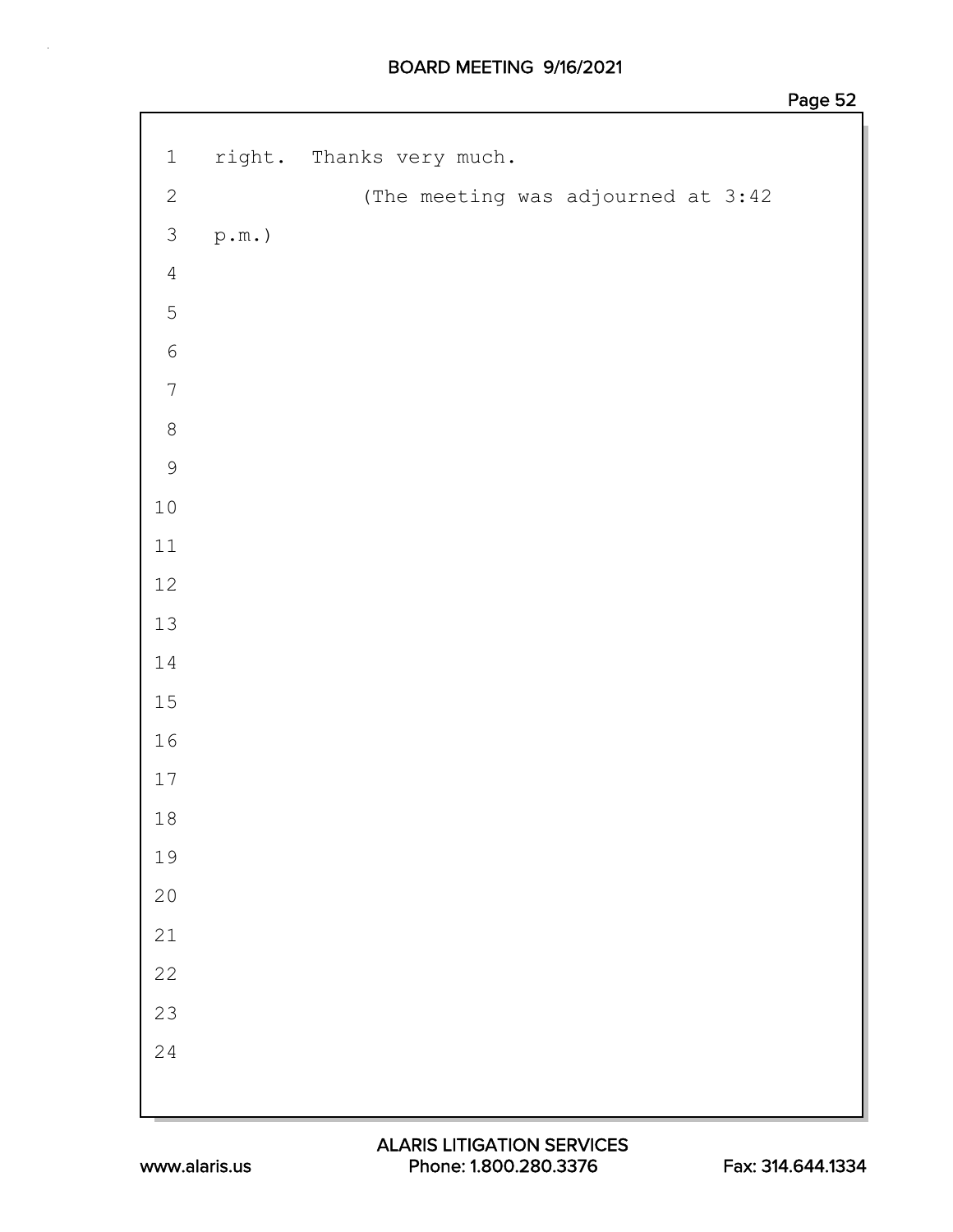right. Thanks very much.

(The meeting was adjourned at 3:42 p.m.)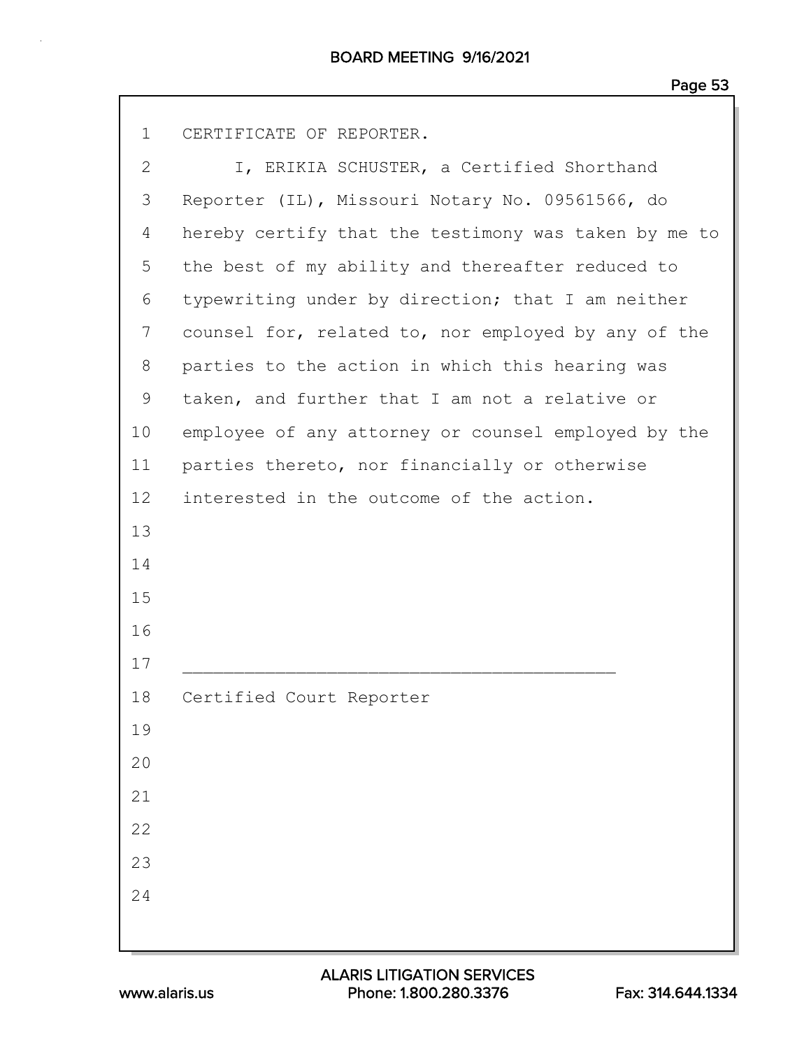CERTIFICATE OF REPORTER.

I, ERIKIA SCHUSTER, a Certified Shorthand Reporter (IL), Missouri Notary No. 09561566, do hereby certify that the testimony was taken by me to the best of my ability and thereafter reduced to typewriting under by direction; that I am neither counsel for, related to, nor employed by any of the parties to the action in which this hearing was taken, and further that I am not a relative or employee of any attorney or counsel employed by the parties thereto, nor financially or otherwise interested in the outcome of the action.

\_\_\_\_\_\_\_\_\_\_\_\_\_\_\_\_\_\_\_\_\_\_\_\_\_\_\_\_\_\_\_\_\_\_\_\_\_\_\_\_\_\_

Certified Court Reporter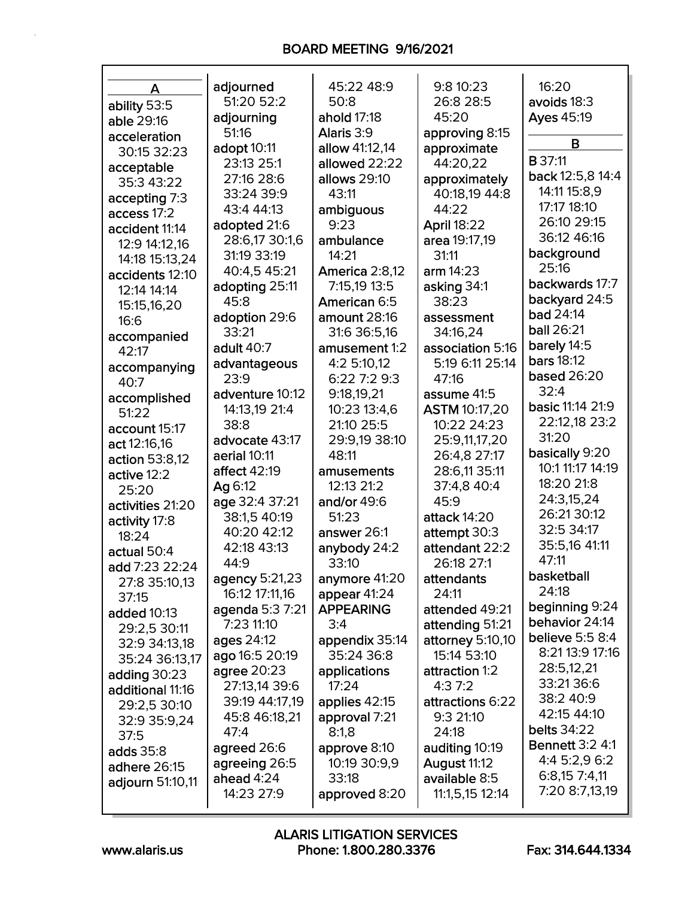BOARD MEETING 9/16/2021

**A**

ability 53:5
able 29:16
acceleration 30:15 32:23
acceptable 35:3 43:22
accepting 7:3
access 17:2
accident 11:14 12:9 14:12,16 14:18 15:13,24
accidents 12:10 12:14 14:14 15:15,16,20 16:6
accompanied 42:17
accompanying 40:7
accomplished 51:22
account 15:17
act 12:16,16
action 53:8,12
active 12:2 25:20
activities 21:20
activity 17:8 18:24
actual 50:4
add 7:23 22:24 27:8 35:10,13 37:15
added 10:13 29:2,5 30:11 32:9 34:13,18 35:24 36:13,17
adding 30:23
additional 11:16 29:2,5 30:10 32:9 35:9,24 37:5
adds 35:8
adhere 26:15
adjourn 51:10,11
adjourned 51:20 52:2
adjourning 51:16
adopt 10:11 23:13 25:1 27:16 28:6 33:24 39:9 43:4 44:13
adopted 21:6 28:6,17 30:1,6 31:19 33:19 40:4,5 45:21
adopting 25:11 45:8
adoption 29:6 33:21
adult 40:7
advantageous 23:9
adventure 10:12 14:13,19 21:4 38:8
advocate 43:17
aerial 10:11
affect 42:19
Ag 6:12
age 32:4 37:21 38:1,5 40:19 40:20 42:12 42:18 43:13 44:9
agency 5:21,23 16:12 17:11,16
agenda 5:3 7:21 7:23 11:10
ages 24:12
ago 16:5 20:19
agree 20:23 27:13,14 39:6 39:19 44:17,19 45:8 46:18,21 47:4
agreed 26:6
agreeing 26:5
ahead 4:24 14:23 27:9
45:22 48:9 50:8
ahold 17:18
Alaris 3:9
allow 41:12,14
allowed 22:22
allows 29:10 43:11
ambiguous 9:23
ambulance 14:21
America 2:8,12 7:15,19 13:5
American 6:5
amount 28:16 31:6 36:5,16
amusement 1:2 4:2 5:10,12 6:22 7:2 9:3 9:18,19,21 10:23 13:4,6 21:10 25:5 29:9,19 38:10 48:11
amusements 12:13 21:2
and/or 49:6 51:23
answer 26:1
anybody 24:2 33:10
anymore 41:20
appear 41:24
APPEARING 3:4
appendix 35:14 35:24 36:8
applications 17:24
applies 42:15
approval 7:21 8:1,8
approve 8:10 10:19 30:9,9 33:18
approved 8:20
9:8 10:23 26:8 28:5 45:20
approving 8:15
approximate 44:20,22
approximately 40:18,19 44:8 44:22
April 18:22
area 19:17,19 31:11
arm 14:23
asking 34:1 38:23
assessment 34:16,24
association 5:16 5:19 6:11 25:14 47:16
assume 41:5
ASTM 10:17,20 10:22 24:23 25:9,11,17,20 26:4,8 27:17 28:6,11 35:11 37:4,8 40:4 45:9
attack 14:20
attempt 30:3
attendant 22:2 26:18 27:1
attendants 24:11
attended 49:21
attending 51:21
attorney 5:10,10 15:14 53:10
attraction 1:2 4:3 7:2
attractions 6:22 9:3 21:10 24:18
auditing 10:19
August 11:12
available 8:5 11:1,5,15 12:14
16:20
avoids 18:3
Ayes 45:19

**B**

B 37:11
back 12:5,8 14:4 14:11 15:8,9 17:17 18:10 26:10 29:15 36:12 46:16
background 25:16
backwards 17:7
backyard 24:5
bad 24:14
ball 26:21
barely 14:5
bars 18:12
based 26:20 32:4
basic 11:14 21:9 22:12,18 23:2 31:20
basically 9:20 10:1 11:17 14:19 18:20 21:8 24:3,15,24 26:21 30:12 32:5 34:17 35:5,16 41:11 47:11
basketball 24:18
beginning 9:24
behavior 24:14
believe 5:5 8:4 8:21 13:9 17:16 28:5,12,21 33:21 36:6 38:2 40:9 42:15 44:10
belts 34:22
Bennett 3:2 4:1 4:4 5:2,9 6:2 6:8,15 7:4,11 7:20 8:7,13,19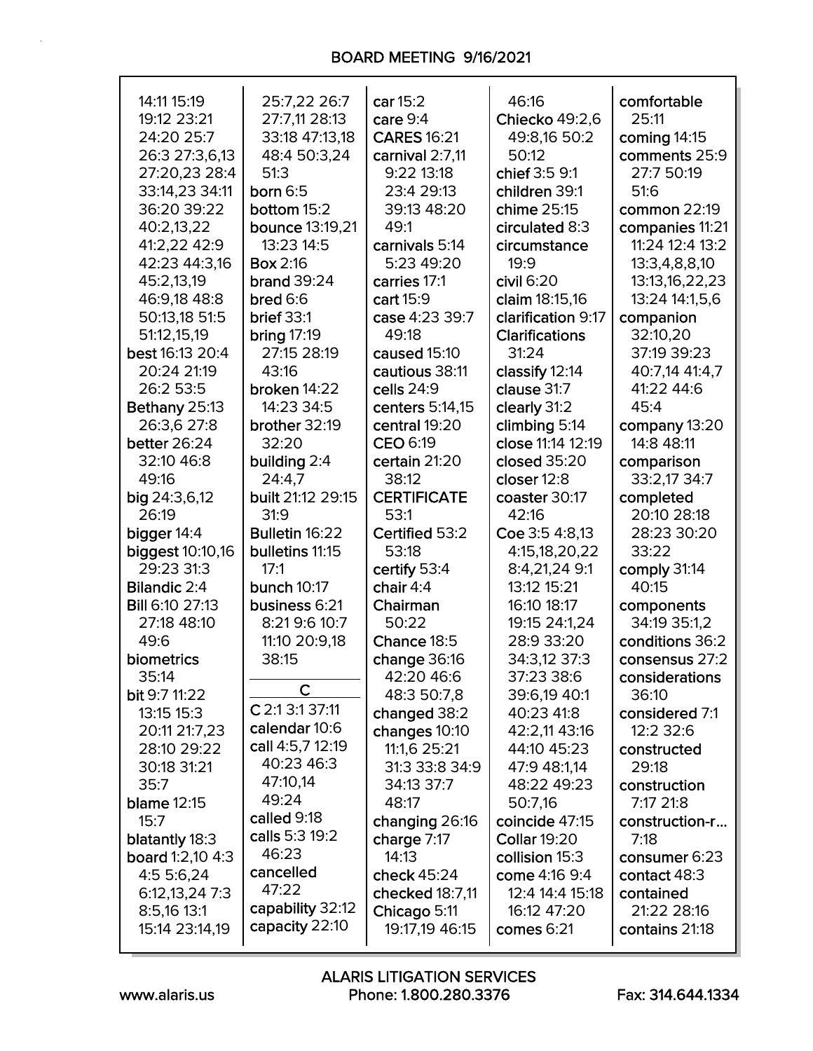14:11 15:19
19:12 23:21
24:20 25:7
26:3 27:3,6,13
27:20,23 28:4
33:14,23 34:11
36:20 39:22
40:2,13,22
41:2,22 42:9
42:23 44:3,16
45:2,13,19
46:9,18 48:8
50:13,18 51:5
51:12,15,19

**best** 16:13 20:4
20:24 21:19
26:2 53:5

**Bethany** 25:13
26:3,6 27:8

**better** 26:24
32:10 46:8
49:16

**big** 24:3,6,12
26:19

**bigger** 14:4

**biggest** 10:10,16
29:23 31:3

**Bilandic** 2:4

**Bill** 6:10 27:13
27:18 48:10
49:6

**biometrics**
35:14

**bit** 9:7 11:22
13:15 15:3
20:11 21:7,23
28:10 29:22
30:18 31:21
35:7

**blame** 12:15
15:7

**blatantly** 18:3

**board** 1:2,10 4:3
4:5 5:6,24
6:12,13,24 7:3
8:5,16 13:1
15:14 23:14,19
25:7,22 26:7
27:7,11 28:13
33:18 47:13,18
48:4 50:3,24
51:3

**born** 6:5

**bottom** 15:2

**bounce** 13:19,21
13:23 14:5

**Box** 2:16

**brand** 39:24

**bred** 6:6

**brief** 33:1

**bring** 17:19
27:15 28:19
43:16

**broken** 14:22
14:23 34:5

**brother** 32:19
32:20

**building** 2:4
24:4,7

**built** 21:12 29:15
31:9

**Bulletin** 16:22

**bulletins** 11:15
17:1

**bunch** 10:17

**business** 6:21
8:21 9:6 10:7
11:10 20:9,18
38:15

## C

**C** 2:1 3:1 37:11

**calendar** 10:6

**call** 4:5,7 12:19
40:23 46:3
47:10,14
49:24

**called** 9:18

**calls** 5:3 19:2
46:23

**cancelled**
47:22

**capability** 32:12

**capacity** 22:10

**car** 15:2

**care** 9:4

**CARES** 16:21

**carnival** 2:7,11
9:22 13:18
23:4 29:13
39:13 48:20
49:1

**carnivals** 5:14
5:23 49:20

**carries** 17:1

**cart** 15:9

**case** 4:23 39:7
49:18

**caused** 15:10

**cautious** 38:11

**cells** 24:9

**centers** 5:14,15

**central** 19:20

**CEO** 6:19

**certain** 21:20
38:12

**CERTIFICATE**
53:1

**Certified** 53:2
53:18

**certify** 53:4

**chair** 4:4

**Chairman**
50:22

**Chance** 18:5

**change** 36:16
42:20 46:6
48:3 50:7,8

**changed** 38:2

**changes** 10:10
11:1,6 25:21
31:3 33:8 34:9
34:13 37:7
48:17

**changing** 26:16

**charge** 7:17
14:13

**check** 45:24

**checked** 18:7,11

**Chicago** 5:11
19:17,19 46:15
46:16

**Chiecko** 49:2,6
49:8,16 50:2
50:12

**chief** 3:5 9:1

**children** 39:1

**chime** 25:15

**circulated** 8:3

**circumstance**
19:9

**civil** 6:20

**claim** 18:15,16

**clarification** 9:17

**Clarifications**
31:24

**classify** 12:14

**clause** 31:7

**clearly** 31:2

**climbing** 5:14

**close** 11:14 12:19

**closed** 35:20

**closer** 12:8

**coaster** 30:17
42:16

**Coe** 3:5 4:8,13
4:15,18,20,22
8:4,21,24 9:1
13:12 15:21
16:10 18:17
19:15 24:1,24
28:9 33:20
34:3,12 37:3
37:23 38:6
39:6,19 40:1
40:23 41:8
42:2,11 43:16
44:10 45:23
47:9 48:1,14
48:22 49:23
50:7,16

**coincide** 47:15

**Collar** 19:20

**collision** 15:3

**come** 4:16 9:4
12:4 14:4 15:18
16:12 47:20

**comes** 6:21

**comfortable**
25:11

**coming** 14:15

**comments** 25:9
27:7 50:19
51:6

**common** 22:19

**companies** 11:21
11:24 12:4 13:2
13:3,4,8,8,10
13:13,16,22,23
13:24 14:1,5,6

**companion**
32:10,20
37:19 39:23
40:7,14 41:4,7
41:22 44:6
45:4

**company** 13:20
14:8 48:11

**comparison**
33:2,17 34:7

**completed**
20:10 28:18
28:23 30:20
33:22

**comply** 31:14
40:15

**components**
34:19 35:1,2

**conditions** 36:2

**consensus** 27:2

**considerations**
36:10

**considered** 7:1
12:2 32:6

**constructed**
29:18

**construction**
7:17 21:8

**construction-r...**
7:18

**consumer** 6:23

**contact** 48:3

**contained**
21:22 28:16

**contains** 21:18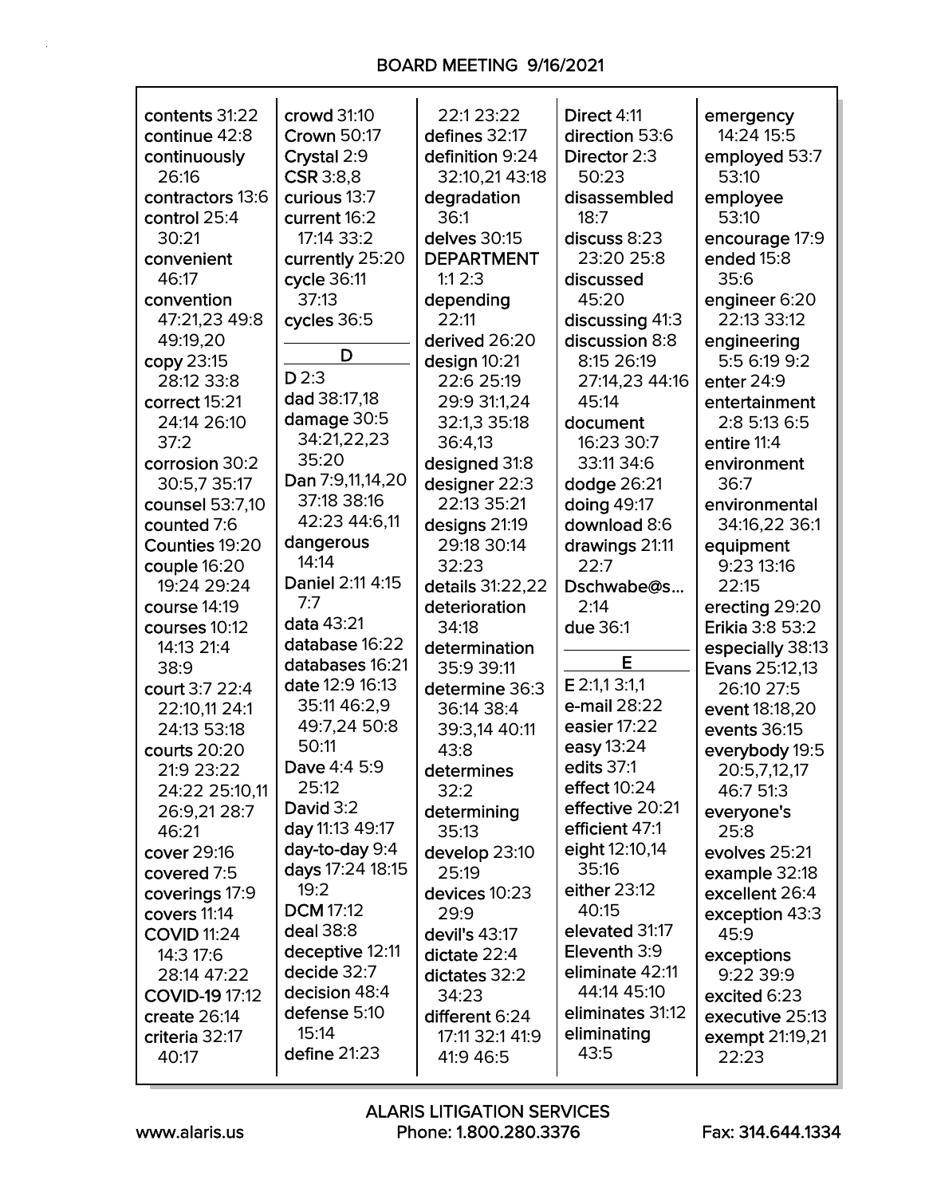contents 31:22
continue 42:8
continuously 26:16
contractors 13:6
control 25:4 30:21
convenient 46:17
convention 47:21,23 49:8 49:19,20
copy 23:15 28:12 33:8
correct 15:21 24:14 26:10 37:2
corrosion 30:2 30:5,7 35:17
counsel 53:7,10
counted 7:6
Counties 19:20
couple 16:20 19:24 29:24
course 14:19
courses 10:12 14:13 21:4 38:9
court 3:7 22:4 22:10,11 24:1 24:13 53:18
courts 20:20 21:9 23:22 24:22 25:10,11 26:9,21 28:7 46:21
cover 29:16
covered 7:5
coverings 17:9
covers 11:14
COVID 11:24 14:3 17:6 28:14 47:22
COVID-19 17:12
create 26:14
criteria 32:17 40:17

crowd 31:10
Crown 50:17
Crystal 2:9
CSR 3:8,8
curious 13:7
current 16:2 17:14 33:2
currently 25:20
cycle 36:11 37:13
cycles 36:5

**D**

D 2:3
dad 38:17,18
damage 30:5 34:21,22,23 35:20
Dan 7:9,11,14,20 37:18 38:16 42:23 44:6,11
dangerous 14:14
Daniel 2:11 4:15 7:7
data 43:21
database 16:22
databases 16:21
date 12:9 16:13 35:11 46:2,9 49:7,24 50:8 50:11
Dave 4:4 5:9 25:12
David 3:2
day 11:13 49:17
day-to-day 9:4
days 17:24 18:15 19:2
DCM 17:12
deal 38:8
deceptive 12:11
decide 32:7
decision 48:4
defense 5:10 15:14
define 21:23

22:1 23:22
defines 32:17
definition 9:24 32:10,21 43:18
degradation 36:1
delves 30:15
DEPARTMENT 1:1 2:3
depending 22:11
derived 26:20
design 10:21 22:6 25:19 29:9 31:1,24 32:1,3 35:18 36:4,13
designed 31:8
designer 22:3 22:13 35:21
designs 21:19 29:18 30:14 32:23
details 31:22,22
deterioration 34:18
determination 35:9 39:11
determine 36:3 36:14 38:4 39:3,14 40:11 43:8
determines 32:2
determining 35:13
develop 23:10 25:19
devices 10:23 29:9
devil's 43:17
dictate 22:4
dictates 32:2 34:23
different 6:24 17:11 32:1 41:9 41:9 46:5

Direct 4:11
direction 53:6
Director 2:3 50:23
disassembled 18:7
discuss 8:23 23:20 25:8
discussed 45:20
discussing 41:3
discussion 8:8 8:15 26:19 27:14,23 44:16 45:14
document 16:23 30:7 33:11 34:6
dodge 26:21
doing 49:17
download 8:6
drawings 21:11 22:7
Dschwabe@s... 2:14
due 36:1

**E**

E 2:1,1 3:1,1
e-mail 28:22
easier 17:22
easy 13:24
edits 37:1
effect 10:24
effective 20:21
efficient 47:1
eight 12:10,14 35:16
either 23:12 40:15
elevated 31:17
Eleventh 3:9
eliminate 42:11 44:14 45:10
eliminates 31:12
eliminating 43:5

emergency 14:24 15:5
employed 53:7 53:10
employee 53:10
encourage 17:9
ended 15:8 35:6
engineer 6:20 22:13 33:12
engineering 5:5 6:19 9:2
enter 24:9
entertainment 2:8 5:13 6:5
entire 11:4
environment 36:7
environmental 34:16,22 36:1
equipment 9:23 13:16 22:15
erecting 29:20
Erikia 3:8 53:2
especially 38:13
Evans 25:12,13 26:10 27:5
event 18:18,20
events 36:15
everybody 19:5 20:5,7,12,17 46:7 51:3
everyone's 25:8
evolves 25:21
example 32:18
excellent 26:4
exception 43:3 45:9
exceptions 9:22 39:9
excited 6:23
executive 25:13
exempt 21:19,21 22:23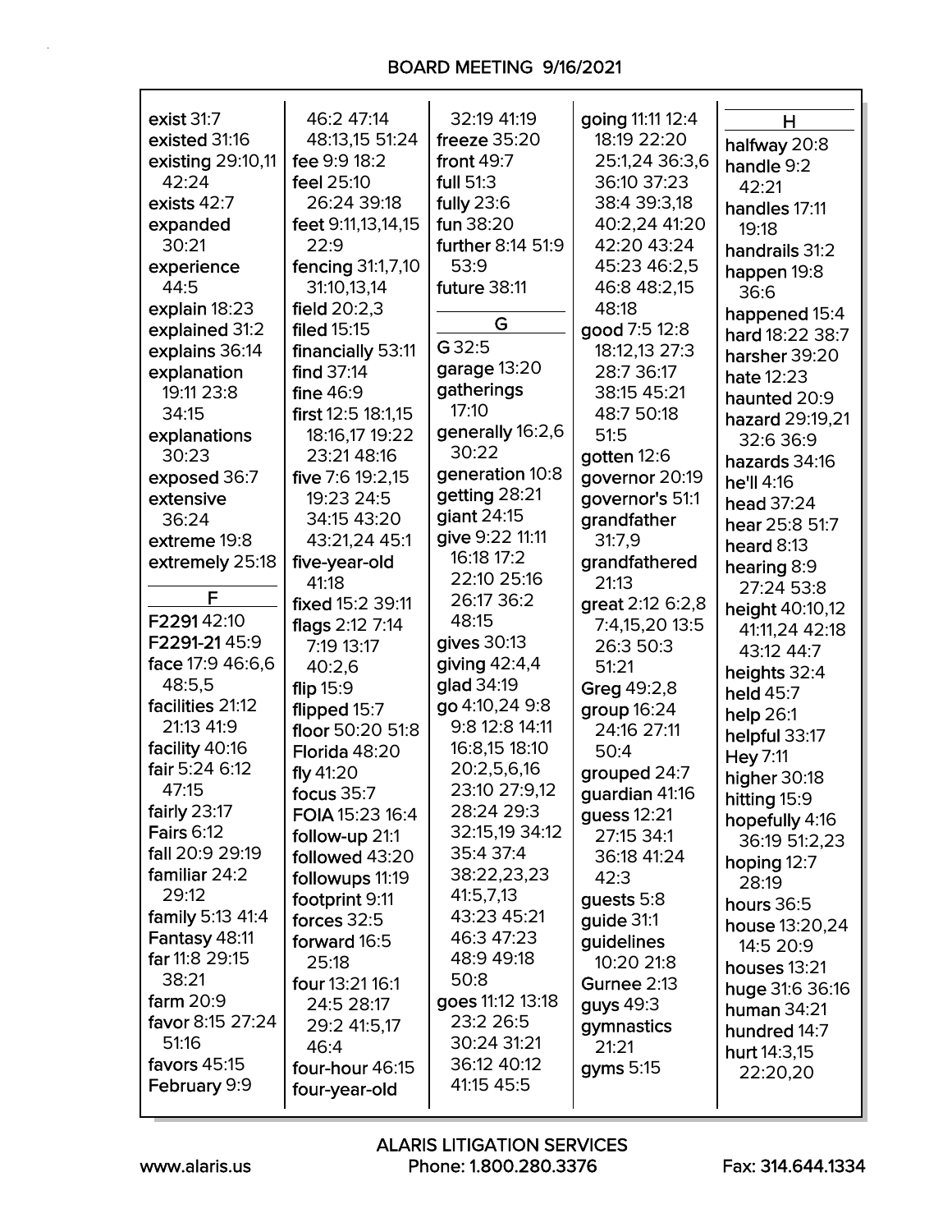exist 31:7
existed 31:16
existing 29:10,11 42:24
exists 42:7
expanded 30:21
experience 44:5
explain 18:23
explained 31:2
explains 36:14
explanation 19:11 23:8 34:15
explanations 30:23
exposed 36:7
extensive 36:24
extreme 19:8
extremely 25:18

## F

F2291 42:10
F2291-21 45:9
face 17:9 46:6,6 48:5,5
facilities 21:12 21:13 41:9
facility 40:16
fair 5:24 6:12 47:15
fairly 23:17
Fairs 6:12
fall 20:9 29:19
familiar 24:2 29:12
family 5:13 41:4
Fantasy 48:11
far 11:8 29:15 38:21
farm 20:9
favor 8:15 27:24 51:16
favors 45:15
February 9:9
46:2 47:14 48:13,15 51:24
fee 9:9 18:2
feel 25:10 26:24 39:18
feet 9:11,13,14,15 22:9
fencing 31:1,7,10 31:10,13,14
field 20:2,3
filed 15:15
financially 53:11
find 37:14
fine 46:9
first 12:5 18:1,15 18:16,17 19:22 23:21 48:16
five 7:6 19:2,15 19:23 24:5 34:15 43:20 43:21,24 45:1
five-year-old 41:18
fixed 15:2 39:11
flags 2:12 7:14 7:19 13:17 40:2,6
flip 15:9
flipped 15:7
floor 50:20 51:8
Florida 48:20
fly 41:20
focus 35:7
FOIA 15:23 16:4
follow-up 21:1
followed 43:20
followups 11:19
footprint 9:11
forces 32:5
forward 16:5 25:18
four 13:21 16:1 24:5 28:17 29:2 41:5,17 46:4
four-hour 46:15
four-year-old
32:19 41:19
freeze 35:20
front 49:7
full 51:3
fully 23:6
fun 38:20
further 8:14 51:9 53:9
future 38:11

## G

G 32:5
garage 13:20
gatherings 17:10
generally 16:2,6 30:22
generation 10:8
getting 28:21
giant 24:15
give 9:22 11:11 16:18 17:2 22:10 25:16 26:17 36:2 48:15
gives 30:13
giving 42:4,4
glad 34:19
go 4:10,24 9:8 9:8 12:8 14:11 16:8,15 18:10 20:2,5,6,16 23:10 27:9,12 28:24 29:3 32:15,19 34:12 35:4 37:4 38:22,23,23 41:5,7,13 43:23 45:21 46:3 47:23 48:9 49:18 50:8
goes 11:12 13:18 23:2 26:5 30:24 31:21 36:12 40:12 41:15 45:5
going 11:11 12:4 18:19 22:20 25:1,24 36:3,6 36:10 37:23 38:4 39:3,18 40:2,24 41:20 42:20 43:24 45:23 46:2,5 46:8 48:2,15 48:18
good 7:5 12:8 18:12,13 27:3 28:7 36:17 38:15 45:21 48:7 50:18 51:5
gotten 12:6
governor 20:19
governor's 51:1
grandfather 31:7,9
grandfathered 21:13
great 2:12 6:2,8 7:4,15,20 13:5 26:3 50:3 51:21
Greg 49:2,8
group 16:24 24:16 27:11 50:4
grouped 24:7
guardian 41:16
guess 12:21 27:15 34:1 36:18 41:24 42:3
guests 5:8
guide 31:1
guidelines 10:20 21:8
Gurnee 2:13
guys 49:3
gymnastics 21:21
gyms 5:15

## H

halfway 20:8
handle 9:2 42:21
handles 17:11 19:18
handrails 31:2
happen 19:8 36:6
happened 15:4
hard 18:22 38:7
harsher 39:20
hate 12:23
haunted 20:9
hazard 29:19,21 32:6 36:9
hazards 34:16
he'll 4:16
head 37:24
hear 25:8 51:7
heard 8:13
hearing 8:9 27:24 53:8
height 40:10,12 41:11,24 42:18 43:12 44:7
heights 32:4
held 45:7
help 26:1
helpful 33:17
Hey 7:11
higher 30:18
hitting 15:9
hopefully 4:16 36:19 51:2,23
hoping 12:7 28:19
hours 36:5
house 13:20,24 14:5 20:9
houses 13:21
huge 31:6 36:16
human 34:21
hundred 14:7
hurt 14:3,15 22:20,20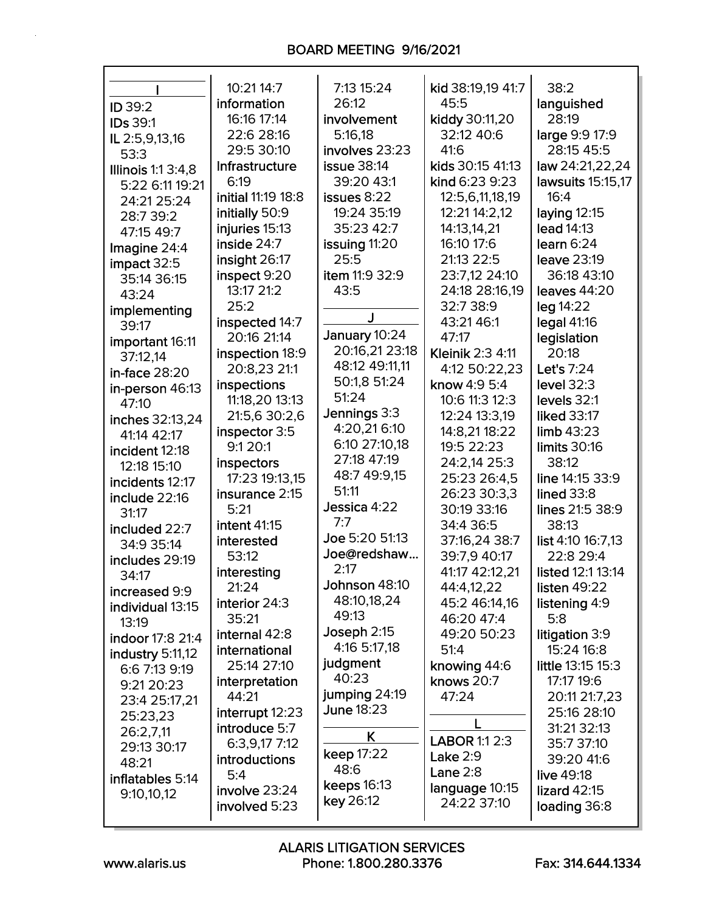## I

ID 39:2
IDs 39:1
IL 2:5,9,13,16 53:3
Illinois 1:1 3:4,8 5:22 6:11 19:21 24:21 25:24 28:7 39:2 47:15 49:7
Imagine 24:4
impact 32:5 35:14 36:15 43:24
implementing 39:17
important 16:11 37:12,14
in-face 28:20
in-person 46:13 47:10
inches 32:13,24 41:14 42:17
incident 12:18 12:18 15:10
incidents 12:17
include 22:16 31:17
included 22:7 34:9 35:14
includes 29:19 34:17
increased 9:9
individual 13:15 13:19
indoor 17:8 21:4
industry 5:11,12 6:6 7:13 9:19 9:21 20:23 23:4 25:17,21 25:23,23 26:2,7,11 29:13 30:17 48:21
inflatables 5:14 9:10,10,12
10:21 14:7
information 16:16 17:14 22:6 28:16 29:5 30:10
Infrastructure 6:19
initial 11:19 18:8
initially 50:9
injuries 15:13
inside 24:7
insight 26:17
inspect 9:20 13:17 21:2 25:2
inspected 14:7 20:16 21:14
inspection 18:9 20:8,23 21:1
inspections 11:18,20 13:13 21:5,6 30:2,6
inspector 3:5 9:1 20:1
inspectors 17:23 19:13,15
insurance 2:15 5:21
intent 41:15
interested 53:12
interesting 21:24
interior 24:3 35:21
internal 42:8
international 25:14 27:10
interpretation 44:21
interrupt 12:23
introduce 5:7 6:3,9,17 7:12
introductions 5:4
involve 23:24
involved 5:23 7:13 15:24 26:12
involvement 5:16,18
involves 23:23
issue 38:14 39:20 43:1
issues 8:22 19:24 35:19 35:23 42:7
issuing 11:20 25:5
item 11:9 32:9 43:5

## J

January 10:24 20:16,21 23:18 48:12 49:11,11 50:1,8 51:24 51:24
Jennings 3:3 4:20,21 6:10 6:10 27:10,18 27:18 47:19 48:7 49:9,15 51:11
Jessica 4:22 7:7
Joe 5:20 51:13
Joe@redshaw... 2:17
Johnson 48:10 48:10,18,24 49:13
Joseph 2:15 4:16 5:17,18
judgment 40:23
jumping 24:19
June 18:23

## K

keep 17:22 48:6
keeps 16:13
key 26:12
kid 38:19,19 41:7 45:5
kiddy 30:11,20 32:12 40:6 41:6
kids 30:15 41:13
kind 6:23 9:23 12:5,6,11,18,19 12:21 14:2,12 14:13,14,21 16:10 17:6 21:13 22:5 23:7,12 24:10 24:18 28:16,19 32:7 38:9 43:21 46:1 47:17
Kleinik 2:3 4:11 4:12 50:22,23
know 4:9 5:4 10:6 11:3 12:3 12:24 13:3,19 14:8,21 18:22 19:5 22:23 24:2,14 25:3 25:23 26:4,5 26:23 30:3,3 30:19 33:16 34:4 36:5 37:16,24 38:7 39:7,9 40:17 41:17 42:12,21 44:4,12,22 45:2 46:14,16 46:20 47:4 49:20 50:23 51:4
knowing 44:6
knows 20:7 47:24

## L

LABOR 1:1 2:3
Lake 2:9
Lane 2:8
language 10:15 24:22 37:10 38:2
languished 28:19
large 9:9 17:9 28:15 45:5
law 24:21,22,24
lawsuits 15:15,17 16:4
laying 12:15
lead 14:13
learn 6:24
leave 23:19 36:18 43:10
leaves 44:20
leg 14:22
legal 41:16
legislation 20:18
Let's 7:24
level 32:3
levels 32:1
liked 33:17
limb 43:23
limits 30:16 38:12
line 14:15 33:9
lined 33:8
lines 21:5 38:9 38:13
list 4:10 16:7,13 22:8 29:4
listed 12:1 13:14
listen 49:22
listening 4:9 5:8
litigation 3:9 15:24 16:8
little 13:15 15:3 17:17 19:6 20:11 21:7,23 25:16 28:10 31:21 32:13 35:7 37:10 39:20 41:6
live 49:18
lizard 42:15
loading 36:8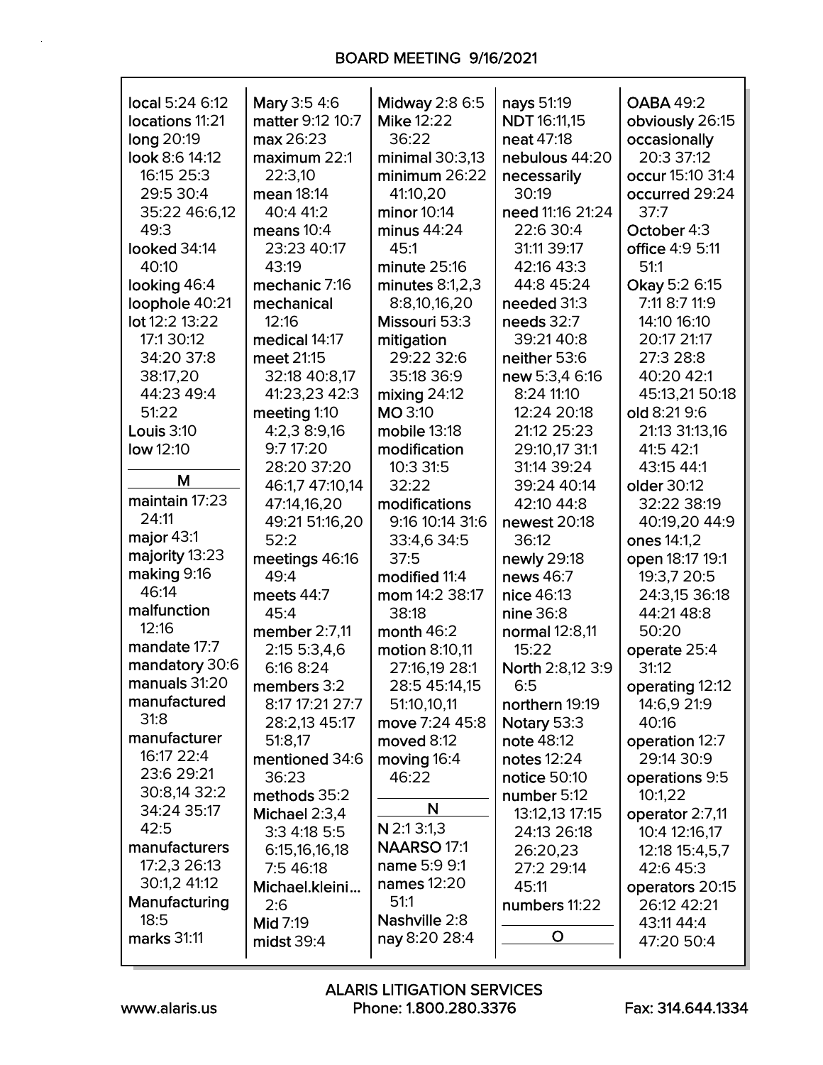local 5:24 6:12
locations 11:21
long 20:19
look 8:6 14:12 16:15 25:3 29:5 30:4 35:22 46:6,12 49:3
looked 34:14 40:10
looking 46:4
loophole 40:21
lot 12:2 13:22 17:1 30:12 34:20 37:8 38:17,20 44:23 49:4 51:22
Louis 3:10
low 12:10

## M

maintain 17:23 24:11
major 43:1
majority 13:23
making 9:16 46:14
malfunction 12:16
mandate 17:7
mandatory 30:6
manuals 31:20
manufactured 31:8
manufacturer 16:17 22:4 23:6 29:21 30:8,14 32:2 34:24 35:17 42:5
manufacturers 17:2,3 26:13 30:1,2 41:12
Manufacturing 18:5
marks 31:11
Mary 3:5 4:6
matter 9:12 10:7
max 26:23
maximum 22:1 22:3,10
mean 18:14 40:4 41:2
means 10:4 23:23 40:17 43:19
mechanic 7:16
mechanical 12:16
medical 14:17
meet 21:15 32:18 40:8,17 41:23,23 42:3
meeting 1:10 4:2,3 8:9,16 9:7 17:20 28:20 37:20 46:1,7 47:10,14 47:14,16,20 49:21 51:16,20 52:2
meetings 46:16 49:4
meets 44:7 45:4
member 2:7,11 2:15 5:3,4,6 6:16 8:24
members 3:2 8:17 17:21 27:7 28:2,13 45:17 51:8,17
mentioned 34:6 36:23
methods 35:2
Michael 2:3,4 3:3 4:18 5:5 6:15,16,16,18 7:5 46:18
Michael.kleini... 2:6
Mid 7:19
midst 39:4
Midway 2:8 6:5
Mike 12:22 36:22
minimal 30:3,13
minimum 26:22 41:10,20
minor 10:14
minus 44:24 45:1
minute 25:16
minutes 8:1,2,3 8:8,10,16,20
Missouri 53:3
mitigation 29:22 32:6 35:18 36:9
mixing 24:12
MO 3:10
mobile 13:18
modification 10:3 31:5 32:22
modifications 9:16 10:14 31:6 33:4,6 34:5 37:5
modified 11:4
mom 14:2 38:17 38:18
month 46:2
motion 8:10,11 27:16,19 28:1 28:5 45:14,15 51:10,10,11
move 7:24 45:8
moved 8:12
moving 16:4 46:22

## N

N 2:1 3:1,3
NAARSO 17:1
name 5:9 9:1
names 12:20 51:1
Nashville 2:8
nay 8:20 28:4
nays 51:19
NDT 16:11,15
neat 47:18
nebulous 44:20
necessarily 30:19
need 11:16 21:24 22:6 30:4 31:11 39:17 42:16 43:3 44:8 45:24
needed 31:3
needs 32:7 39:21 40:8
neither 53:6
new 5:3,4 6:16 8:24 11:10 12:24 20:18 21:12 25:23 29:10,17 31:1 31:14 39:24 39:24 40:14 42:10 44:8
newest 20:18 36:12
newly 29:18
news 46:7
nice 46:13
nine 36:8
normal 12:8,11 15:22
North 2:8,12 3:9 6:5
northern 19:19
Notary 53:3
note 48:12
notes 12:24
notice 50:10
number 5:12 13:12,13 17:15 24:13 26:18 26:20,23 27:2 29:14 45:11
numbers 11:22

## O

OABA 49:2
obviously 26:15
occasionally 20:3 37:12
occur 15:10 31:4
occurred 29:24 37:7
October 4:3
office 4:9 5:11 51:1
Okay 5:2 6:15 7:11 8:7 11:9 14:10 16:10 20:17 21:17 27:3 28:8 40:20 42:1 45:13,21 50:18
old 8:21 9:6 21:13 31:13,16 41:5 42:1 43:15 44:1
older 30:12 32:22 38:19 40:19,20 44:9
ones 14:1,2
open 18:17 19:1 19:3,7 20:5 24:3,15 36:18 44:21 48:8 50:20
operate 25:4 31:12
operating 12:12 14:6,9 21:9 40:16
operation 12:7 29:14 30:9
operations 9:5 10:1,22
operator 2:7,11 10:4 12:16,17 12:18 15:4,5,7 42:6 45:3
operators 20:15 26:12 42:21 43:11 44:4 47:20 50:4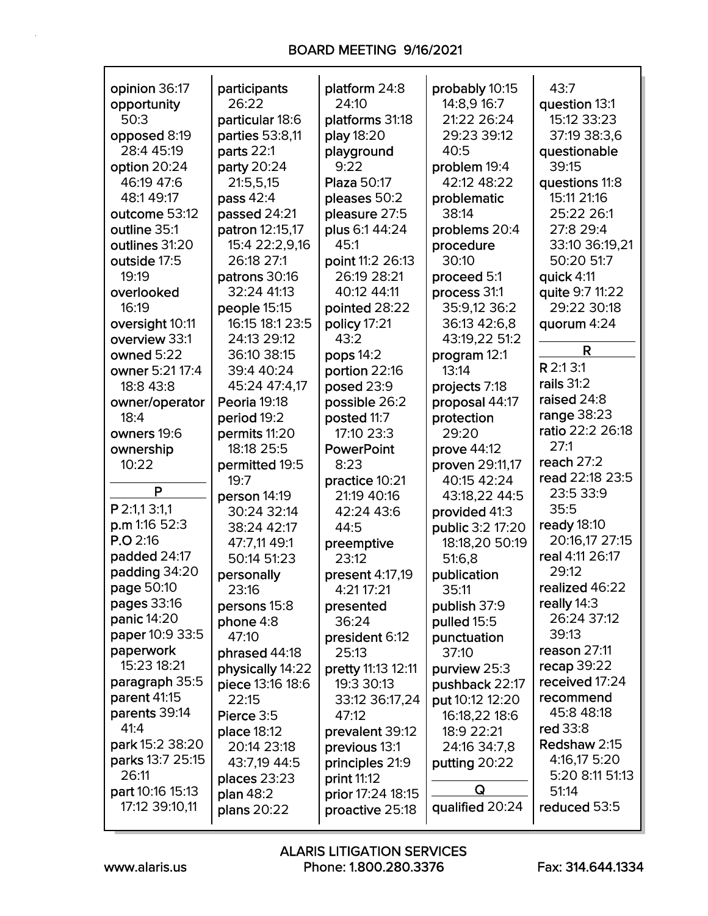opinion 36:17
opportunity 50:3
opposed 8:19 28:4 45:19
option 20:24 46:19 47:6 48:1 49:17
outcome 53:12
outline 35:1
outlines 31:20
outside 17:5 19:19
overlooked 16:19
oversight 10:11
overview 33:1
owned 5:22
owner 5:21 17:4 18:8 43:8
owner/operator 18:4
owners 19:6
ownership 10:22

**P**

P 2:1,1 3:1,1
p.m 1:16 52:3
P.O 2:16
padded 24:17
padding 34:20
page 50:10
pages 33:16
panic 14:20
paper 10:9 33:5
paperwork 15:23 18:21
paragraph 35:5
parent 41:15
parents 39:14 41:4
park 15:2 38:20
parks 13:7 25:15 26:11
part 10:16 15:13 17:12 39:10,11
participants 26:22
particular 18:6
parties 53:8,11
parts 22:1
party 20:24 21:5,5,15
pass 42:4
passed 24:21
patron 12:15,17 15:4 22:2,9,16 26:18 27:1
patrons 30:16 32:24 41:13
people 15:15 16:15 18:1 23:5 24:13 29:12 36:10 38:15 39:4 40:24 45:24 47:4,17
Peoria 19:18
period 19:2
permits 11:20 18:18 25:5
permitted 19:5 19:7
person 14:19 30:24 32:14 38:24 42:17 47:7,11 49:1 50:14 51:23
personally 23:16
persons 15:8
phone 4:8 47:10
phrased 44:18
physically 14:22
piece 13:16 18:6 22:15
Pierce 3:5
place 18:12 20:14 23:18 43:7,19 44:5
places 23:23
plan 48:2
plans 20:22
platform 24:8 24:10
platforms 31:18
play 18:20
playground 9:22
Plaza 50:17
pleases 50:2
pleasure 27:5
plus 6:1 44:24 45:1
point 11:2 26:13 26:19 28:21 40:12 44:11
pointed 28:22
policy 17:21 43:2
pops 14:2
portion 22:16
posed 23:9
possible 26:2
posted 11:7 17:10 23:3
PowerPoint 8:23
practice 10:21 21:19 40:16 42:24 43:6 44:5
preemptive 23:12
present 4:17,19 4:21 17:21
presented 36:24
president 6:12 25:13
pretty 11:13 12:11 19:3 30:13 33:12 36:17,24 47:12
prevalent 39:12
previous 13:1
principles 21:9
print 11:12
prior 17:24 18:15
proactive 25:18
probably 10:15 14:8,9 16:7 21:22 26:24 29:23 39:12 40:5
problem 19:4 42:12 48:22
problematic 38:14
problems 20:4
procedure 30:10
proceed 5:1
process 31:1 35:9,12 36:2 36:13 42:6,8 43:19,22 51:2
program 12:1 13:14
projects 7:18
proposal 44:17
protection 29:20
prove 44:12
proven 29:11,17 40:15 42:24 43:18,22 44:5
provided 41:3
public 3:2 17:20 18:18,20 50:19 51:6,8
publication 35:11
publish 37:9
pulled 15:5
punctuation 37:10
purview 25:3
pushback 22:17
put 10:12 12:20 16:18,22 18:6 18:9 22:21 24:16 34:7,8
putting 20:22

**Q**

qualified 20:24 43:7
question 13:1 15:12 33:23 37:19 38:3,6
questionable 39:15
questions 11:8 15:11 21:16 25:22 26:1 27:8 29:4 33:10 36:19,21 50:20 51:7
quick 4:11
quite 9:7 11:22 29:22 30:18
quorum 4:24

**R**

R 2:1 3:1
rails 31:2
raised 24:8
range 38:23
ratio 22:2 26:18 27:1
reach 27:2
read 22:18 23:5 23:5 33:9 35:5
ready 18:10 20:16,17 27:15
real 4:11 26:17 29:12
realized 46:22
really 14:3 26:24 37:12 39:13
reason 27:11
recap 39:22
received 17:24
recommend 45:8 48:18
red 33:8
Redshaw 2:15 4:16,17 5:20 5:20 8:11 51:13 51:14
reduced 53:5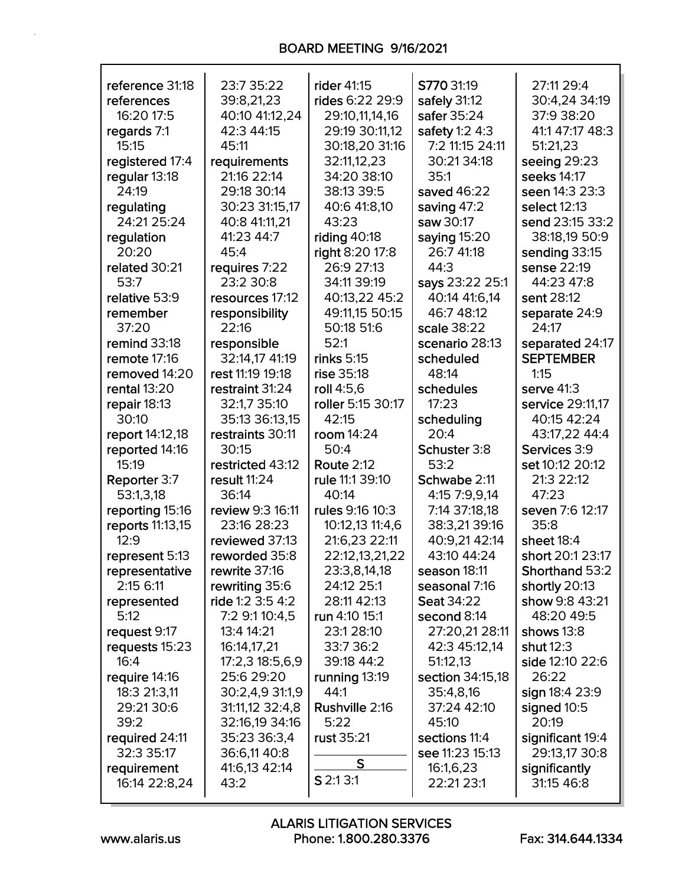reference 31:18
references 16:20 17:5
regards 7:1 15:15
registered 17:4
regular 13:18 24:19
regulating 24:21 25:24
regulation 20:20
related 30:21 53:7
relative 53:9
remember 37:20
remind 33:18
remote 17:16
removed 14:20
rental 13:20
repair 18:13 30:10
report 14:12,18
reported 14:16 15:19
Reporter 3:7 53:1,3,18
reporting 15:16
reports 11:13,15 12:9
represent 5:13
representative 2:15 6:11
represented 5:12
request 9:17
requests 15:23 16:4
require 14:16 18:3 21:3,11 29:21 30:6 39:2
required 24:11 32:3 35:17
requirement 16:14 22:8,24 23:7 35:22 39:8,21,23 40:10 41:12,24 42:3 44:15 45:11
requirements 21:16 22:14 29:18 30:14 30:23 31:15,17 40:8 41:11,21 41:23 44:7 45:4
requires 7:22 23:2 30:8
resources 17:12
responsibility 22:16
responsible 32:14,17 41:19
rest 11:19 19:18
restraint 31:24 32:1,7 35:10 35:13 36:13,15
restraints 30:11 30:15
restricted 43:12
result 11:24 36:14
review 9:3 16:11 23:16 28:23
reviewed 37:13
reworded 35:8
rewrite 37:16
rewriting 35:6
ride 1:2 3:5 4:2 7:2 9:1 10:4,5 13:4 14:21 16:14,17,21 17:2,3 18:5,6,9 25:6 29:20 30:2,4,9 31:1,9 31:11,12 32:4,8 32:16,19 34:16 35:23 36:3,4 36:6,11 40:8 41:6,13 42:14 43:2
rider 41:15
rides 6:22 29:9 29:10,11,14,16 29:19 30:11,12 30:18,20 31:16 32:11,12,23 34:20 38:10 38:13 39:5 40:6 41:8,10 43:23
riding 40:18
right 8:20 17:8 26:9 27:13 34:11 39:19 40:13,22 45:2 49:11,15 50:15 50:18 51:6 52:1
rinks 5:15
rise 35:18
roll 4:5,6
roller 5:15 30:17 42:15
room 14:24 50:4
Route 2:12
rule 11:1 39:10 40:14
rules 9:16 10:3 10:12,13 11:4,6 21:6,23 22:11 22:12,13,21,22 23:3,8,14,18 24:12 25:1 28:11 42:13
run 4:10 15:1 23:1 28:10 33:7 36:2 39:18 44:2
running 13:19 44:1
Rushville 2:16 5:22
rust 35:21

**S**

S 2:1 3:1
S770 31:19
safely 31:12
safer 35:24
safety 1:2 4:3 7:2 11:15 24:11 30:21 34:18 35:1
saved 46:22
saving 47:2
saw 30:17
saying 15:20 26:7 41:18 44:3
says 23:22 25:1 40:14 41:6,14 46:7 48:12
scale 38:22
scenario 28:13
scheduled 48:14
schedules 17:23
scheduling 20:4
Schuster 3:8 53:2
Schwabe 2:11 4:15 7:9,9,14 7:14 37:18,18 38:3,21 39:16 40:9,21 42:14 43:10 44:24
season 18:11
seasonal 7:16
Seat 34:22
second 8:14 27:20,21 28:11 42:3 45:12,14 51:12,13
section 34:15,18 35:4,8,16 37:24 42:10 45:10
sections 11:4
see 11:23 15:13 16:1,6,23 22:21 23:1 27:11 29:4 30:4,24 34:19 37:9 38:20 41:1 47:17 48:3 51:21,23
seeing 29:23
seeks 14:17
seen 14:3 23:3
select 12:13
send 23:15 33:2 38:18,19 50:9
sending 33:15
sense 22:19 44:23 47:8
sent 28:12
separate 24:9 24:17
separated 24:17
SEPTEMBER 1:15
serve 41:3
service 29:11,17 40:15 42:24 43:17,22 44:4
Services 3:9
set 10:12 20:12 21:3 22:12 47:23
seven 7:6 12:17 35:8
sheet 18:4
short 20:1 23:17
Shorthand 53:2
shortly 20:13
show 9:8 43:21 48:20 49:5
shows 13:8
shut 12:3
side 12:10 22:6 26:22
sign 18:4 23:9
signed 10:5 20:19
significant 19:4 29:13,17 30:8
significantly 31:15 46:8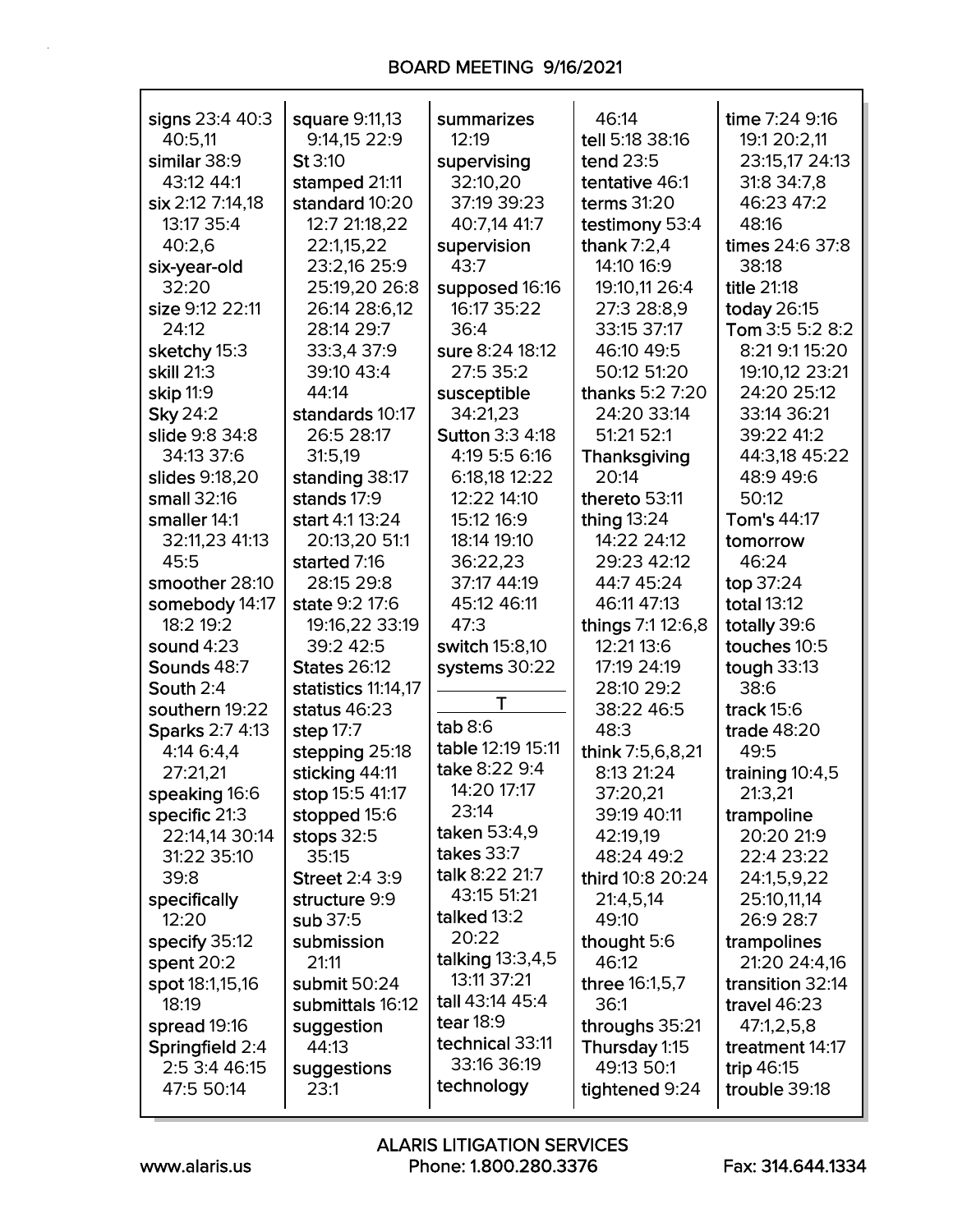signs 23:4 40:3 40:5,11
similar 38:9 43:12 44:1
six 2:12 7:14,18 13:17 35:4 40:2,6
six-year-old 32:20
size 9:12 22:11 24:12
sketchy 15:3
skill 21:3
skip 11:9
Sky 24:2
slide 9:8 34:8 34:13 37:6
slides 9:18,20
small 32:16
smaller 14:1 32:11,23 41:13 45:5
smoother 28:10
somebody 14:17 18:2 19:2
sound 4:23
Sounds 48:7
South 2:4
southern 19:22
Sparks 2:7 4:13 4:14 6:4,4 27:21,21
speaking 16:6
specific 21:3 22:14,14 30:14 31:22 35:10 39:8
specifically 12:20
specify 35:12
spent 20:2
spot 18:1,15,16 18:19
spread 19:16
Springfield 2:4 2:5 3:4 46:15 47:5 50:14

square 9:11,13 9:14,15 22:9
St 3:10
stamped 21:11
standard 10:20 12:7 21:18,22 22:1,15,22 23:2,16 25:9 25:19,20 26:8 26:14 28:6,12 28:14 29:7 33:3,4 37:9 39:10 43:4 44:14
standards 10:17 26:5 28:17 31:5,19
standing 38:17
stands 17:9
start 4:1 13:24 20:13,20 51:1
started 7:16 28:15 29:8
state 9:2 17:6 19:16,22 33:19 39:2 42:5
States 26:12
statistics 11:14,17
status 46:23
step 17:7
stepping 25:18
sticking 44:11
stop 15:5 41:17
stopped 15:6
stops 32:5 35:15
Street 2:4 3:9
structure 9:9
sub 37:5
submission 21:11
submit 50:24
submittals 16:12
suggestion 44:13
suggestions 23:1

summarizes 12:19
supervising 32:10,20 37:19 39:23 40:7,14 41:7
supervision 43:7
supposed 16:16 16:17 35:22 36:4
sure 8:24 18:12 27:5 35:2
susceptible 34:21,23
Sutton 3:3 4:18 4:19 5:5 6:16 6:18,18 12:22 12:22 14:10 15:12 16:9 18:14 19:10 36:22,23 37:17 44:19 45:12 46:11 47:3
switch 15:8,10
systems 30:22

**T**

tab 8:6
table 12:19 15:11
take 8:22 9:4 14:20 17:17 23:14
taken 53:4,9
takes 33:7
talk 8:22 21:7 43:15 51:21
talked 13:2 20:22
talking 13:3,4,5 13:11 37:21
tall 43:14 45:4
tear 18:9
technical 33:11 33:16 36:19
technology 46:14

tell 5:18 38:16
tend 23:5
tentative 46:1
terms 31:20
testimony 53:4
thank 7:2,4 14:10 16:9 19:10,11 26:4 27:3 28:8,9 33:15 37:17 46:10 49:5 50:12 51:20
thanks 5:2 7:20 24:20 33:14 51:21 52:1
Thanksgiving 20:14
thereto 53:11
thing 13:24 14:22 24:12 29:23 42:12 44:7 45:24 46:11 47:13
things 7:1 12:6,8 12:21 13:6 17:19 24:19 28:10 29:2 38:22 46:5 48:3
think 7:5,6,8,21 8:13 21:24 37:20,21 39:19 40:11 42:19,19 48:24 49:2
third 10:8 20:24 21:4,5,14 49:10
thought 5:6 46:12
three 16:1,5,7 36:1
throughs 35:21
Thursday 1:15 49:13 50:1
tightened 9:24

time 7:24 9:16 19:1 20:2,11 23:15,17 24:13 31:8 34:7,8 46:23 47:2 48:16
times 24:6 37:8 38:18
title 21:18
today 26:15
Tom 3:5 5:2 8:2 8:21 9:1 15:20 19:10,12 23:21 24:20 25:12 33:14 36:21 39:22 41:2 44:3,18 45:22 48:9 49:6 50:12
Tom's 44:17
tomorrow 46:24
top 37:24
total 13:12
totally 39:6
touches 10:5
tough 33:13 38:6
track 15:6
trade 48:20 49:5
training 10:4,5 21:3,21
trampoline 20:20 21:9 22:4 23:22 24:1,5,9,22 25:10,11,14 26:9 28:7
trampolines 21:20 24:4,16
transition 32:14
travel 46:23 47:1,2,5,8
treatment 14:17
trip 46:15
trouble 39:18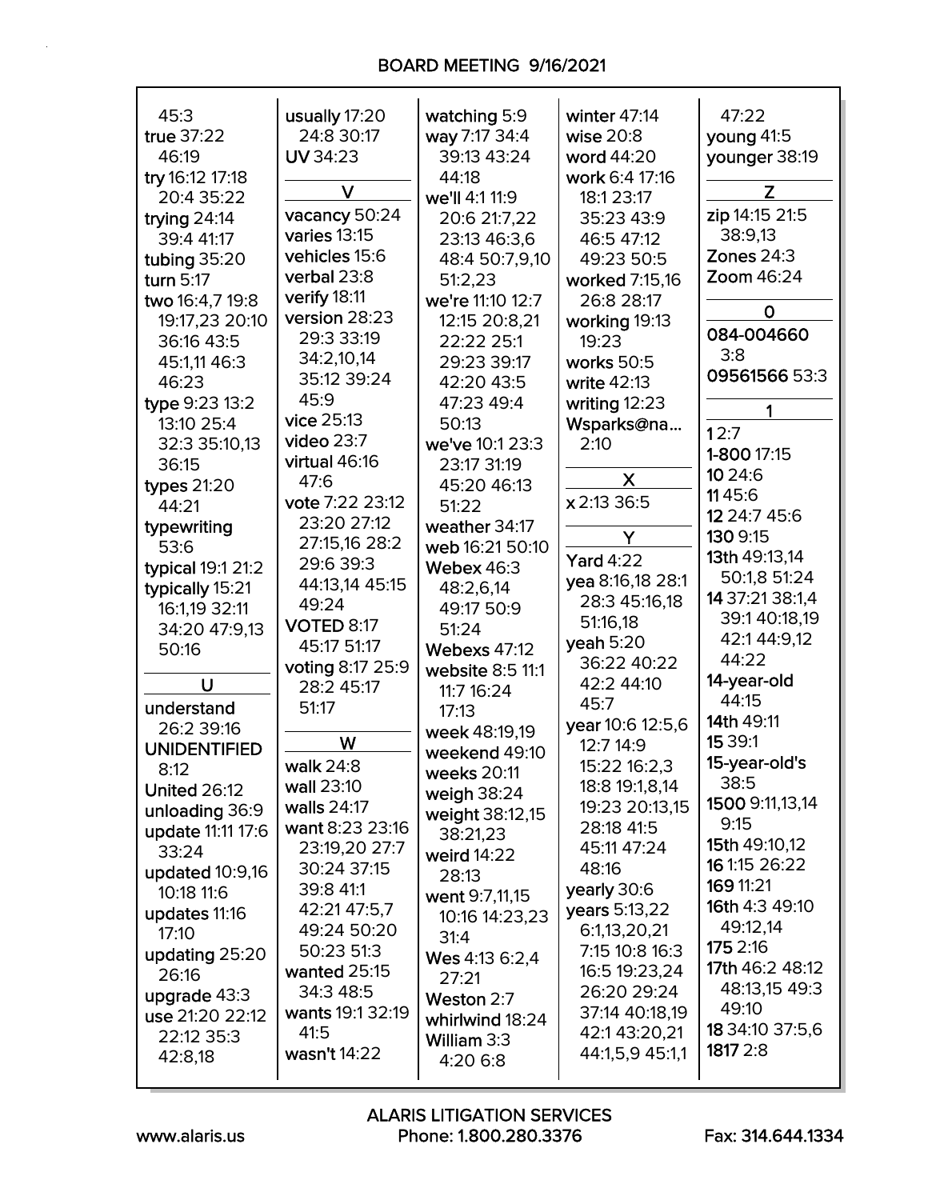45:3
**true** 37:22 46:19
**try** 16:12 17:18 20:4 35:22
**trying** 24:14 39:4 41:17
**tubing** 35:20
**turn** 5:17
**two** 16:4,7 19:8 19:17,23 20:10 36:16 43:5 45:1,11 46:3 46:23
**type** 9:23 13:2 13:10 25:4 32:3 35:10,13 36:15
**types** 21:20 44:21
**typewriting** 53:6
**typical** 19:1 21:2
**typically** 15:21 16:1,19 32:11 34:20 47:9,13 50:16

## U

**understand** 26:2 39:16
**UNIDENTIFIED** 8:12
**United** 26:12
**unloading** 36:9
**update** 11:11 17:6 33:24
**updated** 10:9,16 10:18 11:6
**updates** 11:16 17:10
**updating** 25:20 26:16
**upgrade** 43:3
**use** 21:20 22:12 22:12 35:3 42:8,18
**usually** 17:20 24:8 30:17
**UV** 34:23

## V

**vacancy** 50:24
**varies** 13:15
**vehicles** 15:6
**verbal** 23:8
**verify** 18:11
**version** 28:23 29:3 33:19 34:2,10,14 35:12 39:24 45:9
**vice** 25:13
**video** 23:7
**virtual** 46:16 47:6
**vote** 7:22 23:12 23:20 27:12 27:15,16 28:2 29:6 39:3 44:13,14 45:15 49:24
**VOTED** 8:17 45:17 51:17
**voting** 8:17 25:9 28:2 45:17 51:17

## W

**walk** 24:8
**wall** 23:10
**walls** 24:17
**want** 8:23 23:16 23:19,20 27:7 30:24 37:15 39:8 41:1 42:21 47:5,7 49:24 50:20 50:23 51:3
**wanted** 25:15 34:3 48:5
**wants** 19:1 32:19 41:5
**wasn't** 14:22
**watching** 5:9
**way** 7:17 34:4 39:13 43:24 44:18
**we'll** 4:1 11:9 20:6 21:7,22 23:13 46:3,6 48:4 50:7,9,10 51:2,23
**we're** 11:10 12:7 12:15 20:8,21 22:22 25:1 29:23 39:17 42:20 43:5 47:23 49:4 50:13
**we've** 10:1 23:3 23:17 31:19 45:20 46:13 51:22
**weather** 34:17
**web** 16:21 50:10
**Webex** 46:3 48:2,6,14 49:17 50:9 51:24
**Webexs** 47:12
**website** 8:5 11:1 11:7 16:24 17:13
**week** 48:19,19
**weekend** 49:10
**weeks** 20:11
**weigh** 38:24
**weight** 38:12,15 38:21,23
**weird** 14:22 28:13
**went** 9:7,11,15 10:16 14:23,23 31:4
**Wes** 4:13 6:2,4 27:21
**Weston** 2:7
**whirlwind** 18:24
**William** 3:3 4:20 6:8
**winter** 47:14
**wise** 20:8
**word** 44:20
**work** 6:4 17:16 18:1 23:17 35:23 43:9 46:5 47:12 49:23 50:5
**worked** 7:15,16 26:8 28:17
**working** 19:13 19:23
**works** 50:5
**write** 42:13
**writing** 12:23
**Wsparks@na...** 2:10

## X

**x** 2:13 36:5

## Y

**Yard** 4:22
**yea** 8:16,18 28:1 28:3 45:16,18 51:16,18
**yeah** 5:20 36:22 40:22 42:2 44:10 45:7
**year** 10:6 12:5,6 12:7 14:9 15:22 16:2,3 18:8 19:1,8,14 19:23 20:13,15 28:18 41:5 45:11 47:24 48:16
**yearly** 30:6
**years** 5:13,22 6:1,13,20,21 7:15 10:8 16:3 16:5 19:23,24 26:20 29:24 37:14 40:18,19 42:1 43:20,21 44:1,5,9 45:1,1 47:22
**young** 41:5
**younger** 38:19

## Z

**zip** 14:15 21:5 38:9,13
**Zones** 24:3
**Zoom** 46:24

## 0

**084-004660** 3:8
**09561566** 53:3

## 1

**1** 2:7
**1-800** 17:15
**10** 24:6
**11** 45:6
**12** 24:7 45:6
**130** 9:15
**13th** 49:13,14 50:1,8 51:24
**14** 37:21 38:1,4 39:1 40:18,19 42:1 44:9,12 44:22
**14-year-old** 44:15
**14th** 49:11
**15** 39:1
**15-year-old's** 38:5
**1500** 9:11,13,14 9:15
**15th** 49:10,12
**16** 1:15 26:22
**169** 11:21
**16th** 4:3 49:10 49:12,14
**175** 2:16
**17th** 46:2 48:12 48:13,15 49:3 49:10
**18** 34:10 37:5,6
**1817** 2:8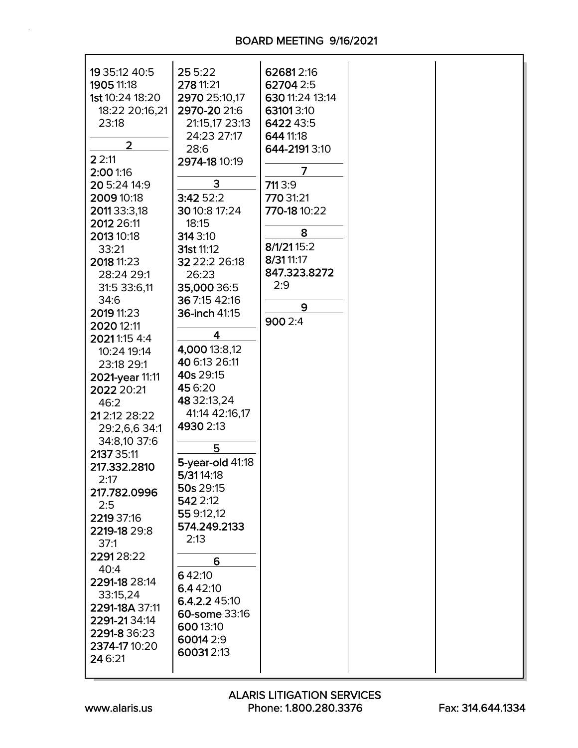**19** 35:12 40:5
**1905** 11:18
**1st** 10:24 18:20 18:22 20:16,21 23:18

## 2

**2** 2:11
**2:00** 1:16
**20** 5:24 14:9
**2009** 10:18
**2011** 33:3,18
**2012** 26:11
**2013** 10:18 33:21
**2018** 11:23 28:24 29:1 31:5 33:6,11 34:6
**2019** 11:23
**2020** 12:11
**2021** 1:15 4:4 10:24 19:14 23:18 29:1
**2021-year** 11:11
**2022** 20:21 46:2
**21** 2:12 28:22 29:2,6,6 34:1 34:8,10 37:6
**2137** 35:11
**217.332.2810** 2:17
**217.782.0996** 2:5
**2219** 37:16
**2219-18** 29:8 37:1
**2291** 28:22 40:4
**2291-18** 28:14 33:15,24
**2291-18A** 37:11
**2291-21** 34:14
**2291-8** 36:23
**2374-17** 10:20
**24** 6:21
**25** 5:22
**278** 11:21
**2970** 25:10,17
**2970-20** 21:6 21:15,17 23:13 24:23 27:17 28:6
**2974-18** 10:19

## 3

**3:42** 52:2
**30** 10:8 17:24 18:15
**314** 3:10
**31st** 11:12
**32** 22:2 26:18 26:23
**35,000** 36:5
**36** 7:15 42:16
**36-inch** 41:15

## 4

**4,000** 13:8,12
**40** 6:13 26:11
**40s** 29:15
**45** 6:20
**48** 32:13,24 41:14 42:16,17
**4930** 2:13

## 5

**5-year-old** 41:18
**5/31** 14:18
**50s** 29:15
**542** 2:12
**55** 9:12,12
**574.249.2133** 2:13

## 6

**6** 42:10
**6.4** 42:10
**6.4.2.2** 45:10
**60-some** 33:16
**600** 13:10
**60014** 2:9
**60031** 2:13
**62681** 2:16
**62704** 2:5
**630** 11:24 13:14
**63101** 3:10
**6422** 43:5
**644** 11:18
**644-2191** 3:10

## 7

**711** 3:9
**770** 31:21
**770-18** 10:22

## 8

**8/1/21** 15:2
**8/31** 11:17
**847.323.8272** 2:9

## 9

**900** 2:4